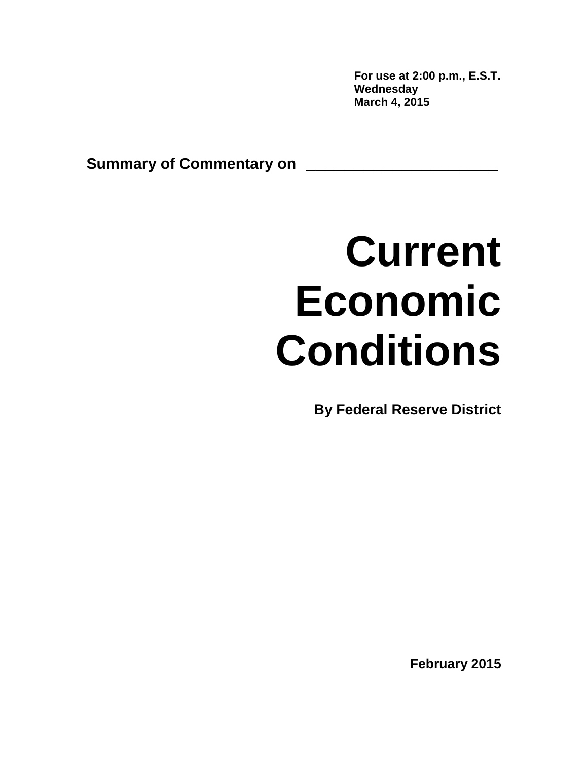**For use at 2:00 p.m., E.S.T.**
**Wednesday**
**March 4, 2015**

**Summary of Commentary on** ______________________

# Current Economic Conditions

**By Federal Reserve District**

**February 2015**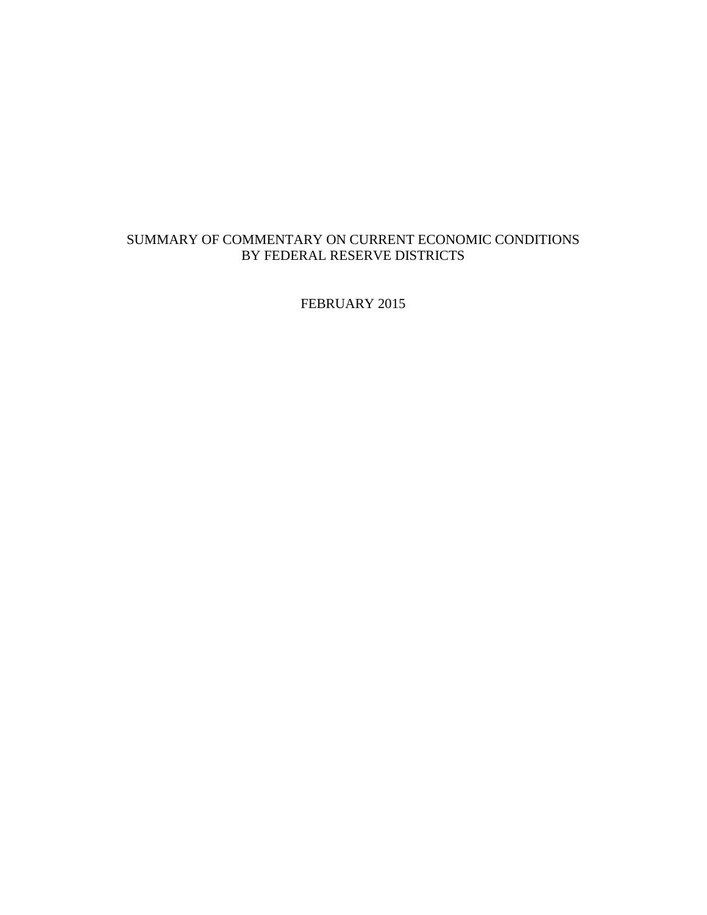SUMMARY OF COMMENTARY ON CURRENT ECONOMIC CONDITIONS
BY FEDERAL RESERVE DISTRICTS

FEBRUARY 2015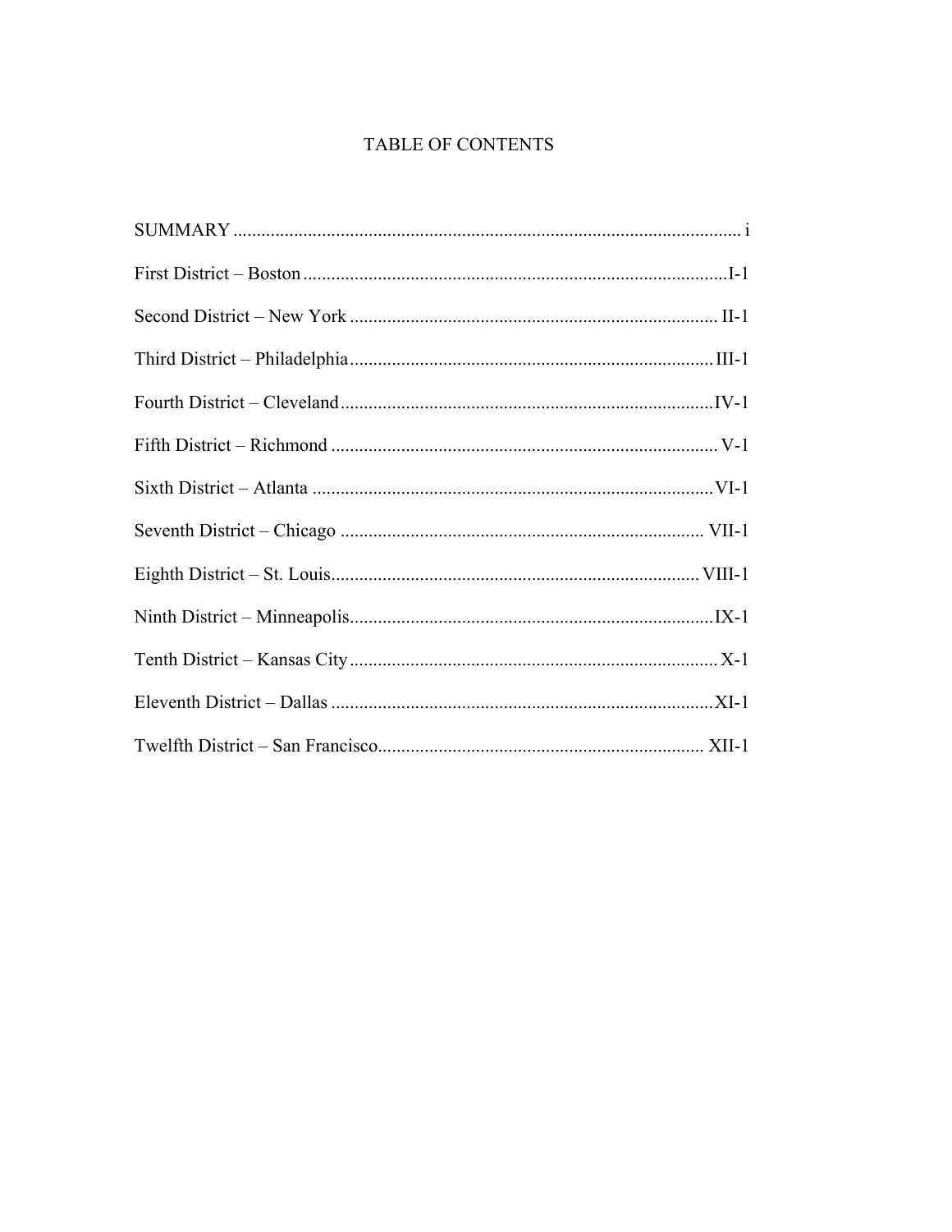# TABLE OF CONTENTS

| | |
|---|---|
| SUMMARY | i |
| First District – Boston | I-1 |
| Second District – New York | II-1 |
| Third District – Philadelphia | III-1 |
| Fourth District – Cleveland | IV-1 |
| Fifth District – Richmond | V-1 |
| Sixth District – Atlanta | VI-1 |
| Seventh District – Chicago | VII-1 |
| Eighth District – St. Louis | VIII-1 |
| Ninth District – Minneapolis | IX-1 |
| Tenth District – Kansas City | X-1 |
| Eleventh District – Dallas | XI-1 |
| Twelfth District – San Francisco | XII-1 |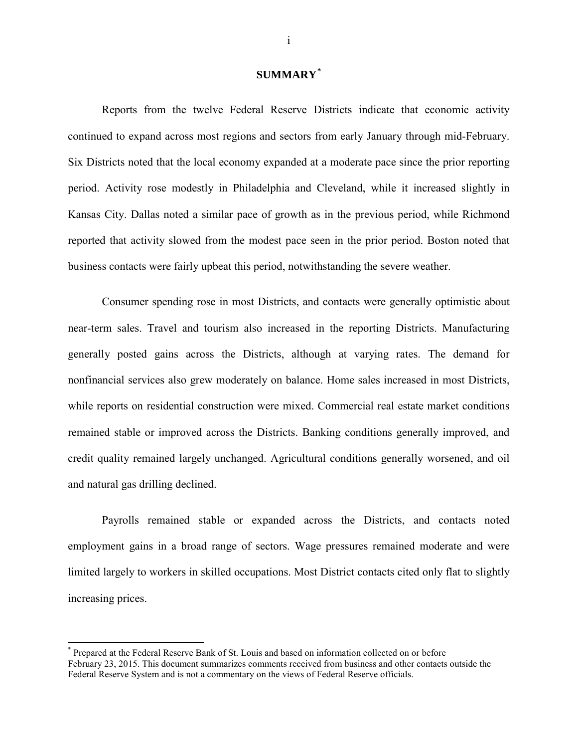# SUMMARY[*]

Reports from the twelve Federal Reserve Districts indicate that economic activity continued to expand across most regions and sectors from early January through mid-February. Six Districts noted that the local economy expanded at a moderate pace since the prior reporting period. Activity rose modestly in Philadelphia and Cleveland, while it increased slightly in Kansas City. Dallas noted a similar pace of growth as in the previous period, while Richmond reported that activity slowed from the modest pace seen in the prior period. Boston noted that business contacts were fairly upbeat this period, notwithstanding the severe weather.

Consumer spending rose in most Districts, and contacts were generally optimistic about near-term sales. Travel and tourism also increased in the reporting Districts. Manufacturing generally posted gains across the Districts, although at varying rates. The demand for nonfinancial services also grew moderately on balance. Home sales increased in most Districts, while reports on residential construction were mixed. Commercial real estate market conditions remained stable or improved across the Districts. Banking conditions generally improved, and credit quality remained largely unchanged. Agricultural conditions generally worsened, and oil and natural gas drilling declined.

Payrolls remained stable or expanded across the Districts, and contacts noted employment gains in a broad range of sectors. Wage pressures remained moderate and were limited largely to workers in skilled occupations. Most District contacts cited only flat to slightly increasing prices.

---

[*] Prepared at the Federal Reserve Bank of St. Louis and based on information collected on or before February 23, 2015. This document summarizes comments received from business and other contacts outside the Federal Reserve System and is not a commentary on the views of Federal Reserve officials.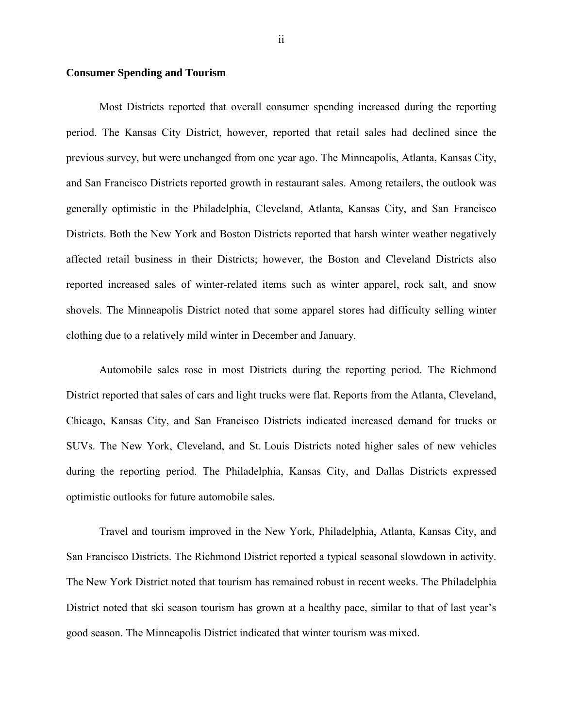## Consumer Spending and Tourism

Most Districts reported that overall consumer spending increased during the reporting period. The Kansas City District, however, reported that retail sales had declined since the previous survey, but were unchanged from one year ago. The Minneapolis, Atlanta, Kansas City, and San Francisco Districts reported growth in restaurant sales. Among retailers, the outlook was generally optimistic in the Philadelphia, Cleveland, Atlanta, Kansas City, and San Francisco Districts. Both the New York and Boston Districts reported that harsh winter weather negatively affected retail business in their Districts; however, the Boston and Cleveland Districts also reported increased sales of winter-related items such as winter apparel, rock salt, and snow shovels. The Minneapolis District noted that some apparel stores had difficulty selling winter clothing due to a relatively mild winter in December and January.

Automobile sales rose in most Districts during the reporting period. The Richmond District reported that sales of cars and light trucks were flat. Reports from the Atlanta, Cleveland, Chicago, Kansas City, and San Francisco Districts indicated increased demand for trucks or SUVs. The New York, Cleveland, and St. Louis Districts noted higher sales of new vehicles during the reporting period. The Philadelphia, Kansas City, and Dallas Districts expressed optimistic outlooks for future automobile sales.

Travel and tourism improved in the New York, Philadelphia, Atlanta, Kansas City, and San Francisco Districts. The Richmond District reported a typical seasonal slowdown in activity. The New York District noted that tourism has remained robust in recent weeks. The Philadelphia District noted that ski season tourism has grown at a healthy pace, similar to that of last year's good season. The Minneapolis District indicated that winter tourism was mixed.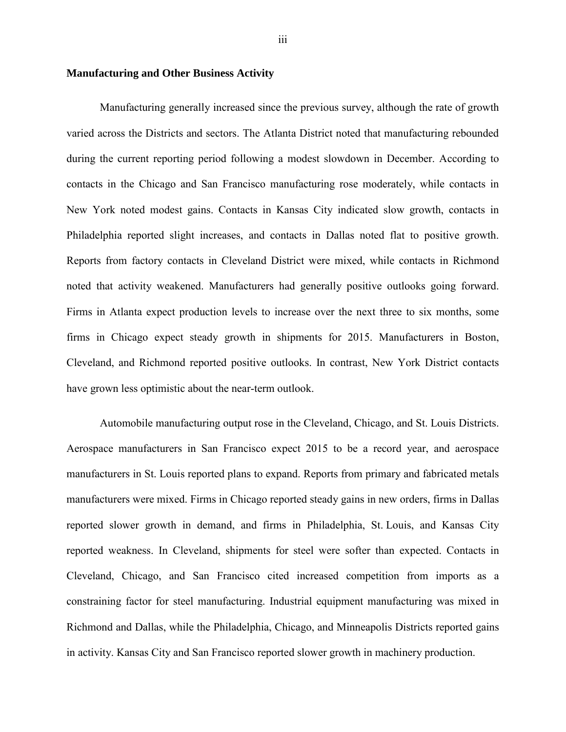**Manufacturing and Other Business Activity**

Manufacturing generally increased since the previous survey, although the rate of growth varied across the Districts and sectors. The Atlanta District noted that manufacturing rebounded during the current reporting period following a modest slowdown in December. According to contacts in the Chicago and San Francisco manufacturing rose moderately, while contacts in New York noted modest gains. Contacts in Kansas City indicated slow growth, contacts in Philadelphia reported slight increases, and contacts in Dallas noted flat to positive growth. Reports from factory contacts in Cleveland District were mixed, while contacts in Richmond noted that activity weakened. Manufacturers had generally positive outlooks going forward. Firms in Atlanta expect production levels to increase over the next three to six months, some firms in Chicago expect steady growth in shipments for 2015. Manufacturers in Boston, Cleveland, and Richmond reported positive outlooks. In contrast, New York District contacts have grown less optimistic about the near-term outlook.

Automobile manufacturing output rose in the Cleveland, Chicago, and St. Louis Districts. Aerospace manufacturers in San Francisco expect 2015 to be a record year, and aerospace manufacturers in St. Louis reported plans to expand. Reports from primary and fabricated metals manufacturers were mixed. Firms in Chicago reported steady gains in new orders, firms in Dallas reported slower growth in demand, and firms in Philadelphia, St. Louis, and Kansas City reported weakness. In Cleveland, shipments for steel were softer than expected. Contacts in Cleveland, Chicago, and San Francisco cited increased competition from imports as a constraining factor for steel manufacturing. Industrial equipment manufacturing was mixed in Richmond and Dallas, while the Philadelphia, Chicago, and Minneapolis Districts reported gains in activity. Kansas City and San Francisco reported slower growth in machinery production.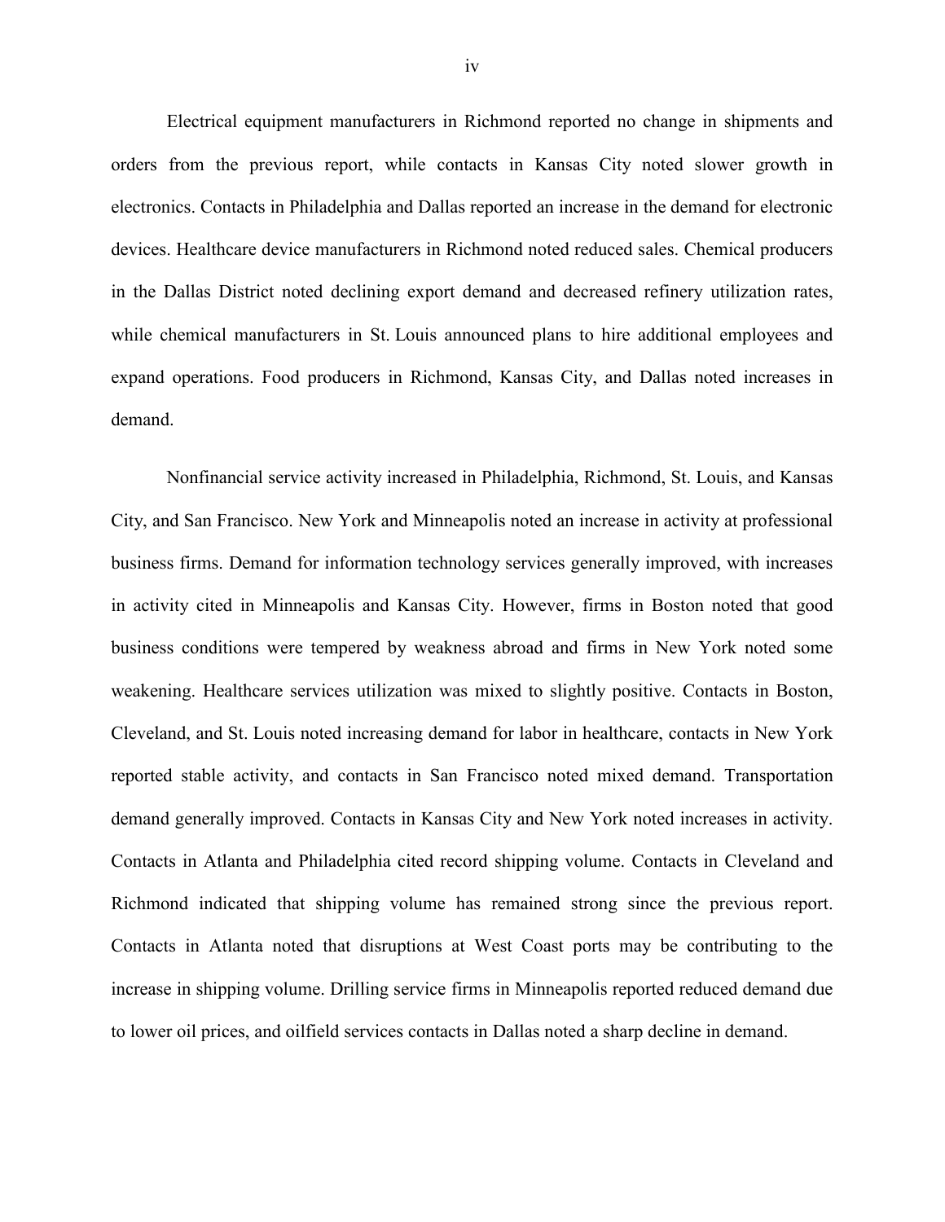Electrical equipment manufacturers in Richmond reported no change in shipments and orders from the previous report, while contacts in Kansas City noted slower growth in electronics. Contacts in Philadelphia and Dallas reported an increase in the demand for electronic devices. Healthcare device manufacturers in Richmond noted reduced sales. Chemical producers in the Dallas District noted declining export demand and decreased refinery utilization rates, while chemical manufacturers in St. Louis announced plans to hire additional employees and expand operations. Food producers in Richmond, Kansas City, and Dallas noted increases in demand.

Nonfinancial service activity increased in Philadelphia, Richmond, St. Louis, and Kansas City, and San Francisco. New York and Minneapolis noted an increase in activity at professional business firms. Demand for information technology services generally improved, with increases in activity cited in Minneapolis and Kansas City. However, firms in Boston noted that good business conditions were tempered by weakness abroad and firms in New York noted some weakening. Healthcare services utilization was mixed to slightly positive. Contacts in Boston, Cleveland, and St. Louis noted increasing demand for labor in healthcare, contacts in New York reported stable activity, and contacts in San Francisco noted mixed demand. Transportation demand generally improved. Contacts in Kansas City and New York noted increases in activity. Contacts in Atlanta and Philadelphia cited record shipping volume. Contacts in Cleveland and Richmond indicated that shipping volume has remained strong since the previous report. Contacts in Atlanta noted that disruptions at West Coast ports may be contributing to the increase in shipping volume. Drilling service firms in Minneapolis reported reduced demand due to lower oil prices, and oilfield services contacts in Dallas noted a sharp decline in demand.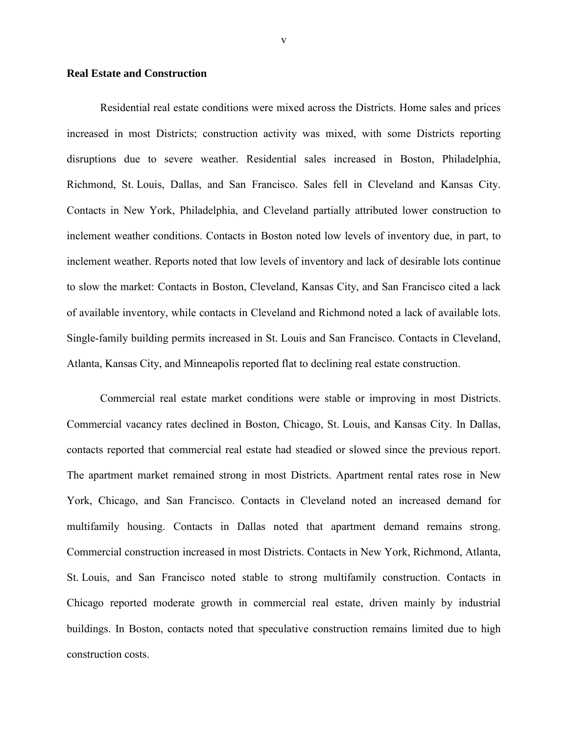## Real Estate and Construction

Residential real estate conditions were mixed across the Districts. Home sales and prices increased in most Districts; construction activity was mixed, with some Districts reporting disruptions due to severe weather. Residential sales increased in Boston, Philadelphia, Richmond, St. Louis, Dallas, and San Francisco. Sales fell in Cleveland and Kansas City. Contacts in New York, Philadelphia, and Cleveland partially attributed lower construction to inclement weather conditions. Contacts in Boston noted low levels of inventory due, in part, to inclement weather. Reports noted that low levels of inventory and lack of desirable lots continue to slow the market: Contacts in Boston, Cleveland, Kansas City, and San Francisco cited a lack of available inventory, while contacts in Cleveland and Richmond noted a lack of available lots. Single-family building permits increased in St. Louis and San Francisco. Contacts in Cleveland, Atlanta, Kansas City, and Minneapolis reported flat to declining real estate construction.

Commercial real estate market conditions were stable or improving in most Districts. Commercial vacancy rates declined in Boston, Chicago, St. Louis, and Kansas City. In Dallas, contacts reported that commercial real estate had steadied or slowed since the previous report. The apartment market remained strong in most Districts. Apartment rental rates rose in New York, Chicago, and San Francisco. Contacts in Cleveland noted an increased demand for multifamily housing. Contacts in Dallas noted that apartment demand remains strong. Commercial construction increased in most Districts. Contacts in New York, Richmond, Atlanta, St. Louis, and San Francisco noted stable to strong multifamily construction. Contacts in Chicago reported moderate growth in commercial real estate, driven mainly by industrial buildings. In Boston, contacts noted that speculative construction remains limited due to high construction costs.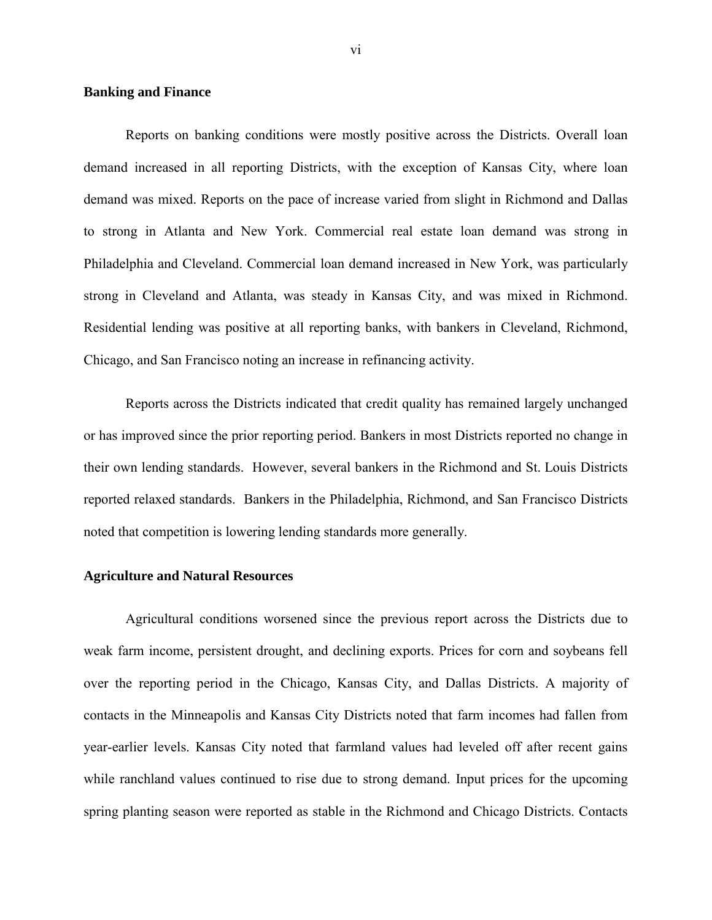## Banking and Finance

Reports on banking conditions were mostly positive across the Districts. Overall loan demand increased in all reporting Districts, with the exception of Kansas City, where loan demand was mixed. Reports on the pace of increase varied from slight in Richmond and Dallas to strong in Atlanta and New York. Commercial real estate loan demand was strong in Philadelphia and Cleveland. Commercial loan demand increased in New York, was particularly strong in Cleveland and Atlanta, was steady in Kansas City, and was mixed in Richmond. Residential lending was positive at all reporting banks, with bankers in Cleveland, Richmond, Chicago, and San Francisco noting an increase in refinancing activity.

Reports across the Districts indicated that credit quality has remained largely unchanged or has improved since the prior reporting period. Bankers in most Districts reported no change in their own lending standards. However, several bankers in the Richmond and St. Louis Districts reported relaxed standards. Bankers in the Philadelphia, Richmond, and San Francisco Districts noted that competition is lowering lending standards more generally.

## Agriculture and Natural Resources

Agricultural conditions worsened since the previous report across the Districts due to weak farm income, persistent drought, and declining exports. Prices for corn and soybeans fell over the reporting period in the Chicago, Kansas City, and Dallas Districts. A majority of contacts in the Minneapolis and Kansas City Districts noted that farm incomes had fallen from year-earlier levels. Kansas City noted that farmland values had leveled off after recent gains while ranchland values continued to rise due to strong demand. Input prices for the upcoming spring planting season were reported as stable in the Richmond and Chicago Districts. Contacts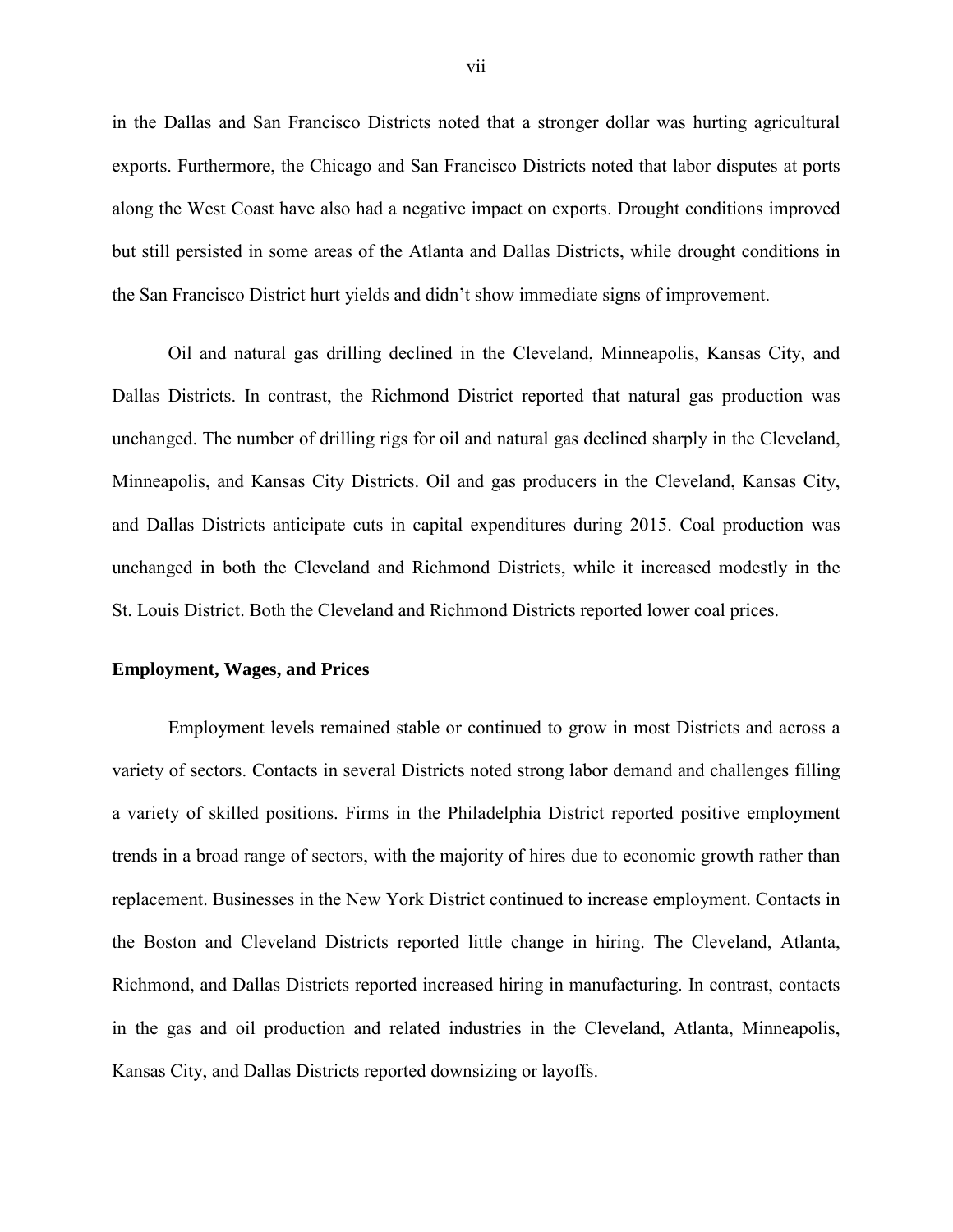in the Dallas and San Francisco Districts noted that a stronger dollar was hurting agricultural exports. Furthermore, the Chicago and San Francisco Districts noted that labor disputes at ports along the West Coast have also had a negative impact on exports. Drought conditions improved but still persisted in some areas of the Atlanta and Dallas Districts, while drought conditions in the San Francisco District hurt yields and didn't show immediate signs of improvement.

Oil and natural gas drilling declined in the Cleveland, Minneapolis, Kansas City, and Dallas Districts. In contrast, the Richmond District reported that natural gas production was unchanged. The number of drilling rigs for oil and natural gas declined sharply in the Cleveland, Minneapolis, and Kansas City Districts. Oil and gas producers in the Cleveland, Kansas City, and Dallas Districts anticipate cuts in capital expenditures during 2015. Coal production was unchanged in both the Cleveland and Richmond Districts, while it increased modestly in the St. Louis District. Both the Cleveland and Richmond Districts reported lower coal prices.

**Employment, Wages, and Prices**

Employment levels remained stable or continued to grow in most Districts and across a variety of sectors. Contacts in several Districts noted strong labor demand and challenges filling a variety of skilled positions. Firms in the Philadelphia District reported positive employment trends in a broad range of sectors, with the majority of hires due to economic growth rather than replacement. Businesses in the New York District continued to increase employment. Contacts in the Boston and Cleveland Districts reported little change in hiring. The Cleveland, Atlanta, Richmond, and Dallas Districts reported increased hiring in manufacturing. In contrast, contacts in the gas and oil production and related industries in the Cleveland, Atlanta, Minneapolis, Kansas City, and Dallas Districts reported downsizing or layoffs.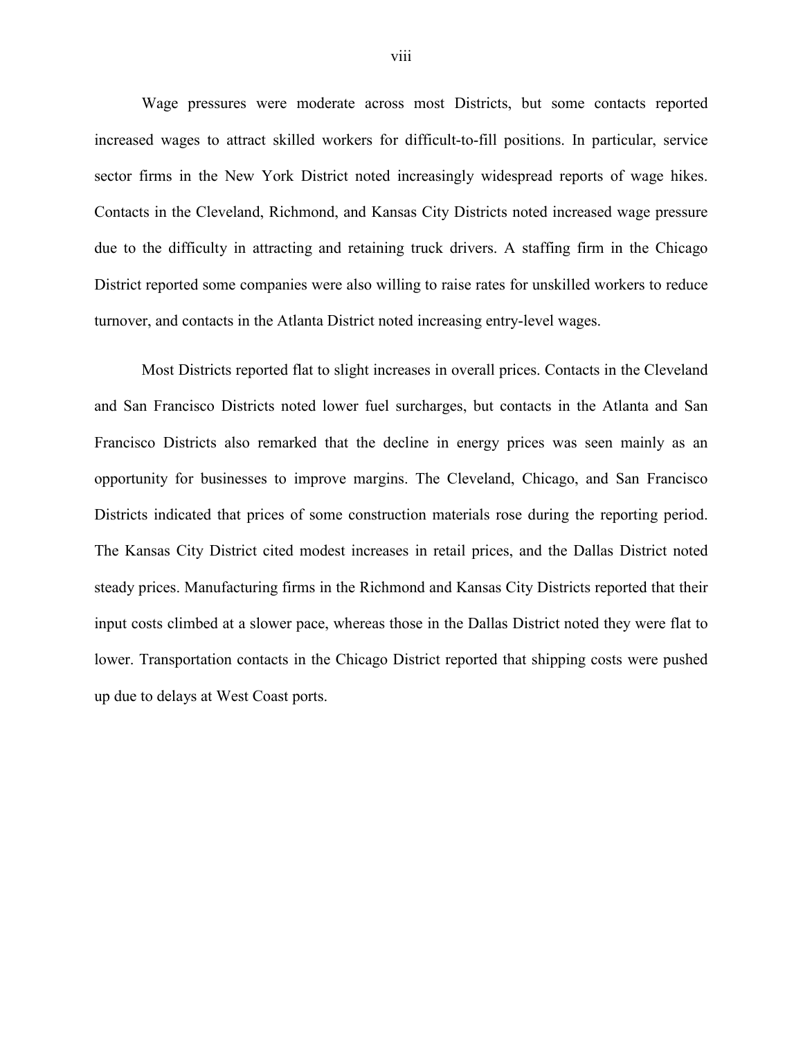Wage pressures were moderate across most Districts, but some contacts reported increased wages to attract skilled workers for difficult-to-fill positions. In particular, service sector firms in the New York District noted increasingly widespread reports of wage hikes. Contacts in the Cleveland, Richmond, and Kansas City Districts noted increased wage pressure due to the difficulty in attracting and retaining truck drivers. A staffing firm in the Chicago District reported some companies were also willing to raise rates for unskilled workers to reduce turnover, and contacts in the Atlanta District noted increasing entry-level wages.

Most Districts reported flat to slight increases in overall prices. Contacts in the Cleveland and San Francisco Districts noted lower fuel surcharges, but contacts in the Atlanta and San Francisco Districts also remarked that the decline in energy prices was seen mainly as an opportunity for businesses to improve margins. The Cleveland, Chicago, and San Francisco Districts indicated that prices of some construction materials rose during the reporting period. The Kansas City District cited modest increases in retail prices, and the Dallas District noted steady prices. Manufacturing firms in the Richmond and Kansas City Districts reported that their input costs climbed at a slower pace, whereas those in the Dallas District noted they were flat to lower. Transportation contacts in the Chicago District reported that shipping costs were pushed up due to delays at West Coast ports.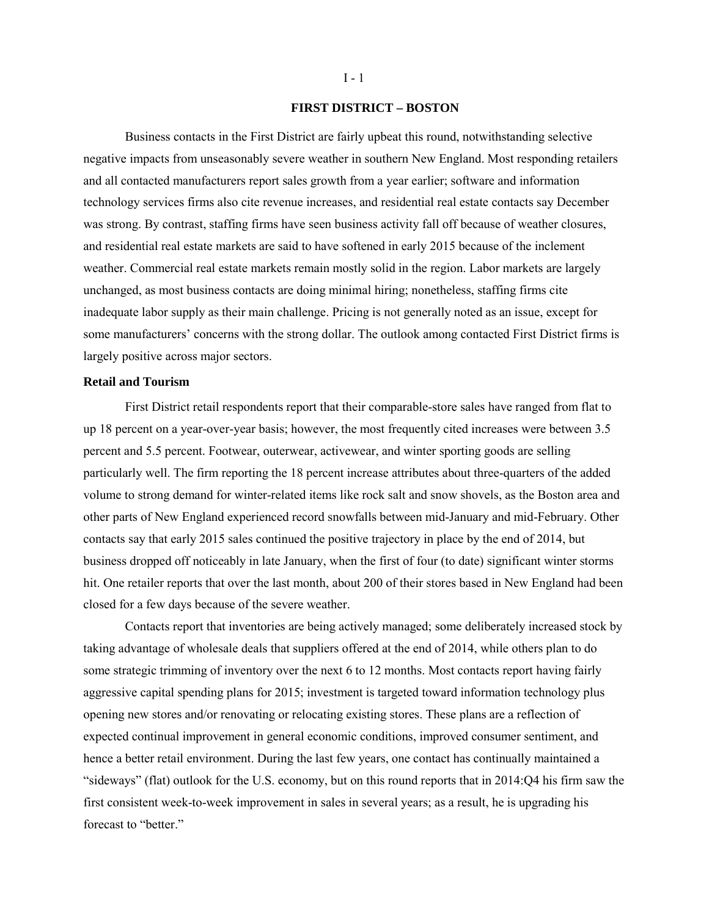# FIRST DISTRICT – BOSTON

Business contacts in the First District are fairly upbeat this round, notwithstanding selective negative impacts from unseasonably severe weather in southern New England. Most responding retailers and all contacted manufacturers report sales growth from a year earlier; software and information technology services firms also cite revenue increases, and residential real estate contacts say December was strong. By contrast, staffing firms have seen business activity fall off because of weather closures, and residential real estate markets are said to have softened in early 2015 because of the inclement weather. Commercial real estate markets remain mostly solid in the region. Labor markets are largely unchanged, as most business contacts are doing minimal hiring; nonetheless, staffing firms cite inadequate labor supply as their main challenge. Pricing is not generally noted as an issue, except for some manufacturers' concerns with the strong dollar. The outlook among contacted First District firms is largely positive across major sectors.

**Retail and Tourism**

First District retail respondents report that their comparable-store sales have ranged from flat to up 18 percent on a year-over-year basis; however, the most frequently cited increases were between 3.5 percent and 5.5 percent. Footwear, outerwear, activewear, and winter sporting goods are selling particularly well. The firm reporting the 18 percent increase attributes about three-quarters of the added volume to strong demand for winter-related items like rock salt and snow shovels, as the Boston area and other parts of New England experienced record snowfalls between mid-January and mid-February. Other contacts say that early 2015 sales continued the positive trajectory in place by the end of 2014, but business dropped off noticeably in late January, when the first of four (to date) significant winter storms hit. One retailer reports that over the last month, about 200 of their stores based in New England had been closed for a few days because of the severe weather.

Contacts report that inventories are being actively managed; some deliberately increased stock by taking advantage of wholesale deals that suppliers offered at the end of 2014, while others plan to do some strategic trimming of inventory over the next 6 to 12 months. Most contacts report having fairly aggressive capital spending plans for 2015; investment is targeted toward information technology plus opening new stores and/or renovating or relocating existing stores. These plans are a reflection of expected continual improvement in general economic conditions, improved consumer sentiment, and hence a better retail environment. During the last few years, one contact has continually maintained a "sideways" (flat) outlook for the U.S. economy, but on this round reports that in 2014:Q4 his firm saw the first consistent week-to-week improvement in sales in several years; as a result, he is upgrading his forecast to "better."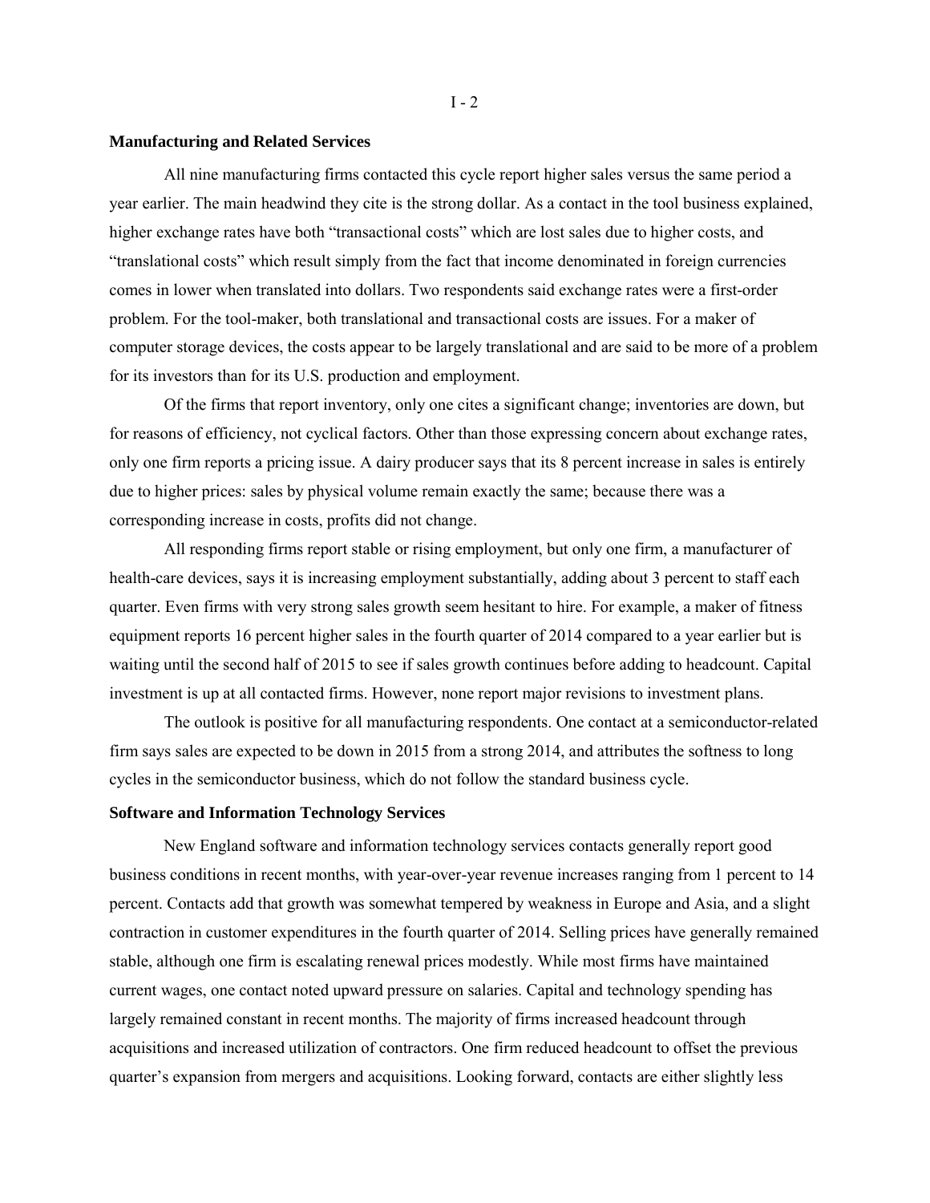**Manufacturing and Related Services**

All nine manufacturing firms contacted this cycle report higher sales versus the same period a year earlier. The main headwind they cite is the strong dollar. As a contact in the tool business explained, higher exchange rates have both "transactional costs" which are lost sales due to higher costs, and "translational costs" which result simply from the fact that income denominated in foreign currencies comes in lower when translated into dollars. Two respondents said exchange rates were a first-order problem. For the tool-maker, both translational and transactional costs are issues. For a maker of computer storage devices, the costs appear to be largely translational and are said to be more of a problem for its investors than for its U.S. production and employment.

Of the firms that report inventory, only one cites a significant change; inventories are down, but for reasons of efficiency, not cyclical factors. Other than those expressing concern about exchange rates, only one firm reports a pricing issue. A dairy producer says that its 8 percent increase in sales is entirely due to higher prices: sales by physical volume remain exactly the same; because there was a corresponding increase in costs, profits did not change.

All responding firms report stable or rising employment, but only one firm, a manufacturer of health-care devices, says it is increasing employment substantially, adding about 3 percent to staff each quarter. Even firms with very strong sales growth seem hesitant to hire. For example, a maker of fitness equipment reports 16 percent higher sales in the fourth quarter of 2014 compared to a year earlier but is waiting until the second half of 2015 to see if sales growth continues before adding to headcount. Capital investment is up at all contacted firms. However, none report major revisions to investment plans.

The outlook is positive for all manufacturing respondents. One contact at a semiconductor-related firm says sales are expected to be down in 2015 from a strong 2014, and attributes the softness to long cycles in the semiconductor business, which do not follow the standard business cycle.

**Software and Information Technology Services**

New England software and information technology services contacts generally report good business conditions in recent months, with year-over-year revenue increases ranging from 1 percent to 14 percent. Contacts add that growth was somewhat tempered by weakness in Europe and Asia, and a slight contraction in customer expenditures in the fourth quarter of 2014. Selling prices have generally remained stable, although one firm is escalating renewal prices modestly. While most firms have maintained current wages, one contact noted upward pressure on salaries. Capital and technology spending has largely remained constant in recent months. The majority of firms increased headcount through acquisitions and increased utilization of contractors. One firm reduced headcount to offset the previous quarter's expansion from mergers and acquisitions. Looking forward, contacts are either slightly less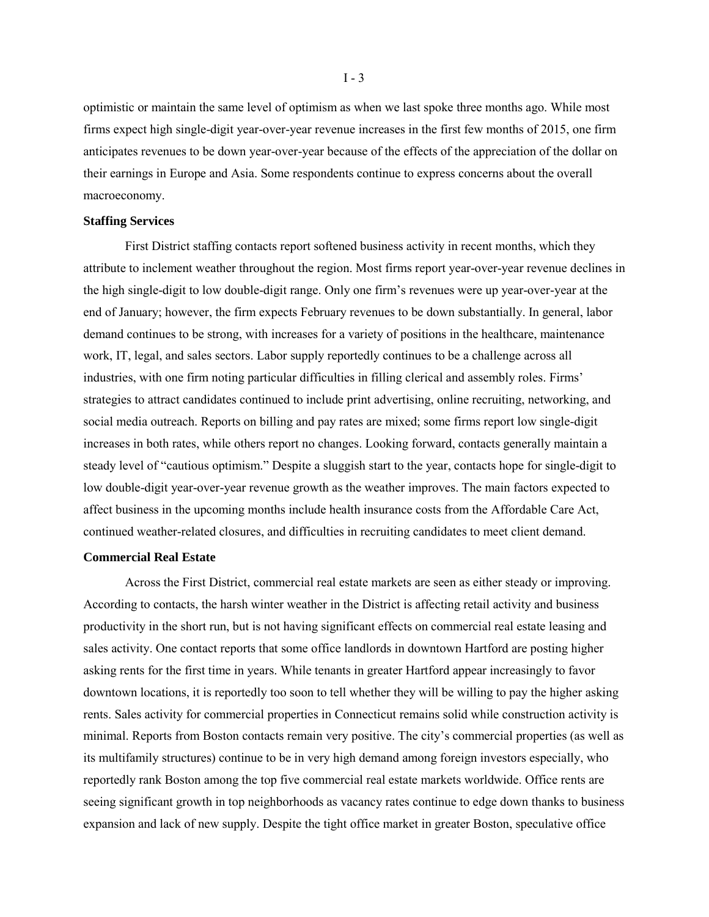optimistic or maintain the same level of optimism as when we last spoke three months ago. While most firms expect high single-digit year-over-year revenue increases in the first few months of 2015, one firm anticipates revenues to be down year-over-year because of the effects of the appreciation of the dollar on their earnings in Europe and Asia. Some respondents continue to express concerns about the overall macroeconomy.

**Staffing Services**

First District staffing contacts report softened business activity in recent months, which they attribute to inclement weather throughout the region. Most firms report year-over-year revenue declines in the high single-digit to low double-digit range. Only one firm's revenues were up year-over-year at the end of January; however, the firm expects February revenues to be down substantially. In general, labor demand continues to be strong, with increases for a variety of positions in the healthcare, maintenance work, IT, legal, and sales sectors. Labor supply reportedly continues to be a challenge across all industries, with one firm noting particular difficulties in filling clerical and assembly roles. Firms' strategies to attract candidates continued to include print advertising, online recruiting, networking, and social media outreach. Reports on billing and pay rates are mixed; some firms report low single-digit increases in both rates, while others report no changes. Looking forward, contacts generally maintain a steady level of "cautious optimism." Despite a sluggish start to the year, contacts hope for single-digit to low double-digit year-over-year revenue growth as the weather improves. The main factors expected to affect business in the upcoming months include health insurance costs from the Affordable Care Act, continued weather-related closures, and difficulties in recruiting candidates to meet client demand.

**Commercial Real Estate**

Across the First District, commercial real estate markets are seen as either steady or improving. According to contacts, the harsh winter weather in the District is affecting retail activity and business productivity in the short run, but is not having significant effects on commercial real estate leasing and sales activity. One contact reports that some office landlords in downtown Hartford are posting higher asking rents for the first time in years. While tenants in greater Hartford appear increasingly to favor downtown locations, it is reportedly too soon to tell whether they will be willing to pay the higher asking rents. Sales activity for commercial properties in Connecticut remains solid while construction activity is minimal. Reports from Boston contacts remain very positive. The city's commercial properties (as well as its multifamily structures) continue to be in very high demand among foreign investors especially, who reportedly rank Boston among the top five commercial real estate markets worldwide. Office rents are seeing significant growth in top neighborhoods as vacancy rates continue to edge down thanks to business expansion and lack of new supply. Despite the tight office market in greater Boston, speculative office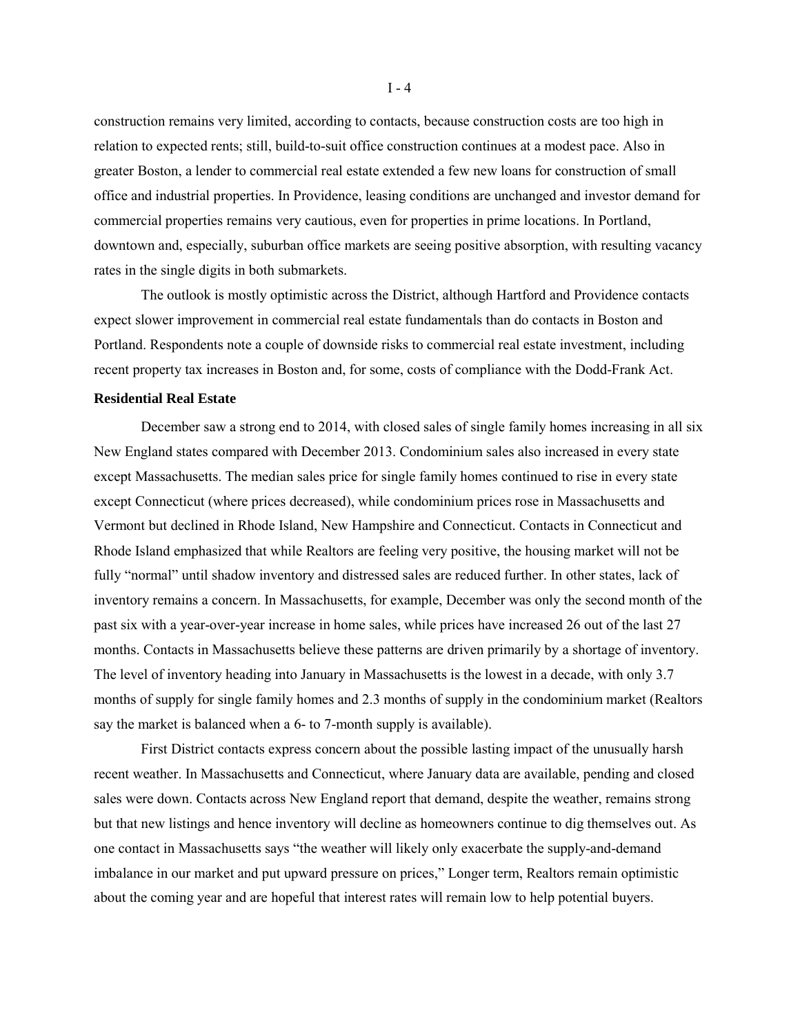construction remains very limited, according to contacts, because construction costs are too high in relation to expected rents; still, build-to-suit office construction continues at a modest pace. Also in greater Boston, a lender to commercial real estate extended a few new loans for construction of small office and industrial properties. In Providence, leasing conditions are unchanged and investor demand for commercial properties remains very cautious, even for properties in prime locations. In Portland, downtown and, especially, suburban office markets are seeing positive absorption, with resulting vacancy rates in the single digits in both submarkets.

The outlook is mostly optimistic across the District, although Hartford and Providence contacts expect slower improvement in commercial real estate fundamentals than do contacts in Boston and Portland. Respondents note a couple of downside risks to commercial real estate investment, including recent property tax increases in Boston and, for some, costs of compliance with the Dodd-Frank Act.

**Residential Real Estate**

December saw a strong end to 2014, with closed sales of single family homes increasing in all six New England states compared with December 2013. Condominium sales also increased in every state except Massachusetts. The median sales price for single family homes continued to rise in every state except Connecticut (where prices decreased), while condominium prices rose in Massachusetts and Vermont but declined in Rhode Island, New Hampshire and Connecticut. Contacts in Connecticut and Rhode Island emphasized that while Realtors are feeling very positive, the housing market will not be fully "normal" until shadow inventory and distressed sales are reduced further. In other states, lack of inventory remains a concern. In Massachusetts, for example, December was only the second month of the past six with a year-over-year increase in home sales, while prices have increased 26 out of the last 27 months. Contacts in Massachusetts believe these patterns are driven primarily by a shortage of inventory. The level of inventory heading into January in Massachusetts is the lowest in a decade, with only 3.7 months of supply for single family homes and 2.3 months of supply in the condominium market (Realtors say the market is balanced when a 6- to 7-month supply is available).

First District contacts express concern about the possible lasting impact of the unusually harsh recent weather. In Massachusetts and Connecticut, where January data are available, pending and closed sales were down. Contacts across New England report that demand, despite the weather, remains strong but that new listings and hence inventory will decline as homeowners continue to dig themselves out. As one contact in Massachusetts says "the weather will likely only exacerbate the supply-and-demand imbalance in our market and put upward pressure on prices," Longer term, Realtors remain optimistic about the coming year and are hopeful that interest rates will remain low to help potential buyers.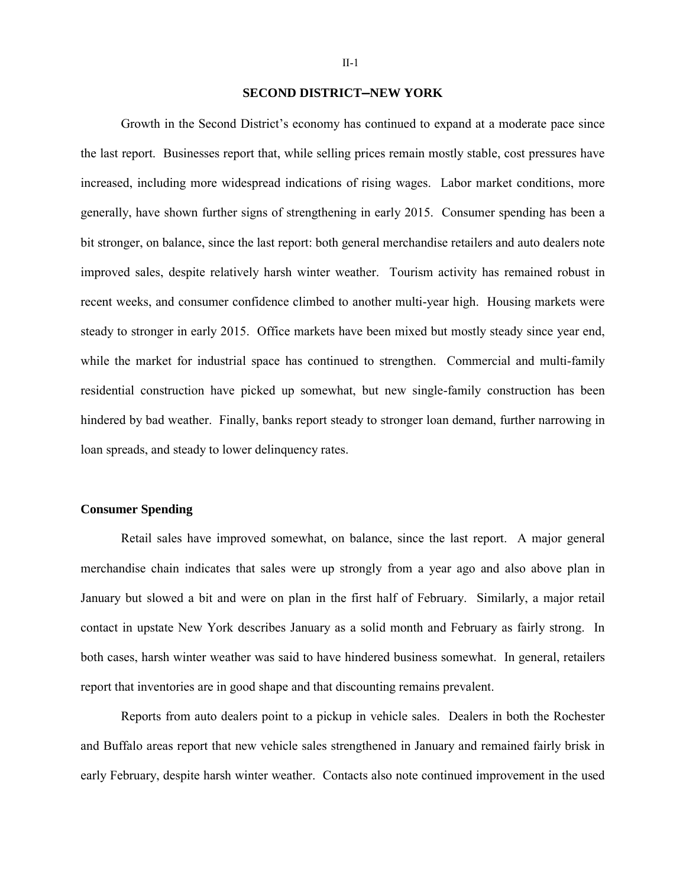## SECOND DISTRICT–NEW YORK

Growth in the Second District's economy has continued to expand at a moderate pace since the last report. Businesses report that, while selling prices remain mostly stable, cost pressures have increased, including more widespread indications of rising wages. Labor market conditions, more generally, have shown further signs of strengthening in early 2015. Consumer spending has been a bit stronger, on balance, since the last report: both general merchandise retailers and auto dealers note improved sales, despite relatively harsh winter weather. Tourism activity has remained robust in recent weeks, and consumer confidence climbed to another multi-year high. Housing markets were steady to stronger in early 2015. Office markets have been mixed but mostly steady since year end, while the market for industrial space has continued to strengthen. Commercial and multi-family residential construction have picked up somewhat, but new single-family construction has been hindered by bad weather. Finally, banks report steady to stronger loan demand, further narrowing in loan spreads, and steady to lower delinquency rates.

### Consumer Spending

Retail sales have improved somewhat, on balance, since the last report. A major general merchandise chain indicates that sales were up strongly from a year ago and also above plan in January but slowed a bit and were on plan in the first half of February. Similarly, a major retail contact in upstate New York describes January as a solid month and February as fairly strong. In both cases, harsh winter weather was said to have hindered business somewhat. In general, retailers report that inventories are in good shape and that discounting remains prevalent.

Reports from auto dealers point to a pickup in vehicle sales. Dealers in both the Rochester and Buffalo areas report that new vehicle sales strengthened in January and remained fairly brisk in early February, despite harsh winter weather. Contacts also note continued improvement in the used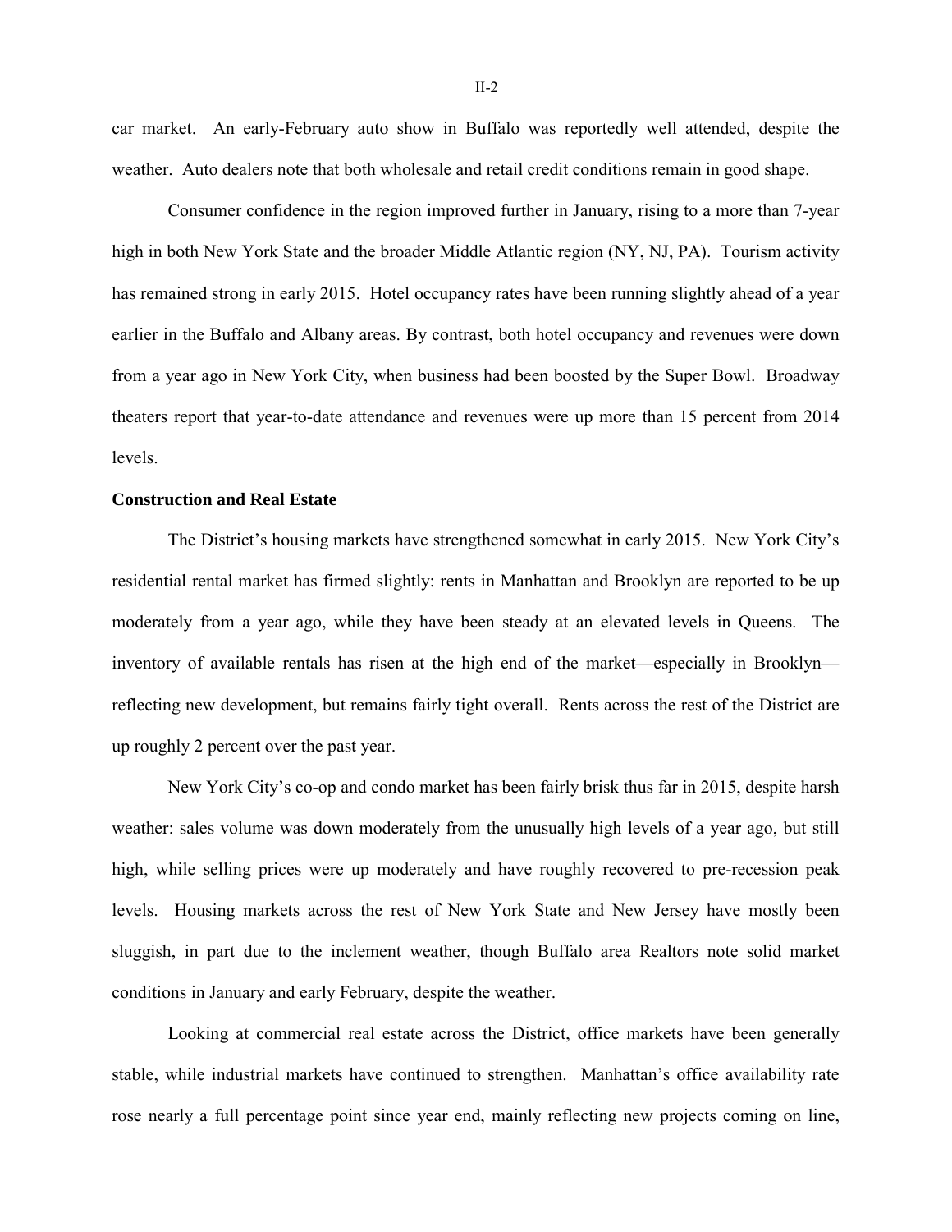car market. An early-February auto show in Buffalo was reportedly well attended, despite the weather. Auto dealers note that both wholesale and retail credit conditions remain in good shape.

Consumer confidence in the region improved further in January, rising to a more than 7-year high in both New York State and the broader Middle Atlantic region (NY, NJ, PA). Tourism activity has remained strong in early 2015. Hotel occupancy rates have been running slightly ahead of a year earlier in the Buffalo and Albany areas. By contrast, both hotel occupancy and revenues were down from a year ago in New York City, when business had been boosted by the Super Bowl. Broadway theaters report that year-to-date attendance and revenues were up more than 15 percent from 2014 levels.

**Construction and Real Estate**

The District's housing markets have strengthened somewhat in early 2015. New York City's residential rental market has firmed slightly: rents in Manhattan and Brooklyn are reported to be up moderately from a year ago, while they have been steady at an elevated levels in Queens. The inventory of available rentals has risen at the high end of the market—especially in Brooklyn—reflecting new development, but remains fairly tight overall. Rents across the rest of the District are up roughly 2 percent over the past year.

New York City's co-op and condo market has been fairly brisk thus far in 2015, despite harsh weather: sales volume was down moderately from the unusually high levels of a year ago, but still high, while selling prices were up moderately and have roughly recovered to pre-recession peak levels. Housing markets across the rest of New York State and New Jersey have mostly been sluggish, in part due to the inclement weather, though Buffalo area Realtors note solid market conditions in January and early February, despite the weather.

Looking at commercial real estate across the District, office markets have been generally stable, while industrial markets have continued to strengthen. Manhattan's office availability rate rose nearly a full percentage point since year end, mainly reflecting new projects coming on line,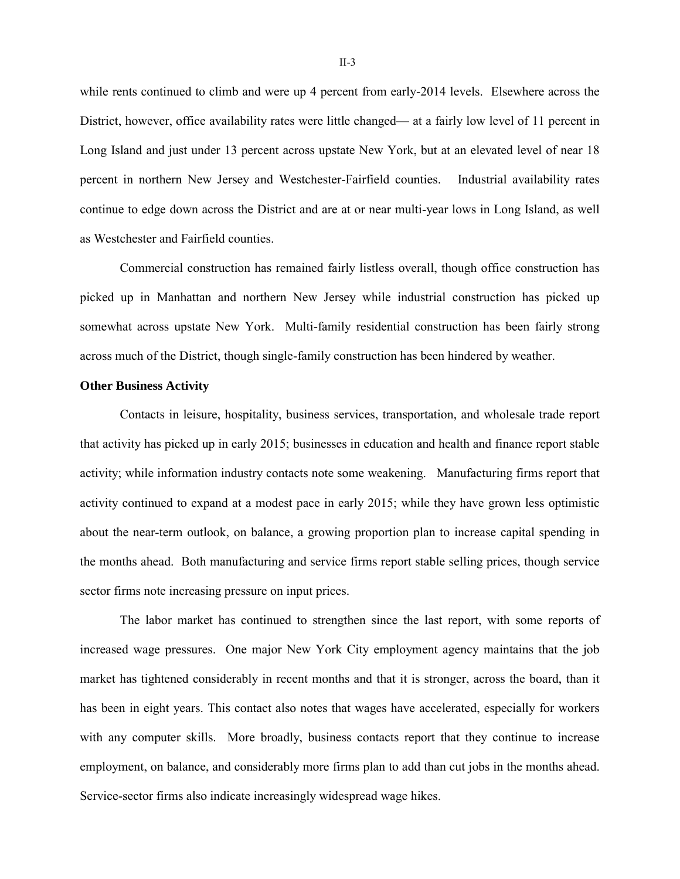while rents continued to climb and were up 4 percent from early-2014 levels. Elsewhere across the District, however, office availability rates were little changed— at a fairly low level of 11 percent in Long Island and just under 13 percent across upstate New York, but at an elevated level of near 18 percent in northern New Jersey and Westchester-Fairfield counties. Industrial availability rates continue to edge down across the District and are at or near multi-year lows in Long Island, as well as Westchester and Fairfield counties.

Commercial construction has remained fairly listless overall, though office construction has picked up in Manhattan and northern New Jersey while industrial construction has picked up somewhat across upstate New York. Multi-family residential construction has been fairly strong across much of the District, though single-family construction has been hindered by weather.

**Other Business Activity**

Contacts in leisure, hospitality, business services, transportation, and wholesale trade report that activity has picked up in early 2015; businesses in education and health and finance report stable activity; while information industry contacts note some weakening. Manufacturing firms report that activity continued to expand at a modest pace in early 2015; while they have grown less optimistic about the near-term outlook, on balance, a growing proportion plan to increase capital spending in the months ahead. Both manufacturing and service firms report stable selling prices, though service sector firms note increasing pressure on input prices.

The labor market has continued to strengthen since the last report, with some reports of increased wage pressures. One major New York City employment agency maintains that the job market has tightened considerably in recent months and that it is stronger, across the board, than it has been in eight years. This contact also notes that wages have accelerated, especially for workers with any computer skills. More broadly, business contacts report that they continue to increase employment, on balance, and considerably more firms plan to add than cut jobs in the months ahead. Service-sector firms also indicate increasingly widespread wage hikes.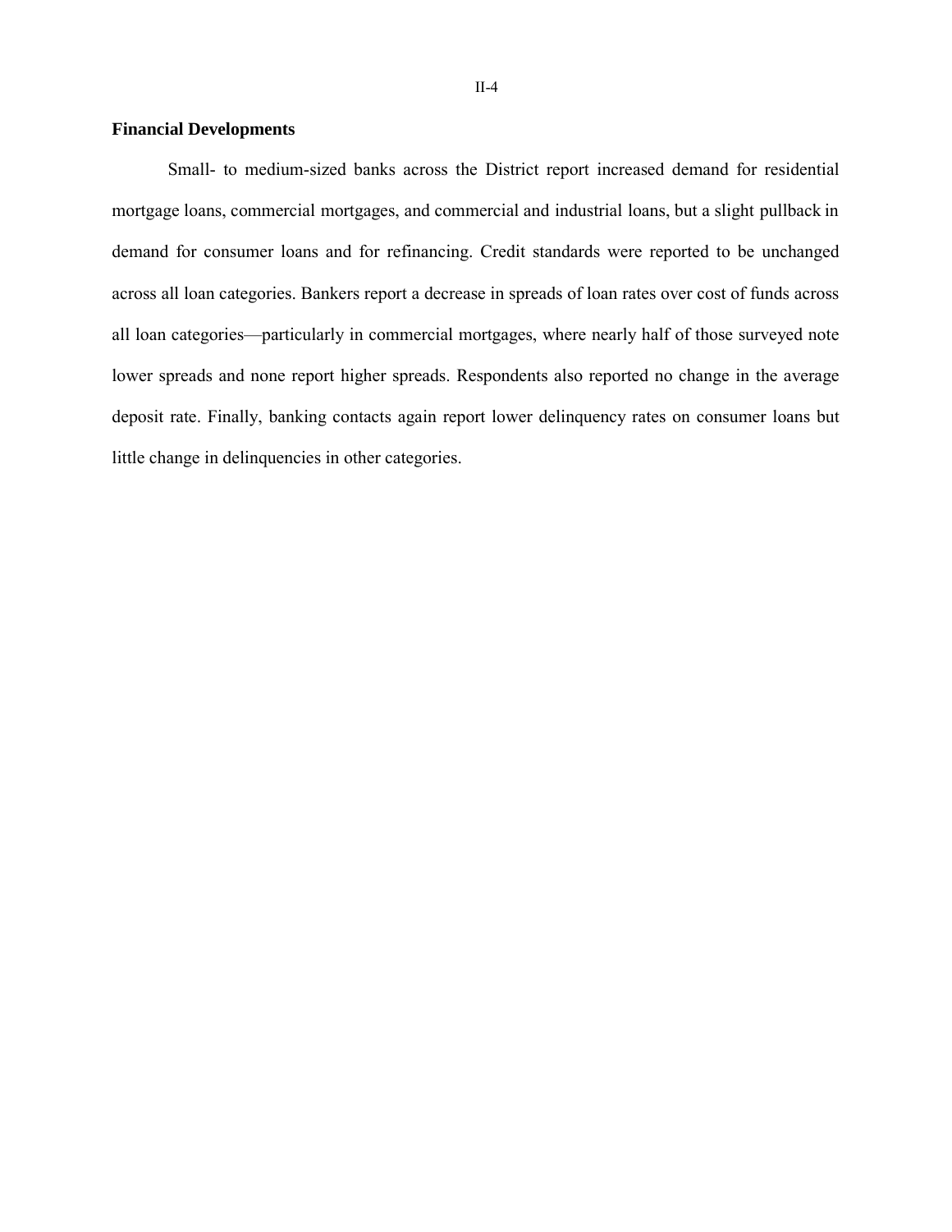## Financial Developments

Small- to medium-sized banks across the District report increased demand for residential mortgage loans, commercial mortgages, and commercial and industrial loans, but a slight pullback in demand for consumer loans and for refinancing. Credit standards were reported to be unchanged across all loan categories. Bankers report a decrease in spreads of loan rates over cost of funds across all loan categories—particularly in commercial mortgages, where nearly half of those surveyed note lower spreads and none report higher spreads. Respondents also reported no change in the average deposit rate. Finally, banking contacts again report lower delinquency rates on consumer loans but little change in delinquencies in other categories.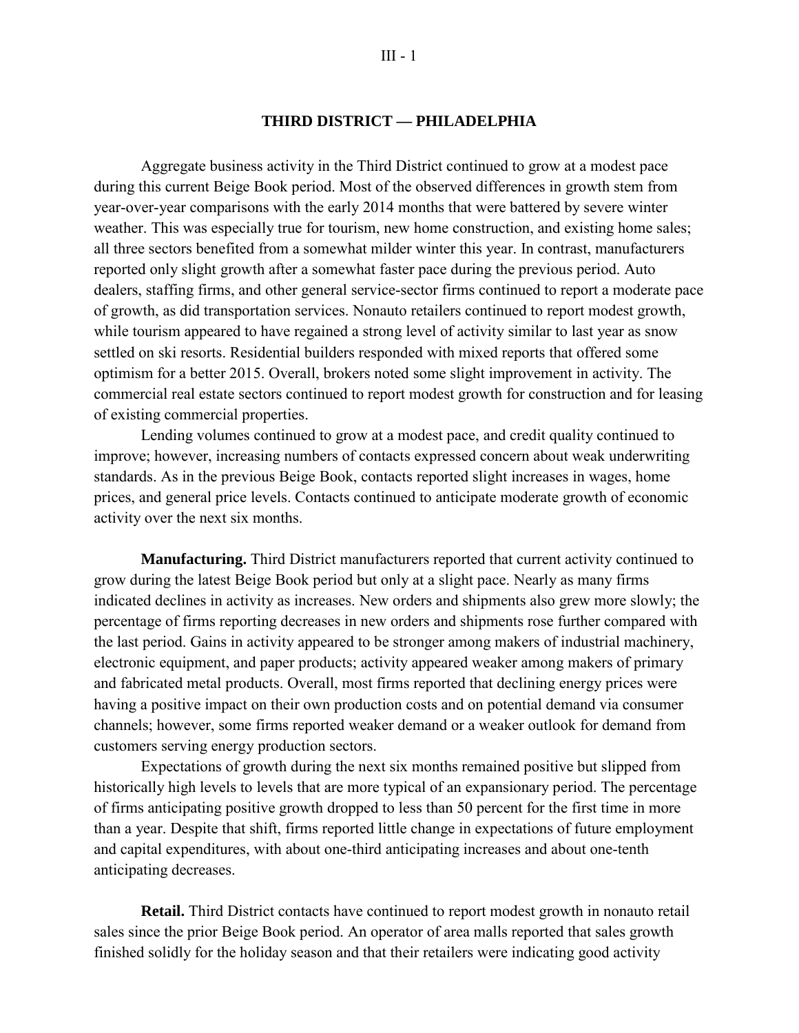## THIRD DISTRICT — PHILADELPHIA

Aggregate business activity in the Third District continued to grow at a modest pace during this current Beige Book period. Most of the observed differences in growth stem from year-over-year comparisons with the early 2014 months that were battered by severe winter weather. This was especially true for tourism, new home construction, and existing home sales; all three sectors benefited from a somewhat milder winter this year. In contrast, manufacturers reported only slight growth after a somewhat faster pace during the previous period. Auto dealers, staffing firms, and other general service-sector firms continued to report a moderate pace of growth, as did transportation services. Nonauto retailers continued to report modest growth, while tourism appeared to have regained a strong level of activity similar to last year as snow settled on ski resorts. Residential builders responded with mixed reports that offered some optimism for a better 2015. Overall, brokers noted some slight improvement in activity. The commercial real estate sectors continued to report modest growth for construction and for leasing of existing commercial properties.

Lending volumes continued to grow at a modest pace, and credit quality continued to improve; however, increasing numbers of contacts expressed concern about weak underwriting standards. As in the previous Beige Book, contacts reported slight increases in wages, home prices, and general price levels. Contacts continued to anticipate moderate growth of economic activity over the next six months.

**Manufacturing.** Third District manufacturers reported that current activity continued to grow during the latest Beige Book period but only at a slight pace. Nearly as many firms indicated declines in activity as increases. New orders and shipments also grew more slowly; the percentage of firms reporting decreases in new orders and shipments rose further compared with the last period. Gains in activity appeared to be stronger among makers of industrial machinery, electronic equipment, and paper products; activity appeared weaker among makers of primary and fabricated metal products. Overall, most firms reported that declining energy prices were having a positive impact on their own production costs and on potential demand via consumer channels; however, some firms reported weaker demand or a weaker outlook for demand from customers serving energy production sectors.

Expectations of growth during the next six months remained positive but slipped from historically high levels to levels that are more typical of an expansionary period. The percentage of firms anticipating positive growth dropped to less than 50 percent for the first time in more than a year. Despite that shift, firms reported little change in expectations of future employment and capital expenditures, with about one-third anticipating increases and about one-tenth anticipating decreases.

**Retail.** Third District contacts have continued to report modest growth in nonauto retail sales since the prior Beige Book period. An operator of area malls reported that sales growth finished solidly for the holiday season and that their retailers were indicating good activity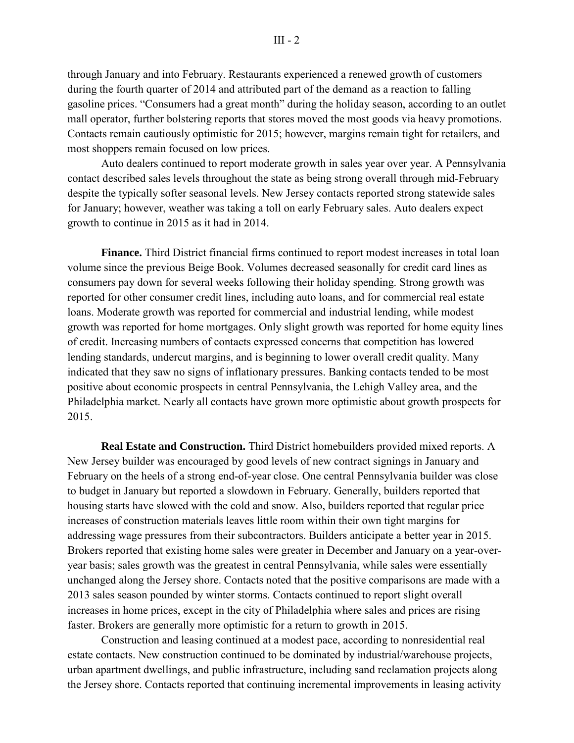through January and into February. Restaurants experienced a renewed growth of customers during the fourth quarter of 2014 and attributed part of the demand as a reaction to falling gasoline prices. "Consumers had a great month" during the holiday season, according to an outlet mall operator, further bolstering reports that stores moved the most goods via heavy promotions. Contacts remain cautiously optimistic for 2015; however, margins remain tight for retailers, and most shoppers remain focused on low prices.

Auto dealers continued to report moderate growth in sales year over year. A Pennsylvania contact described sales levels throughout the state as being strong overall through mid-February despite the typically softer seasonal levels. New Jersey contacts reported strong statewide sales for January; however, weather was taking a toll on early February sales. Auto dealers expect growth to continue in 2015 as it had in 2014.

**Finance.** Third District financial firms continued to report modest increases in total loan volume since the previous Beige Book. Volumes decreased seasonally for credit card lines as consumers pay down for several weeks following their holiday spending. Strong growth was reported for other consumer credit lines, including auto loans, and for commercial real estate loans. Moderate growth was reported for commercial and industrial lending, while modest growth was reported for home mortgages. Only slight growth was reported for home equity lines of credit. Increasing numbers of contacts expressed concerns that competition has lowered lending standards, undercut margins, and is beginning to lower overall credit quality. Many indicated that they saw no signs of inflationary pressures. Banking contacts tended to be most positive about economic prospects in central Pennsylvania, the Lehigh Valley area, and the Philadelphia market. Nearly all contacts have grown more optimistic about growth prospects for 2015.

**Real Estate and Construction.** Third District homebuilders provided mixed reports. A New Jersey builder was encouraged by good levels of new contract signings in January and February on the heels of a strong end-of-year close. One central Pennsylvania builder was close to budget in January but reported a slowdown in February. Generally, builders reported that housing starts have slowed with the cold and snow. Also, builders reported that regular price increases of construction materials leaves little room within their own tight margins for addressing wage pressures from their subcontractors. Builders anticipate a better year in 2015. Brokers reported that existing home sales were greater in December and January on a year-over-year basis; sales growth was the greatest in central Pennsylvania, while sales were essentially unchanged along the Jersey shore. Contacts noted that the positive comparisons are made with a 2013 sales season pounded by winter storms. Contacts continued to report slight overall increases in home prices, except in the city of Philadelphia where sales and prices are rising faster. Brokers are generally more optimistic for a return to growth in 2015.

Construction and leasing continued at a modest pace, according to nonresidential real estate contacts. New construction continued to be dominated by industrial/warehouse projects, urban apartment dwellings, and public infrastructure, including sand reclamation projects along the Jersey shore. Contacts reported that continuing incremental improvements in leasing activity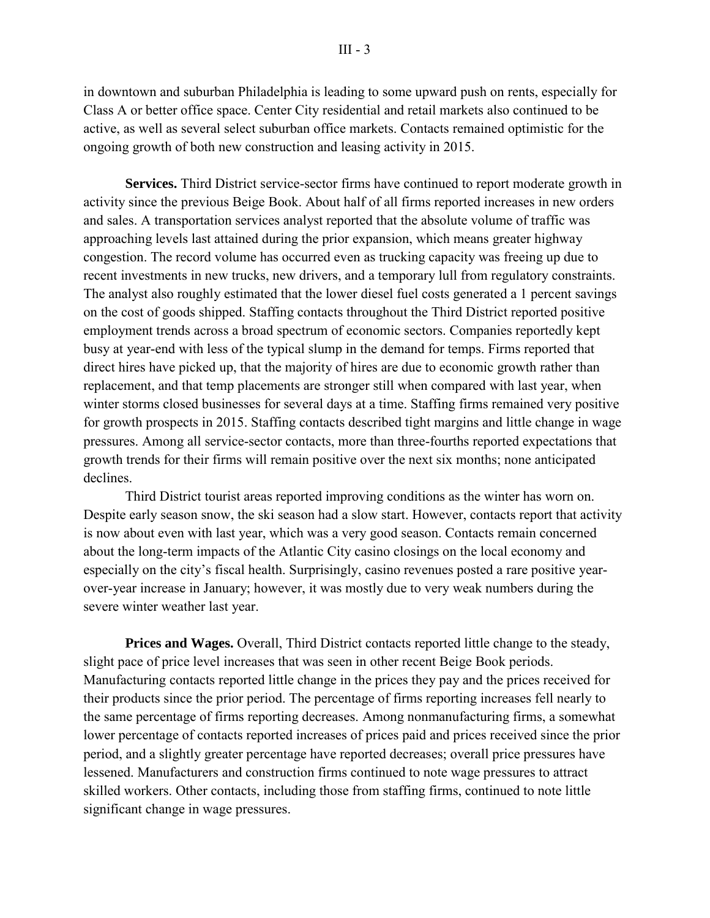in downtown and suburban Philadelphia is leading to some upward push on rents, especially for Class A or better office space. Center City residential and retail markets also continued to be active, as well as several select suburban office markets. Contacts remained optimistic for the ongoing growth of both new construction and leasing activity in 2015.

**Services.** Third District service-sector firms have continued to report moderate growth in activity since the previous Beige Book. About half of all firms reported increases in new orders and sales. A transportation services analyst reported that the absolute volume of traffic was approaching levels last attained during the prior expansion, which means greater highway congestion. The record volume has occurred even as trucking capacity was freeing up due to recent investments in new trucks, new drivers, and a temporary lull from regulatory constraints. The analyst also roughly estimated that the lower diesel fuel costs generated a 1 percent savings on the cost of goods shipped. Staffing contacts throughout the Third District reported positive employment trends across a broad spectrum of economic sectors. Companies reportedly kept busy at year-end with less of the typical slump in the demand for temps. Firms reported that direct hires have picked up, that the majority of hires are due to economic growth rather than replacement, and that temp placements are stronger still when compared with last year, when winter storms closed businesses for several days at a time. Staffing firms remained very positive for growth prospects in 2015. Staffing contacts described tight margins and little change in wage pressures. Among all service-sector contacts, more than three-fourths reported expectations that growth trends for their firms will remain positive over the next six months; none anticipated declines.

Third District tourist areas reported improving conditions as the winter has worn on. Despite early season snow, the ski season had a slow start. However, contacts report that activity is now about even with last year, which was a very good season. Contacts remain concerned about the long-term impacts of the Atlantic City casino closings on the local economy and especially on the city's fiscal health. Surprisingly, casino revenues posted a rare positive year-over-year increase in January; however, it was mostly due to very weak numbers during the severe winter weather last year.

**Prices and Wages.** Overall, Third District contacts reported little change to the steady, slight pace of price level increases that was seen in other recent Beige Book periods. Manufacturing contacts reported little change in the prices they pay and the prices received for their products since the prior period. The percentage of firms reporting increases fell nearly to the same percentage of firms reporting decreases. Among nonmanufacturing firms, a somewhat lower percentage of contacts reported increases of prices paid and prices received since the prior period, and a slightly greater percentage have reported decreases; overall price pressures have lessened. Manufacturers and construction firms continued to note wage pressures to attract skilled workers. Other contacts, including those from staffing firms, continued to note little significant change in wage pressures.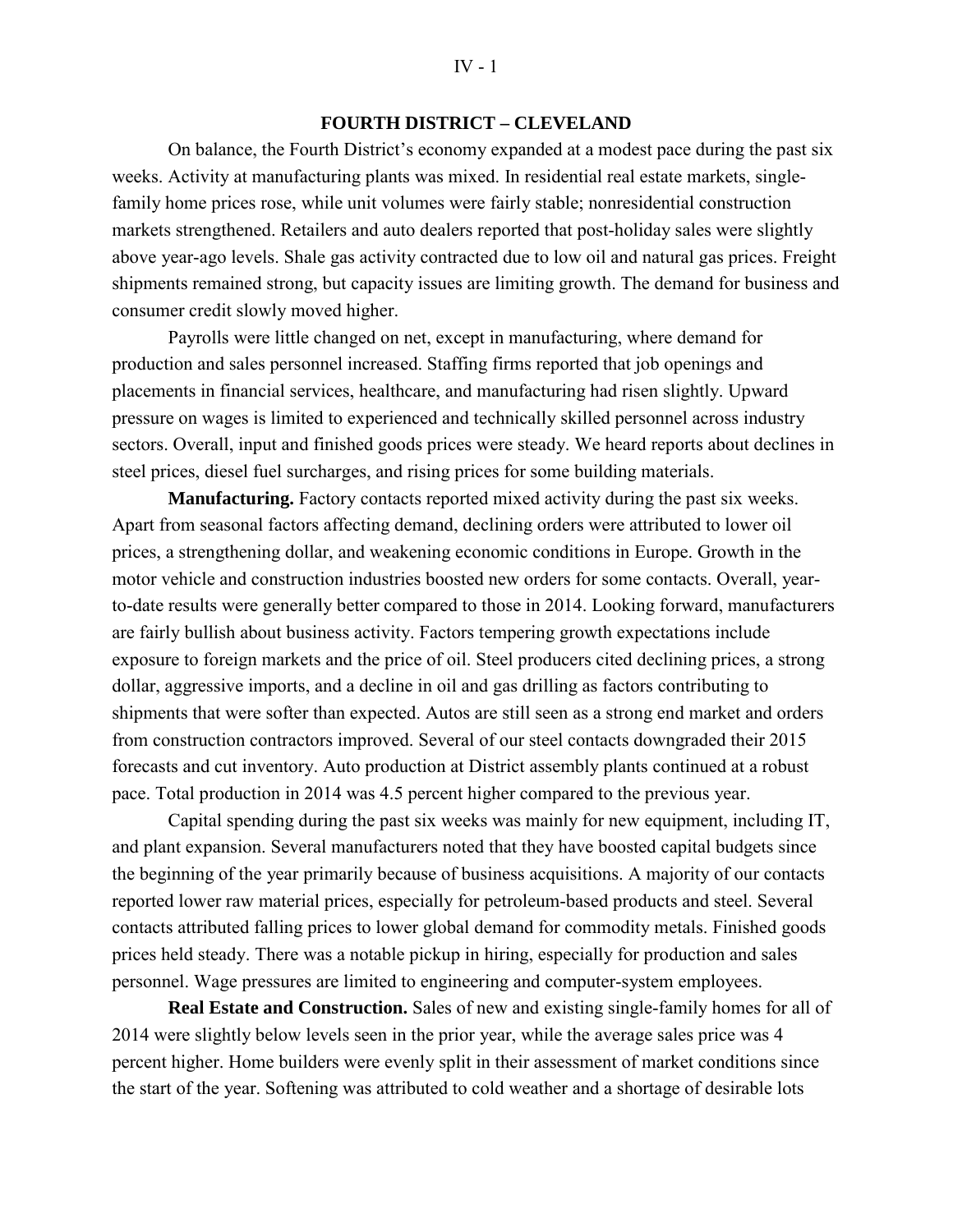## FOURTH DISTRICT – CLEVELAND

On balance, the Fourth District's economy expanded at a modest pace during the past six weeks. Activity at manufacturing plants was mixed. In residential real estate markets, single-family home prices rose, while unit volumes were fairly stable; nonresidential construction markets strengthened. Retailers and auto dealers reported that post-holiday sales were slightly above year-ago levels. Shale gas activity contracted due to low oil and natural gas prices. Freight shipments remained strong, but capacity issues are limiting growth. The demand for business and consumer credit slowly moved higher.

Payrolls were little changed on net, except in manufacturing, where demand for production and sales personnel increased. Staffing firms reported that job openings and placements in financial services, healthcare, and manufacturing had risen slightly. Upward pressure on wages is limited to experienced and technically skilled personnel across industry sectors. Overall, input and finished goods prices were steady. We heard reports about declines in steel prices, diesel fuel surcharges, and rising prices for some building materials.

**Manufacturing.** Factory contacts reported mixed activity during the past six weeks. Apart from seasonal factors affecting demand, declining orders were attributed to lower oil prices, a strengthening dollar, and weakening economic conditions in Europe. Growth in the motor vehicle and construction industries boosted new orders for some contacts. Overall, year-to-date results were generally better compared to those in 2014. Looking forward, manufacturers are fairly bullish about business activity. Factors tempering growth expectations include exposure to foreign markets and the price of oil. Steel producers cited declining prices, a strong dollar, aggressive imports, and a decline in oil and gas drilling as factors contributing to shipments that were softer than expected. Autos are still seen as a strong end market and orders from construction contractors improved. Several of our steel contacts downgraded their 2015 forecasts and cut inventory. Auto production at District assembly plants continued at a robust pace. Total production in 2014 was 4.5 percent higher compared to the previous year.

Capital spending during the past six weeks was mainly for new equipment, including IT, and plant expansion. Several manufacturers noted that they have boosted capital budgets since the beginning of the year primarily because of business acquisitions. A majority of our contacts reported lower raw material prices, especially for petroleum-based products and steel. Several contacts attributed falling prices to lower global demand for commodity metals. Finished goods prices held steady. There was a notable pickup in hiring, especially for production and sales personnel. Wage pressures are limited to engineering and computer-system employees.

**Real Estate and Construction.** Sales of new and existing single-family homes for all of 2014 were slightly below levels seen in the prior year, while the average sales price was 4 percent higher. Home builders were evenly split in their assessment of market conditions since the start of the year. Softening was attributed to cold weather and a shortage of desirable lots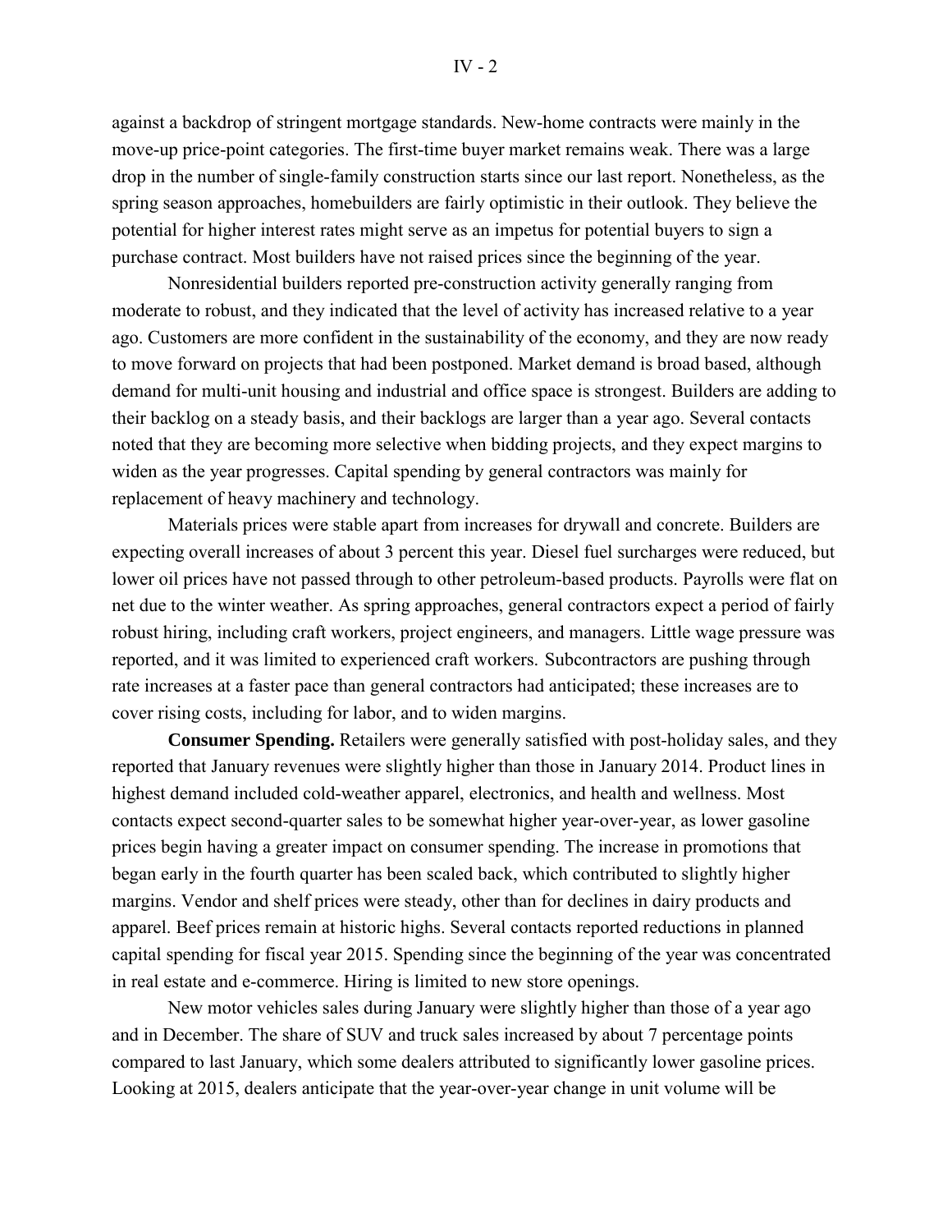against a backdrop of stringent mortgage standards. New-home contracts were mainly in the move-up price-point categories. The first-time buyer market remains weak. There was a large drop in the number of single-family construction starts since our last report. Nonetheless, as the spring season approaches, homebuilders are fairly optimistic in their outlook. They believe the potential for higher interest rates might serve as an impetus for potential buyers to sign a purchase contract. Most builders have not raised prices since the beginning of the year.

Nonresidential builders reported pre-construction activity generally ranging from moderate to robust, and they indicated that the level of activity has increased relative to a year ago. Customers are more confident in the sustainability of the economy, and they are now ready to move forward on projects that had been postponed. Market demand is broad based, although demand for multi-unit housing and industrial and office space is strongest. Builders are adding to their backlog on a steady basis, and their backlogs are larger than a year ago. Several contacts noted that they are becoming more selective when bidding projects, and they expect margins to widen as the year progresses. Capital spending by general contractors was mainly for replacement of heavy machinery and technology.

Materials prices were stable apart from increases for drywall and concrete. Builders are expecting overall increases of about 3 percent this year. Diesel fuel surcharges were reduced, but lower oil prices have not passed through to other petroleum-based products. Payrolls were flat on net due to the winter weather. As spring approaches, general contractors expect a period of fairly robust hiring, including craft workers, project engineers, and managers. Little wage pressure was reported, and it was limited to experienced craft workers. Subcontractors are pushing through rate increases at a faster pace than general contractors had anticipated; these increases are to cover rising costs, including for labor, and to widen margins.

**Consumer Spending.** Retailers were generally satisfied with post-holiday sales, and they reported that January revenues were slightly higher than those in January 2014. Product lines in highest demand included cold-weather apparel, electronics, and health and wellness. Most contacts expect second-quarter sales to be somewhat higher year-over-year, as lower gasoline prices begin having a greater impact on consumer spending. The increase in promotions that began early in the fourth quarter has been scaled back, which contributed to slightly higher margins. Vendor and shelf prices were steady, other than for declines in dairy products and apparel. Beef prices remain at historic highs. Several contacts reported reductions in planned capital spending for fiscal year 2015. Spending since the beginning of the year was concentrated in real estate and e-commerce. Hiring is limited to new store openings.

New motor vehicles sales during January were slightly higher than those of a year ago and in December. The share of SUV and truck sales increased by about 7 percentage points compared to last January, which some dealers attributed to significantly lower gasoline prices. Looking at 2015, dealers anticipate that the year-over-year change in unit volume will be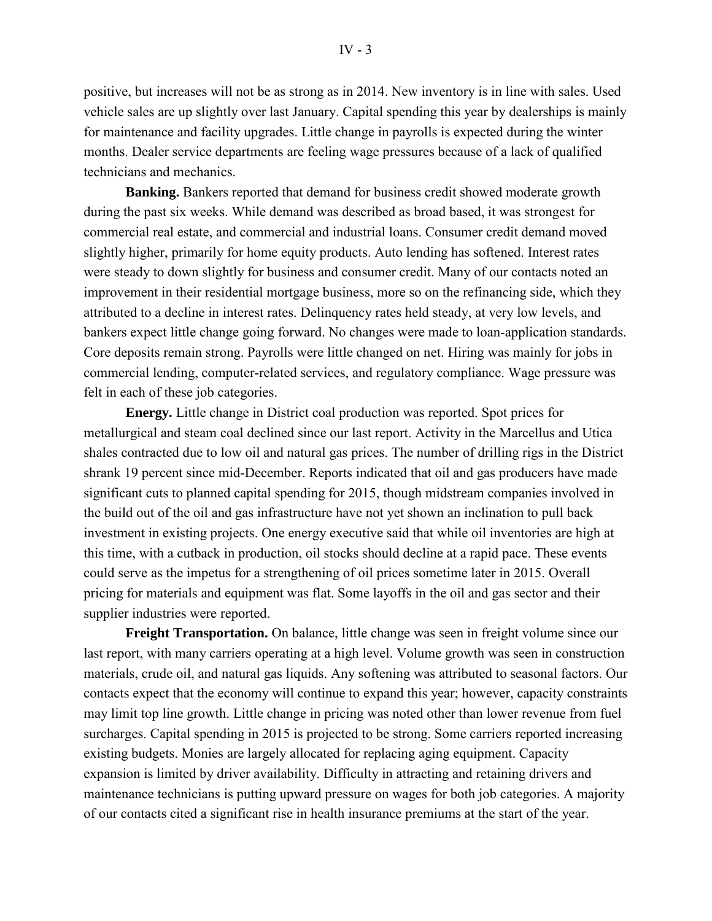positive, but increases will not be as strong as in 2014. New inventory is in line with sales. Used vehicle sales are up slightly over last January. Capital spending this year by dealerships is mainly for maintenance and facility upgrades. Little change in payrolls is expected during the winter months. Dealer service departments are feeling wage pressures because of a lack of qualified technicians and mechanics.

**Banking.** Bankers reported that demand for business credit showed moderate growth during the past six weeks. While demand was described as broad based, it was strongest for commercial real estate, and commercial and industrial loans. Consumer credit demand moved slightly higher, primarily for home equity products. Auto lending has softened. Interest rates were steady to down slightly for business and consumer credit. Many of our contacts noted an improvement in their residential mortgage business, more so on the refinancing side, which they attributed to a decline in interest rates. Delinquency rates held steady, at very low levels, and bankers expect little change going forward. No changes were made to loan-application standards. Core deposits remain strong. Payrolls were little changed on net. Hiring was mainly for jobs in commercial lending, computer-related services, and regulatory compliance. Wage pressure was felt in each of these job categories.

**Energy.** Little change in District coal production was reported. Spot prices for metallurgical and steam coal declined since our last report. Activity in the Marcellus and Utica shales contracted due to low oil and natural gas prices. The number of drilling rigs in the District shrank 19 percent since mid-December. Reports indicated that oil and gas producers have made significant cuts to planned capital spending for 2015, though midstream companies involved in the build out of the oil and gas infrastructure have not yet shown an inclination to pull back investment in existing projects. One energy executive said that while oil inventories are high at this time, with a cutback in production, oil stocks should decline at a rapid pace. These events could serve as the impetus for a strengthening of oil prices sometime later in 2015. Overall pricing for materials and equipment was flat. Some layoffs in the oil and gas sector and their supplier industries were reported.

**Freight Transportation.** On balance, little change was seen in freight volume since our last report, with many carriers operating at a high level. Volume growth was seen in construction materials, crude oil, and natural gas liquids. Any softening was attributed to seasonal factors. Our contacts expect that the economy will continue to expand this year; however, capacity constraints may limit top line growth. Little change in pricing was noted other than lower revenue from fuel surcharges. Capital spending in 2015 is projected to be strong. Some carriers reported increasing existing budgets. Monies are largely allocated for replacing aging equipment. Capacity expansion is limited by driver availability. Difficulty in attracting and retaining drivers and maintenance technicians is putting upward pressure on wages for both job categories. A majority of our contacts cited a significant rise in health insurance premiums at the start of the year.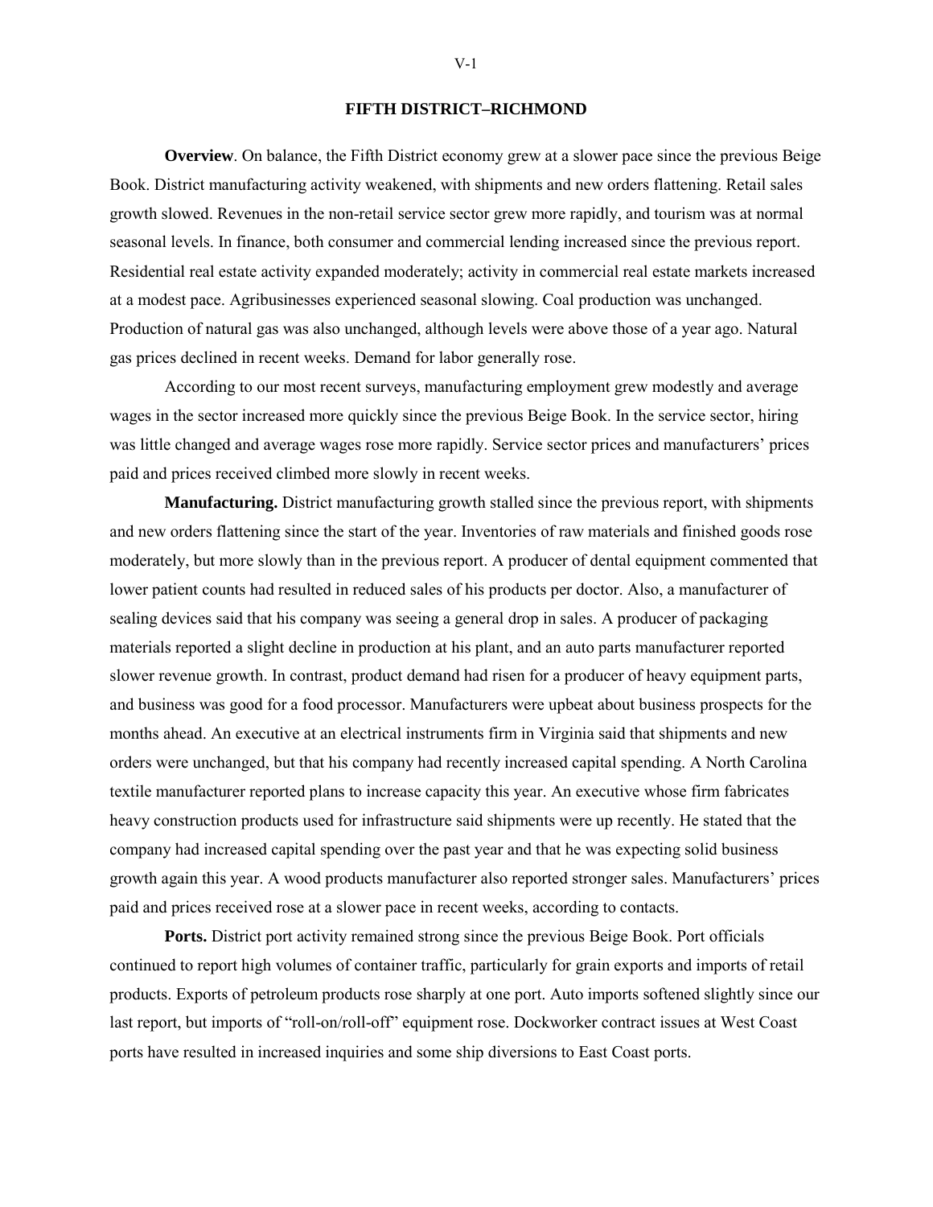## FIFTH DISTRICT–RICHMOND

**Overview**. On balance, the Fifth District economy grew at a slower pace since the previous Beige Book. District manufacturing activity weakened, with shipments and new orders flattening. Retail sales growth slowed. Revenues in the non-retail service sector grew more rapidly, and tourism was at normal seasonal levels. In finance, both consumer and commercial lending increased since the previous report. Residential real estate activity expanded moderately; activity in commercial real estate markets increased at a modest pace. Agribusinesses experienced seasonal slowing. Coal production was unchanged. Production of natural gas was also unchanged, although levels were above those of a year ago. Natural gas prices declined in recent weeks. Demand for labor generally rose.

According to our most recent surveys, manufacturing employment grew modestly and average wages in the sector increased more quickly since the previous Beige Book. In the service sector, hiring was little changed and average wages rose more rapidly. Service sector prices and manufacturers' prices paid and prices received climbed more slowly in recent weeks.

**Manufacturing.** District manufacturing growth stalled since the previous report, with shipments and new orders flattening since the start of the year. Inventories of raw materials and finished goods rose moderately, but more slowly than in the previous report. A producer of dental equipment commented that lower patient counts had resulted in reduced sales of his products per doctor. Also, a manufacturer of sealing devices said that his company was seeing a general drop in sales. A producer of packaging materials reported a slight decline in production at his plant, and an auto parts manufacturer reported slower revenue growth. In contrast, product demand had risen for a producer of heavy equipment parts, and business was good for a food processor. Manufacturers were upbeat about business prospects for the months ahead. An executive at an electrical instruments firm in Virginia said that shipments and new orders were unchanged, but that his company had recently increased capital spending. A North Carolina textile manufacturer reported plans to increase capacity this year. An executive whose firm fabricates heavy construction products used for infrastructure said shipments were up recently. He stated that the company had increased capital spending over the past year and that he was expecting solid business growth again this year. A wood products manufacturer also reported stronger sales. Manufacturers' prices paid and prices received rose at a slower pace in recent weeks, according to contacts.

**Ports.** District port activity remained strong since the previous Beige Book. Port officials continued to report high volumes of container traffic, particularly for grain exports and imports of retail products. Exports of petroleum products rose sharply at one port. Auto imports softened slightly since our last report, but imports of "roll-on/roll-off" equipment rose. Dockworker contract issues at West Coast ports have resulted in increased inquiries and some ship diversions to East Coast ports.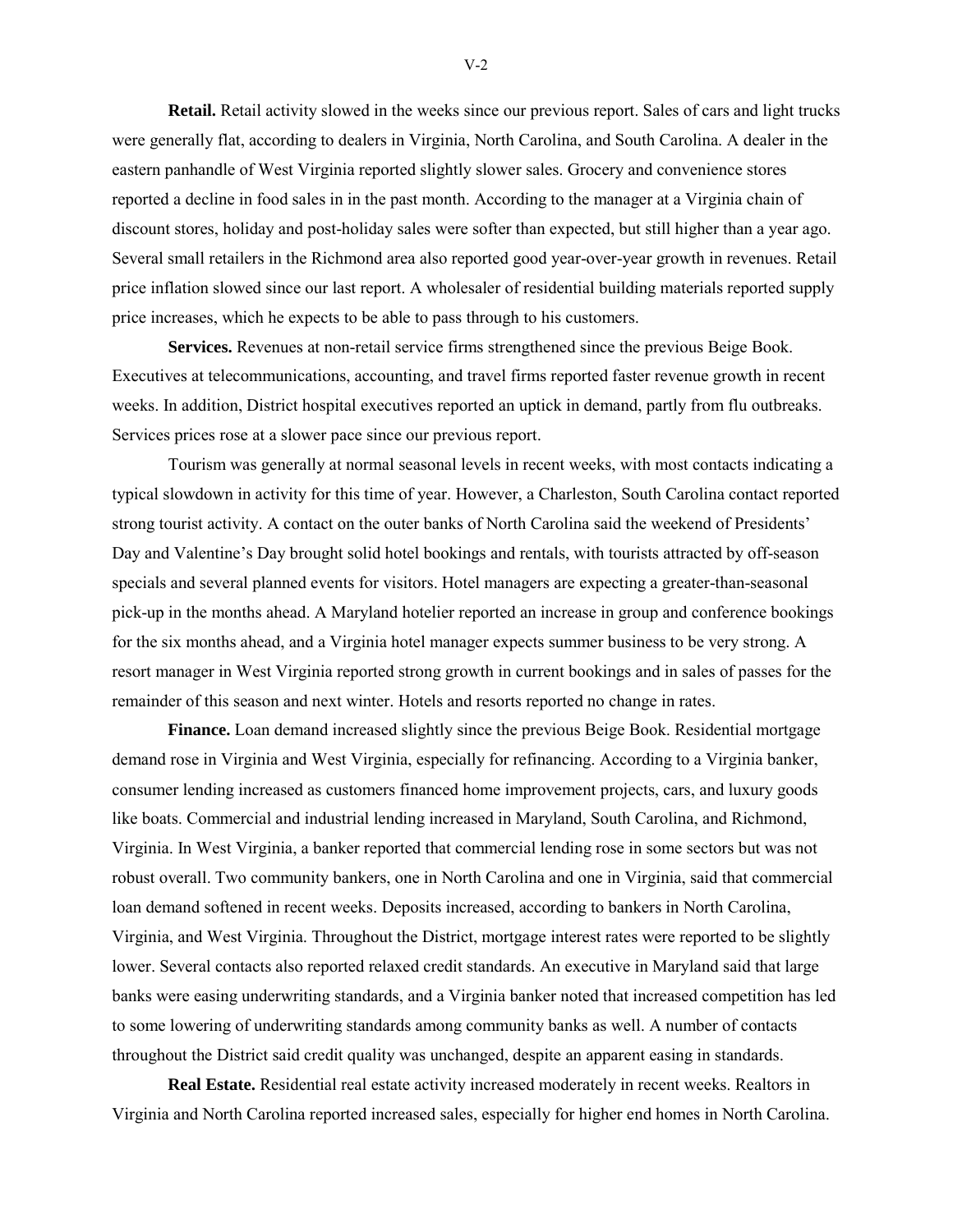**Retail.** Retail activity slowed in the weeks since our previous report. Sales of cars and light trucks were generally flat, according to dealers in Virginia, North Carolina, and South Carolina. A dealer in the eastern panhandle of West Virginia reported slightly slower sales. Grocery and convenience stores reported a decline in food sales in in the past month. According to the manager at a Virginia chain of discount stores, holiday and post-holiday sales were softer than expected, but still higher than a year ago. Several small retailers in the Richmond area also reported good year-over-year growth in revenues. Retail price inflation slowed since our last report. A wholesaler of residential building materials reported supply price increases, which he expects to be able to pass through to his customers.

**Services.** Revenues at non-retail service firms strengthened since the previous Beige Book. Executives at telecommunications, accounting, and travel firms reported faster revenue growth in recent weeks. In addition, District hospital executives reported an uptick in demand, partly from flu outbreaks. Services prices rose at a slower pace since our previous report.

Tourism was generally at normal seasonal levels in recent weeks, with most contacts indicating a typical slowdown in activity for this time of year. However, a Charleston, South Carolina contact reported strong tourist activity. A contact on the outer banks of North Carolina said the weekend of Presidents' Day and Valentine's Day brought solid hotel bookings and rentals, with tourists attracted by off-season specials and several planned events for visitors. Hotel managers are expecting a greater-than-seasonal pick-up in the months ahead. A Maryland hotelier reported an increase in group and conference bookings for the six months ahead, and a Virginia hotel manager expects summer business to be very strong. A resort manager in West Virginia reported strong growth in current bookings and in sales of passes for the remainder of this season and next winter. Hotels and resorts reported no change in rates.

**Finance.** Loan demand increased slightly since the previous Beige Book. Residential mortgage demand rose in Virginia and West Virginia, especially for refinancing. According to a Virginia banker, consumer lending increased as customers financed home improvement projects, cars, and luxury goods like boats. Commercial and industrial lending increased in Maryland, South Carolina, and Richmond, Virginia. In West Virginia, a banker reported that commercial lending rose in some sectors but was not robust overall. Two community bankers, one in North Carolina and one in Virginia, said that commercial loan demand softened in recent weeks. Deposits increased, according to bankers in North Carolina, Virginia, and West Virginia. Throughout the District, mortgage interest rates were reported to be slightly lower. Several contacts also reported relaxed credit standards. An executive in Maryland said that large banks were easing underwriting standards, and a Virginia banker noted that increased competition has led to some lowering of underwriting standards among community banks as well. A number of contacts throughout the District said credit quality was unchanged, despite an apparent easing in standards.

**Real Estate.** Residential real estate activity increased moderately in recent weeks. Realtors in Virginia and North Carolina reported increased sales, especially for higher end homes in North Carolina.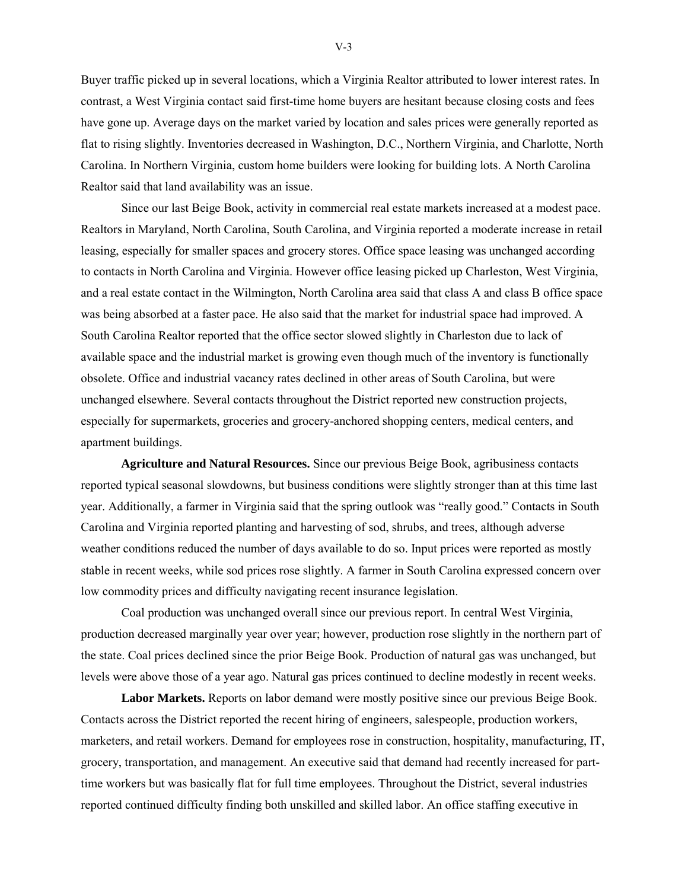Buyer traffic picked up in several locations, which a Virginia Realtor attributed to lower interest rates. In contrast, a West Virginia contact said first-time home buyers are hesitant because closing costs and fees have gone up. Average days on the market varied by location and sales prices were generally reported as flat to rising slightly. Inventories decreased in Washington, D.C., Northern Virginia, and Charlotte, North Carolina. In Northern Virginia, custom home builders were looking for building lots. A North Carolina Realtor said that land availability was an issue.

Since our last Beige Book, activity in commercial real estate markets increased at a modest pace. Realtors in Maryland, North Carolina, South Carolina, and Virginia reported a moderate increase in retail leasing, especially for smaller spaces and grocery stores. Office space leasing was unchanged according to contacts in North Carolina and Virginia. However office leasing picked up Charleston, West Virginia, and a real estate contact in the Wilmington, North Carolina area said that class A and class B office space was being absorbed at a faster pace. He also said that the market for industrial space had improved. A South Carolina Realtor reported that the office sector slowed slightly in Charleston due to lack of available space and the industrial market is growing even though much of the inventory is functionally obsolete. Office and industrial vacancy rates declined in other areas of South Carolina, but were unchanged elsewhere. Several contacts throughout the District reported new construction projects, especially for supermarkets, groceries and grocery-anchored shopping centers, medical centers, and apartment buildings.

**Agriculture and Natural Resources.** Since our previous Beige Book, agribusiness contacts reported typical seasonal slowdowns, but business conditions were slightly stronger than at this time last year. Additionally, a farmer in Virginia said that the spring outlook was "really good." Contacts in South Carolina and Virginia reported planting and harvesting of sod, shrubs, and trees, although adverse weather conditions reduced the number of days available to do so. Input prices were reported as mostly stable in recent weeks, while sod prices rose slightly. A farmer in South Carolina expressed concern over low commodity prices and difficulty navigating recent insurance legislation.

Coal production was unchanged overall since our previous report. In central West Virginia, production decreased marginally year over year; however, production rose slightly in the northern part of the state. Coal prices declined since the prior Beige Book. Production of natural gas was unchanged, but levels were above those of a year ago. Natural gas prices continued to decline modestly in recent weeks.

**Labor Markets.** Reports on labor demand were mostly positive since our previous Beige Book. Contacts across the District reported the recent hiring of engineers, salespeople, production workers, marketers, and retail workers. Demand for employees rose in construction, hospitality, manufacturing, IT, grocery, transportation, and management. An executive said that demand had recently increased for part-time workers but was basically flat for full time employees. Throughout the District, several industries reported continued difficulty finding both unskilled and skilled labor. An office staffing executive in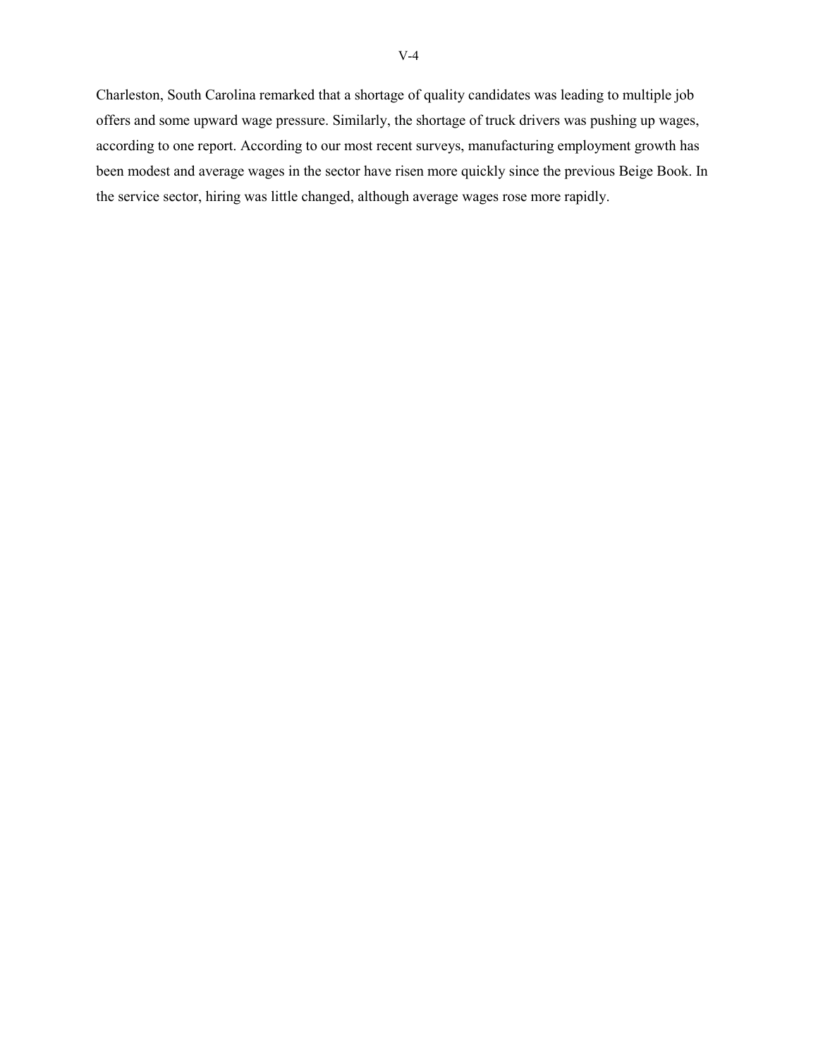Charleston, South Carolina remarked that a shortage of quality candidates was leading to multiple job offers and some upward wage pressure. Similarly, the shortage of truck drivers was pushing up wages, according to one report. According to our most recent surveys, manufacturing employment growth has been modest and average wages in the sector have risen more quickly since the previous Beige Book. In the service sector, hiring was little changed, although average wages rose more rapidly.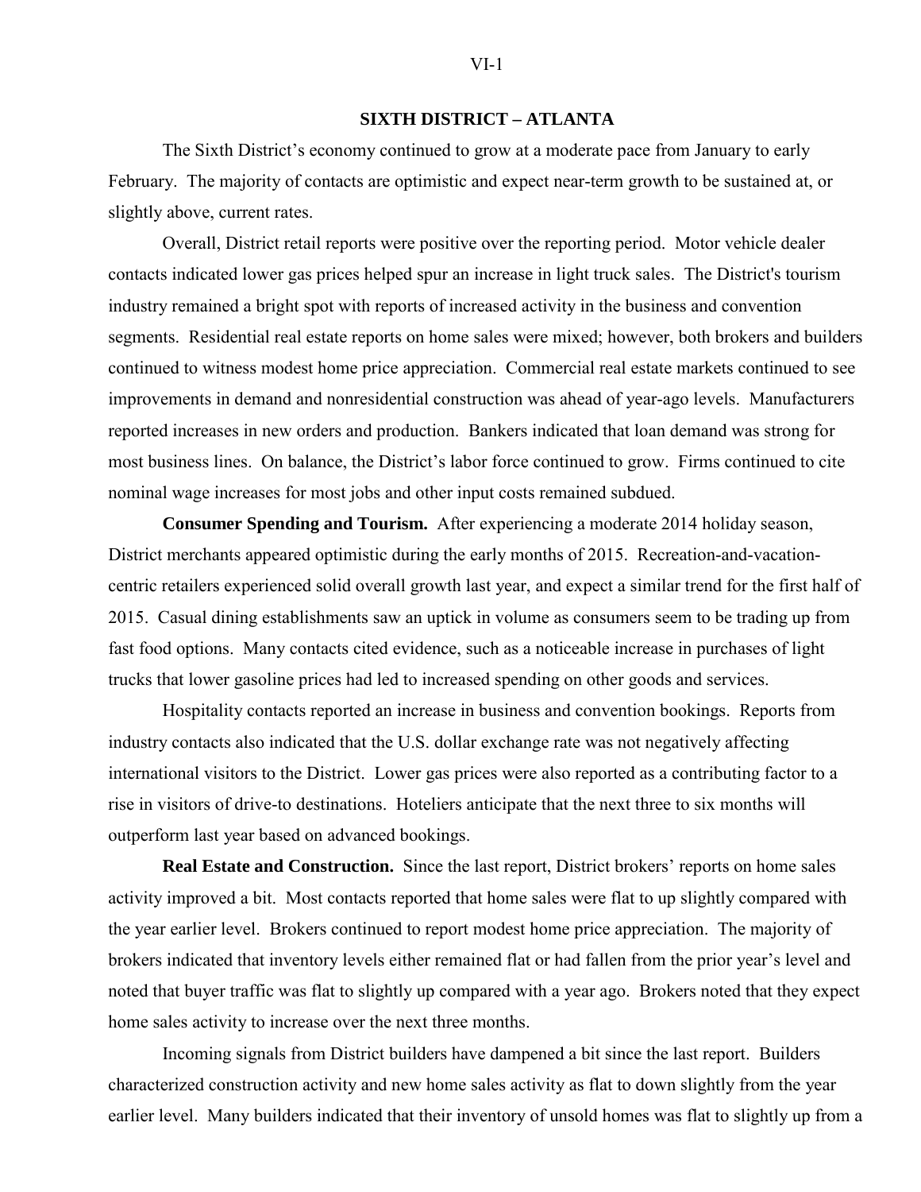## SIXTH DISTRICT – ATLANTA

The Sixth District's economy continued to grow at a moderate pace from January to early February. The majority of contacts are optimistic and expect near-term growth to be sustained at, or slightly above, current rates.

Overall, District retail reports were positive over the reporting period. Motor vehicle dealer contacts indicated lower gas prices helped spur an increase in light truck sales. The District's tourism industry remained a bright spot with reports of increased activity in the business and convention segments. Residential real estate reports on home sales were mixed; however, both brokers and builders continued to witness modest home price appreciation. Commercial real estate markets continued to see improvements in demand and nonresidential construction was ahead of year-ago levels. Manufacturers reported increases in new orders and production. Bankers indicated that loan demand was strong for most business lines. On balance, the District's labor force continued to grow. Firms continued to cite nominal wage increases for most jobs and other input costs remained subdued.

**Consumer Spending and Tourism.** After experiencing a moderate 2014 holiday season, District merchants appeared optimistic during the early months of 2015. Recreation-and-vacation-centric retailers experienced solid overall growth last year, and expect a similar trend for the first half of 2015. Casual dining establishments saw an uptick in volume as consumers seem to be trading up from fast food options. Many contacts cited evidence, such as a noticeable increase in purchases of light trucks that lower gasoline prices had led to increased spending on other goods and services.

Hospitality contacts reported an increase in business and convention bookings. Reports from industry contacts also indicated that the U.S. dollar exchange rate was not negatively affecting international visitors to the District. Lower gas prices were also reported as a contributing factor to a rise in visitors of drive-to destinations. Hoteliers anticipate that the next three to six months will outperform last year based on advanced bookings.

**Real Estate and Construction.** Since the last report, District brokers' reports on home sales activity improved a bit. Most contacts reported that home sales were flat to up slightly compared with the year earlier level. Brokers continued to report modest home price appreciation. The majority of brokers indicated that inventory levels either remained flat or had fallen from the prior year's level and noted that buyer traffic was flat to slightly up compared with a year ago. Brokers noted that they expect home sales activity to increase over the next three months.

Incoming signals from District builders have dampened a bit since the last report. Builders characterized construction activity and new home sales activity as flat to down slightly from the year earlier level. Many builders indicated that their inventory of unsold homes was flat to slightly up from a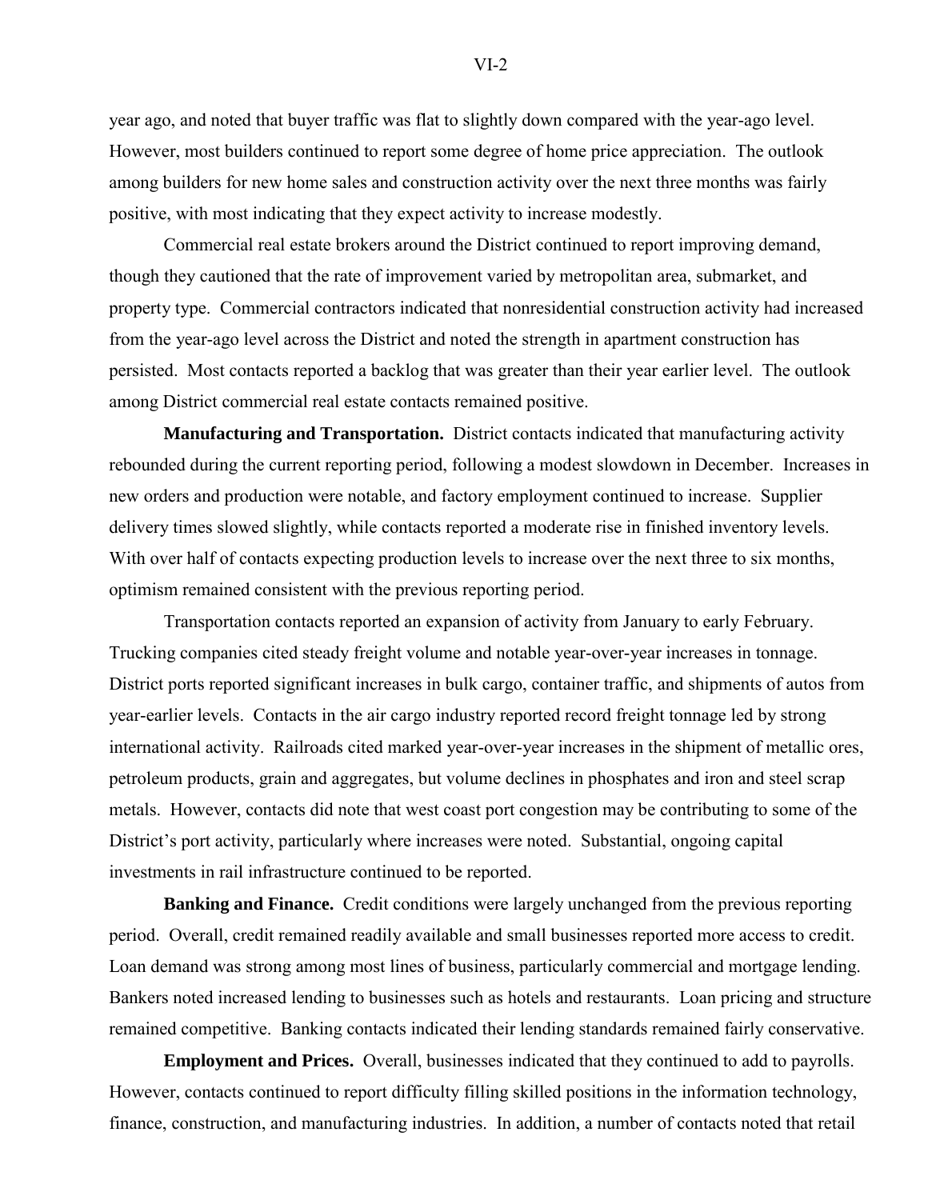year ago, and noted that buyer traffic was flat to slightly down compared with the year-ago level. However, most builders continued to report some degree of home price appreciation. The outlook among builders for new home sales and construction activity over the next three months was fairly positive, with most indicating that they expect activity to increase modestly.

Commercial real estate brokers around the District continued to report improving demand, though they cautioned that the rate of improvement varied by metropolitan area, submarket, and property type. Commercial contractors indicated that nonresidential construction activity had increased from the year-ago level across the District and noted the strength in apartment construction has persisted. Most contacts reported a backlog that was greater than their year earlier level. The outlook among District commercial real estate contacts remained positive.

**Manufacturing and Transportation.** District contacts indicated that manufacturing activity rebounded during the current reporting period, following a modest slowdown in December. Increases in new orders and production were notable, and factory employment continued to increase. Supplier delivery times slowed slightly, while contacts reported a moderate rise in finished inventory levels. With over half of contacts expecting production levels to increase over the next three to six months, optimism remained consistent with the previous reporting period.

Transportation contacts reported an expansion of activity from January to early February. Trucking companies cited steady freight volume and notable year-over-year increases in tonnage. District ports reported significant increases in bulk cargo, container traffic, and shipments of autos from year-earlier levels. Contacts in the air cargo industry reported record freight tonnage led by strong international activity. Railroads cited marked year-over-year increases in the shipment of metallic ores, petroleum products, grain and aggregates, but volume declines in phosphates and iron and steel scrap metals. However, contacts did note that west coast port congestion may be contributing to some of the District's port activity, particularly where increases were noted. Substantial, ongoing capital investments in rail infrastructure continued to be reported.

**Banking and Finance.** Credit conditions were largely unchanged from the previous reporting period. Overall, credit remained readily available and small businesses reported more access to credit. Loan demand was strong among most lines of business, particularly commercial and mortgage lending. Bankers noted increased lending to businesses such as hotels and restaurants. Loan pricing and structure remained competitive. Banking contacts indicated their lending standards remained fairly conservative.

**Employment and Prices.** Overall, businesses indicated that they continued to add to payrolls. However, contacts continued to report difficulty filling skilled positions in the information technology, finance, construction, and manufacturing industries. In addition, a number of contacts noted that retail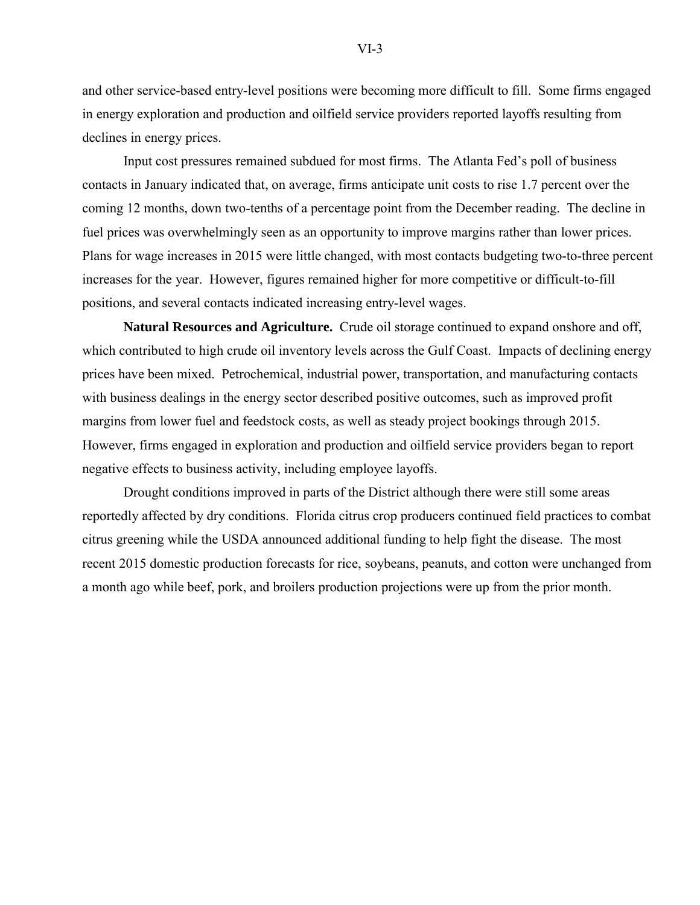and other service-based entry-level positions were becoming more difficult to fill. Some firms engaged in energy exploration and production and oilfield service providers reported layoffs resulting from declines in energy prices.

Input cost pressures remained subdued for most firms. The Atlanta Fed's poll of business contacts in January indicated that, on average, firms anticipate unit costs to rise 1.7 percent over the coming 12 months, down two-tenths of a percentage point from the December reading. The decline in fuel prices was overwhelmingly seen as an opportunity to improve margins rather than lower prices. Plans for wage increases in 2015 were little changed, with most contacts budgeting two-to-three percent increases for the year. However, figures remained higher for more competitive or difficult-to-fill positions, and several contacts indicated increasing entry-level wages.

**Natural Resources and Agriculture.** Crude oil storage continued to expand onshore and off, which contributed to high crude oil inventory levels across the Gulf Coast. Impacts of declining energy prices have been mixed. Petrochemical, industrial power, transportation, and manufacturing contacts with business dealings in the energy sector described positive outcomes, such as improved profit margins from lower fuel and feedstock costs, as well as steady project bookings through 2015. However, firms engaged in exploration and production and oilfield service providers began to report negative effects to business activity, including employee layoffs.

Drought conditions improved in parts of the District although there were still some areas reportedly affected by dry conditions. Florida citrus crop producers continued field practices to combat citrus greening while the USDA announced additional funding to help fight the disease. The most recent 2015 domestic production forecasts for rice, soybeans, peanuts, and cotton were unchanged from a month ago while beef, pork, and broilers production projections were up from the prior month.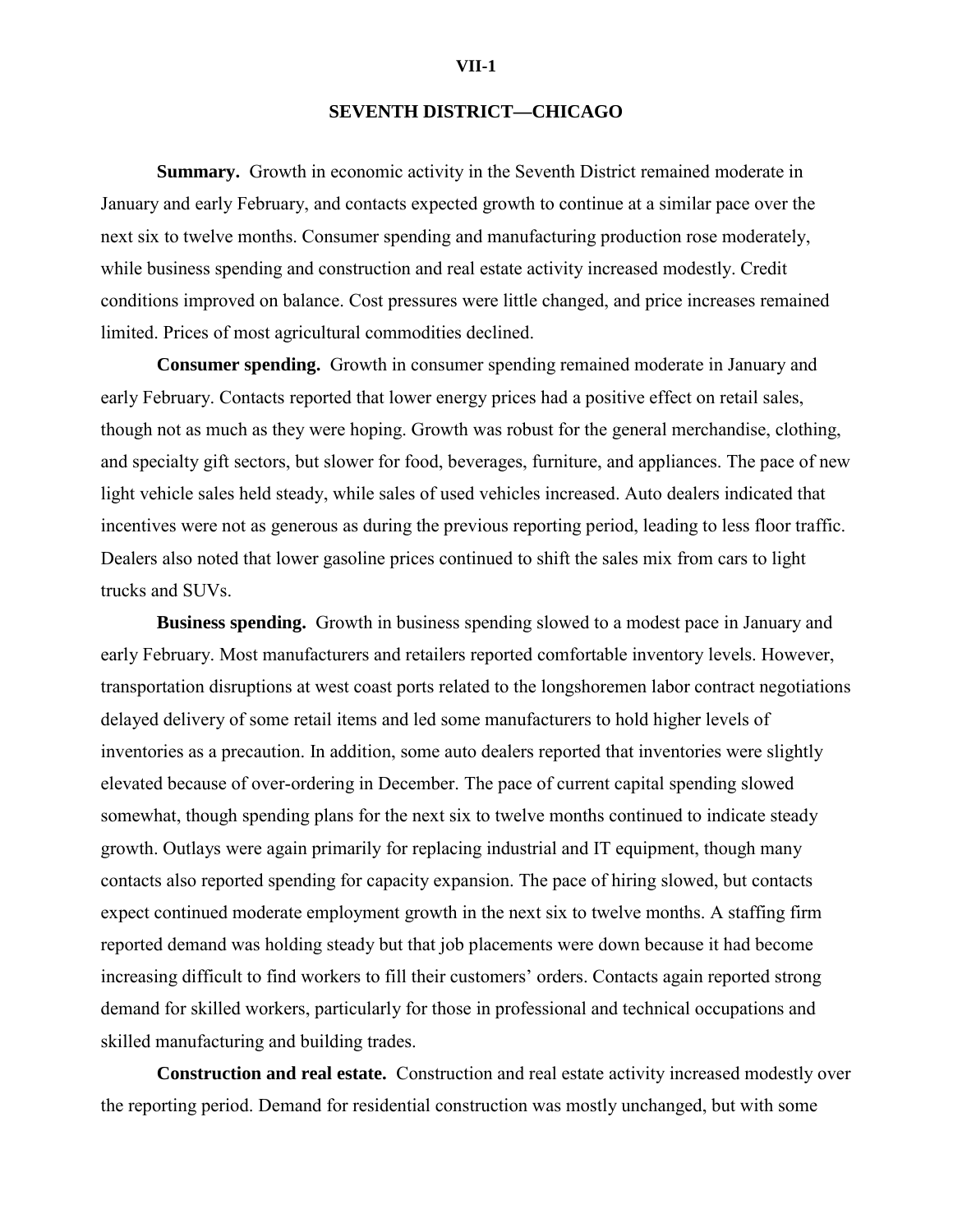# SEVENTH DISTRICT—CHICAGO

**Summary.** Growth in economic activity in the Seventh District remained moderate in January and early February, and contacts expected growth to continue at a similar pace over the next six to twelve months. Consumer spending and manufacturing production rose moderately, while business spending and construction and real estate activity increased modestly. Credit conditions improved on balance. Cost pressures were little changed, and price increases remained limited. Prices of most agricultural commodities declined.

**Consumer spending.** Growth in consumer spending remained moderate in January and early February. Contacts reported that lower energy prices had a positive effect on retail sales, though not as much as they were hoping. Growth was robust for the general merchandise, clothing, and specialty gift sectors, but slower for food, beverages, furniture, and appliances. The pace of new light vehicle sales held steady, while sales of used vehicles increased. Auto dealers indicated that incentives were not as generous as during the previous reporting period, leading to less floor traffic. Dealers also noted that lower gasoline prices continued to shift the sales mix from cars to light trucks and SUVs.

**Business spending.** Growth in business spending slowed to a modest pace in January and early February. Most manufacturers and retailers reported comfortable inventory levels. However, transportation disruptions at west coast ports related to the longshoremen labor contract negotiations delayed delivery of some retail items and led some manufacturers to hold higher levels of inventories as a precaution. In addition, some auto dealers reported that inventories were slightly elevated because of over-ordering in December. The pace of current capital spending slowed somewhat, though spending plans for the next six to twelve months continued to indicate steady growth. Outlays were again primarily for replacing industrial and IT equipment, though many contacts also reported spending for capacity expansion. The pace of hiring slowed, but contacts expect continued moderate employment growth in the next six to twelve months. A staffing firm reported demand was holding steady but that job placements were down because it had become increasing difficult to find workers to fill their customers' orders. Contacts again reported strong demand for skilled workers, particularly for those in professional and technical occupations and skilled manufacturing and building trades.

**Construction and real estate.** Construction and real estate activity increased modestly over the reporting period. Demand for residential construction was mostly unchanged, but with some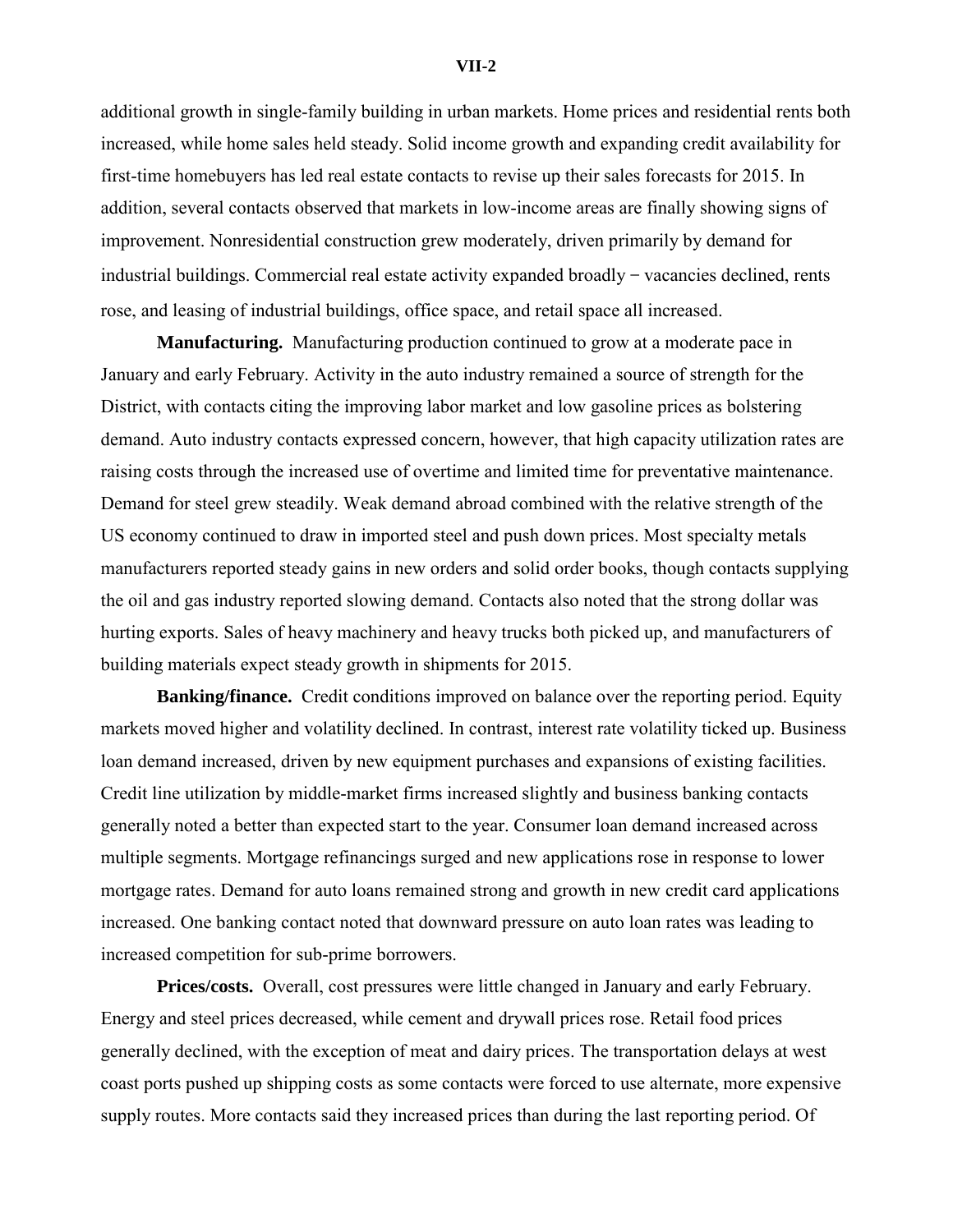additional growth in single-family building in urban markets. Home prices and residential rents both increased, while home sales held steady. Solid income growth and expanding credit availability for first-time homebuyers has led real estate contacts to revise up their sales forecasts for 2015. In addition, several contacts observed that markets in low-income areas are finally showing signs of improvement. Nonresidential construction grew moderately, driven primarily by demand for industrial buildings. Commercial real estate activity expanded broadly − vacancies declined, rents rose, and leasing of industrial buildings, office space, and retail space all increased.

**Manufacturing.** Manufacturing production continued to grow at a moderate pace in January and early February. Activity in the auto industry remained a source of strength for the District, with contacts citing the improving labor market and low gasoline prices as bolstering demand. Auto industry contacts expressed concern, however, that high capacity utilization rates are raising costs through the increased use of overtime and limited time for preventative maintenance. Demand for steel grew steadily. Weak demand abroad combined with the relative strength of the US economy continued to draw in imported steel and push down prices. Most specialty metals manufacturers reported steady gains in new orders and solid order books, though contacts supplying the oil and gas industry reported slowing demand. Contacts also noted that the strong dollar was hurting exports. Sales of heavy machinery and heavy trucks both picked up, and manufacturers of building materials expect steady growth in shipments for 2015.

**Banking/finance.** Credit conditions improved on balance over the reporting period. Equity markets moved higher and volatility declined. In contrast, interest rate volatility ticked up. Business loan demand increased, driven by new equipment purchases and expansions of existing facilities. Credit line utilization by middle-market firms increased slightly and business banking contacts generally noted a better than expected start to the year. Consumer loan demand increased across multiple segments. Mortgage refinancings surged and new applications rose in response to lower mortgage rates. Demand for auto loans remained strong and growth in new credit card applications increased. One banking contact noted that downward pressure on auto loan rates was leading to increased competition for sub-prime borrowers.

**Prices/costs.** Overall, cost pressures were little changed in January and early February. Energy and steel prices decreased, while cement and drywall prices rose. Retail food prices generally declined, with the exception of meat and dairy prices. The transportation delays at west coast ports pushed up shipping costs as some contacts were forced to use alternate, more expensive supply routes. More contacts said they increased prices than during the last reporting period. Of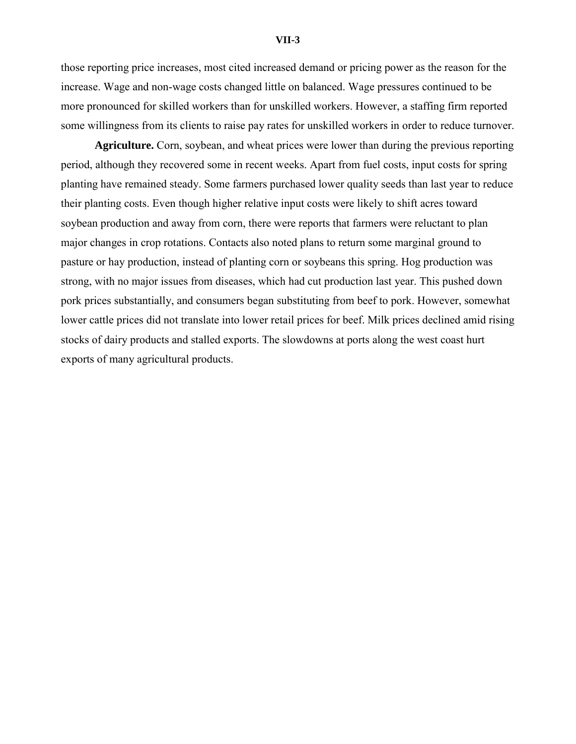those reporting price increases, most cited increased demand or pricing power as the reason for the increase. Wage and non-wage costs changed little on balanced. Wage pressures continued to be more pronounced for skilled workers than for unskilled workers. However, a staffing firm reported some willingness from its clients to raise pay rates for unskilled workers in order to reduce turnover.

**Agriculture.** Corn, soybean, and wheat prices were lower than during the previous reporting period, although they recovered some in recent weeks. Apart from fuel costs, input costs for spring planting have remained steady. Some farmers purchased lower quality seeds than last year to reduce their planting costs. Even though higher relative input costs were likely to shift acres toward soybean production and away from corn, there were reports that farmers were reluctant to plan major changes in crop rotations. Contacts also noted plans to return some marginal ground to pasture or hay production, instead of planting corn or soybeans this spring. Hog production was strong, with no major issues from diseases, which had cut production last year. This pushed down pork prices substantially, and consumers began substituting from beef to pork. However, somewhat lower cattle prices did not translate into lower retail prices for beef. Milk prices declined amid rising stocks of dairy products and stalled exports. The slowdowns at ports along the west coast hurt exports of many agricultural products.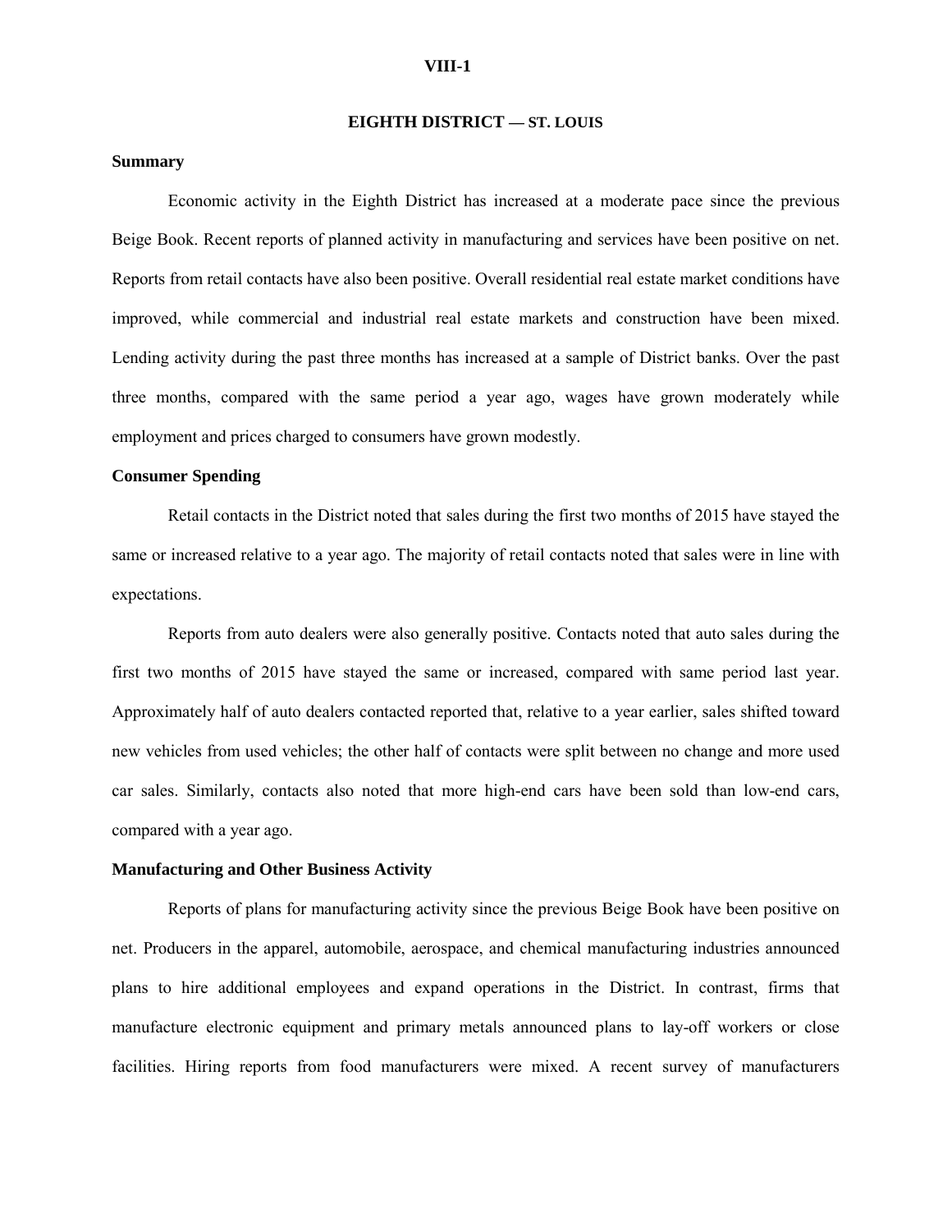## EIGHTH DISTRICT — ST. LOUIS

### Summary

Economic activity in the Eighth District has increased at a moderate pace since the previous Beige Book. Recent reports of planned activity in manufacturing and services have been positive on net. Reports from retail contacts have also been positive. Overall residential real estate market conditions have improved, while commercial and industrial real estate markets and construction have been mixed. Lending activity during the past three months has increased at a sample of District banks. Over the past three months, compared with the same period a year ago, wages have grown moderately while employment and prices charged to consumers have grown modestly.

### Consumer Spending

Retail contacts in the District noted that sales during the first two months of 2015 have stayed the same or increased relative to a year ago. The majority of retail contacts noted that sales were in line with expectations.

Reports from auto dealers were also generally positive. Contacts noted that auto sales during the first two months of 2015 have stayed the same or increased, compared with same period last year. Approximately half of auto dealers contacted reported that, relative to a year earlier, sales shifted toward new vehicles from used vehicles; the other half of contacts were split between no change and more used car sales. Similarly, contacts also noted that more high-end cars have been sold than low-end cars, compared with a year ago.

### Manufacturing and Other Business Activity

Reports of plans for manufacturing activity since the previous Beige Book have been positive on net. Producers in the apparel, automobile, aerospace, and chemical manufacturing industries announced plans to hire additional employees and expand operations in the District. In contrast, firms that manufacture electronic equipment and primary metals announced plans to lay-off workers or close facilities. Hiring reports from food manufacturers were mixed. A recent survey of manufacturers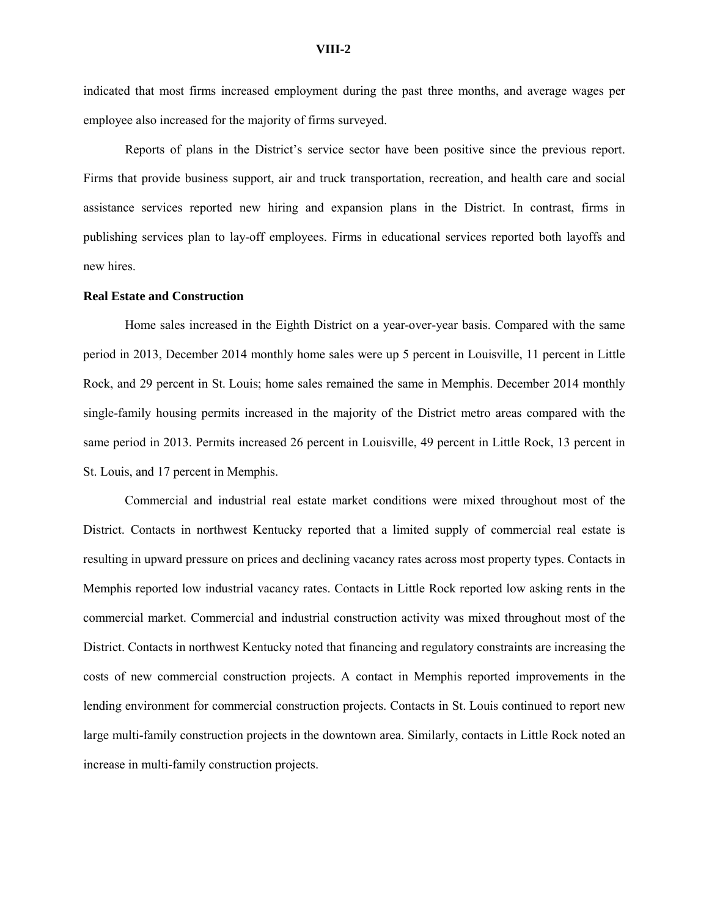indicated that most firms increased employment during the past three months, and average wages per employee also increased for the majority of firms surveyed.

Reports of plans in the District's service sector have been positive since the previous report. Firms that provide business support, air and truck transportation, recreation, and health care and social assistance services reported new hiring and expansion plans in the District. In contrast, firms in publishing services plan to lay-off employees. Firms in educational services reported both layoffs and new hires.

**Real Estate and Construction**

Home sales increased in the Eighth District on a year-over-year basis. Compared with the same period in 2013, December 2014 monthly home sales were up 5 percent in Louisville, 11 percent in Little Rock, and 29 percent in St. Louis; home sales remained the same in Memphis. December 2014 monthly single-family housing permits increased in the majority of the District metro areas compared with the same period in 2013. Permits increased 26 percent in Louisville, 49 percent in Little Rock, 13 percent in St. Louis, and 17 percent in Memphis.

Commercial and industrial real estate market conditions were mixed throughout most of the District. Contacts in northwest Kentucky reported that a limited supply of commercial real estate is resulting in upward pressure on prices and declining vacancy rates across most property types. Contacts in Memphis reported low industrial vacancy rates. Contacts in Little Rock reported low asking rents in the commercial market. Commercial and industrial construction activity was mixed throughout most of the District. Contacts in northwest Kentucky noted that financing and regulatory constraints are increasing the costs of new commercial construction projects. A contact in Memphis reported improvements in the lending environment for commercial construction projects. Contacts in St. Louis continued to report new large multi-family construction projects in the downtown area. Similarly, contacts in Little Rock noted an increase in multi-family construction projects.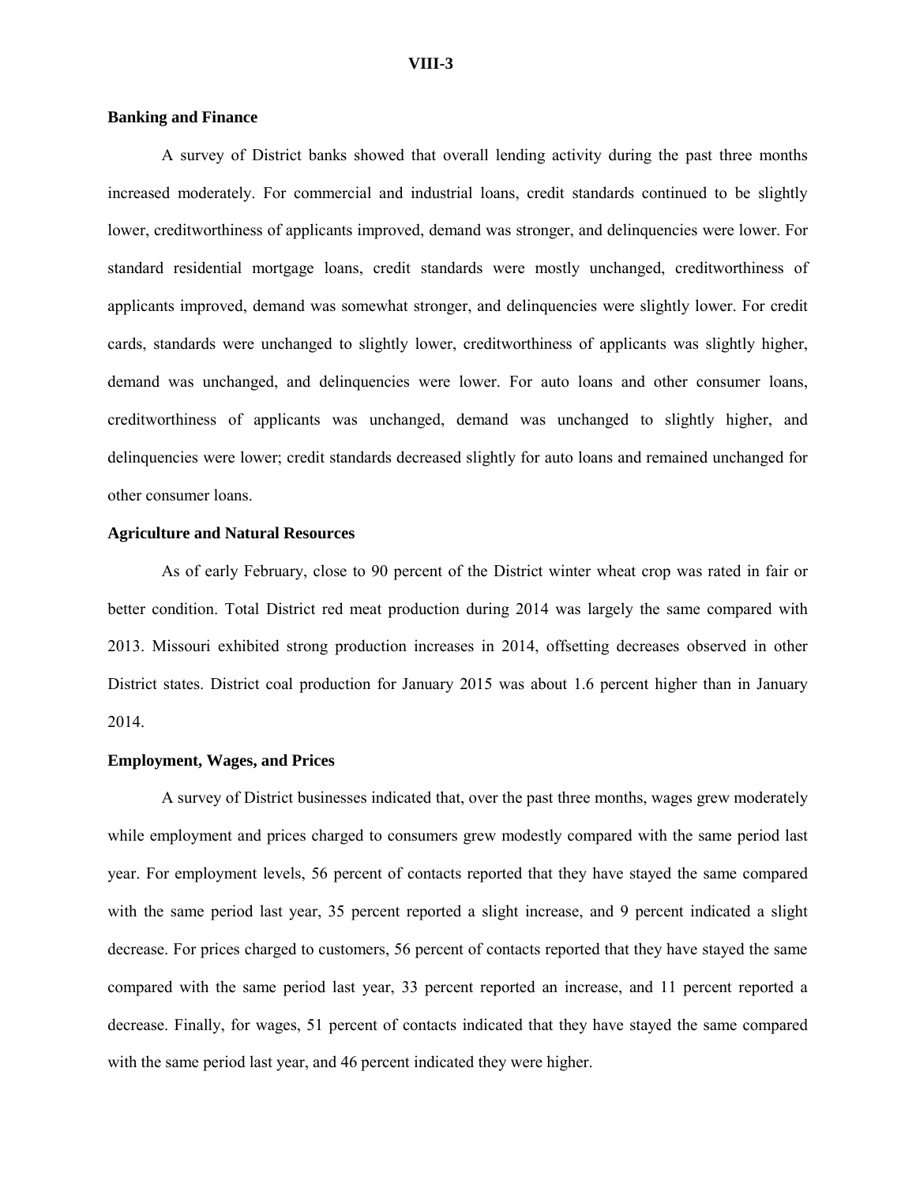**Banking and Finance**

A survey of District banks showed that overall lending activity during the past three months increased moderately. For commercial and industrial loans, credit standards continued to be slightly lower, creditworthiness of applicants improved, demand was stronger, and delinquencies were lower. For standard residential mortgage loans, credit standards were mostly unchanged, creditworthiness of applicants improved, demand was somewhat stronger, and delinquencies were slightly lower. For credit cards, standards were unchanged to slightly lower, creditworthiness of applicants was slightly higher, demand was unchanged, and delinquencies were lower. For auto loans and other consumer loans, creditworthiness of applicants was unchanged, demand was unchanged to slightly higher, and delinquencies were lower; credit standards decreased slightly for auto loans and remained unchanged for other consumer loans.

**Agriculture and Natural Resources**

As of early February, close to 90 percent of the District winter wheat crop was rated in fair or better condition. Total District red meat production during 2014 was largely the same compared with 2013. Missouri exhibited strong production increases in 2014, offsetting decreases observed in other District states. District coal production for January 2015 was about 1.6 percent higher than in January 2014.

**Employment, Wages, and Prices**

A survey of District businesses indicated that, over the past three months, wages grew moderately while employment and prices charged to consumers grew modestly compared with the same period last year. For employment levels, 56 percent of contacts reported that they have stayed the same compared with the same period last year, 35 percent reported a slight increase, and 9 percent indicated a slight decrease. For prices charged to customers, 56 percent of contacts reported that they have stayed the same compared with the same period last year, 33 percent reported an increase, and 11 percent reported a decrease. Finally, for wages, 51 percent of contacts indicated that they have stayed the same compared with the same period last year, and 46 percent indicated they were higher.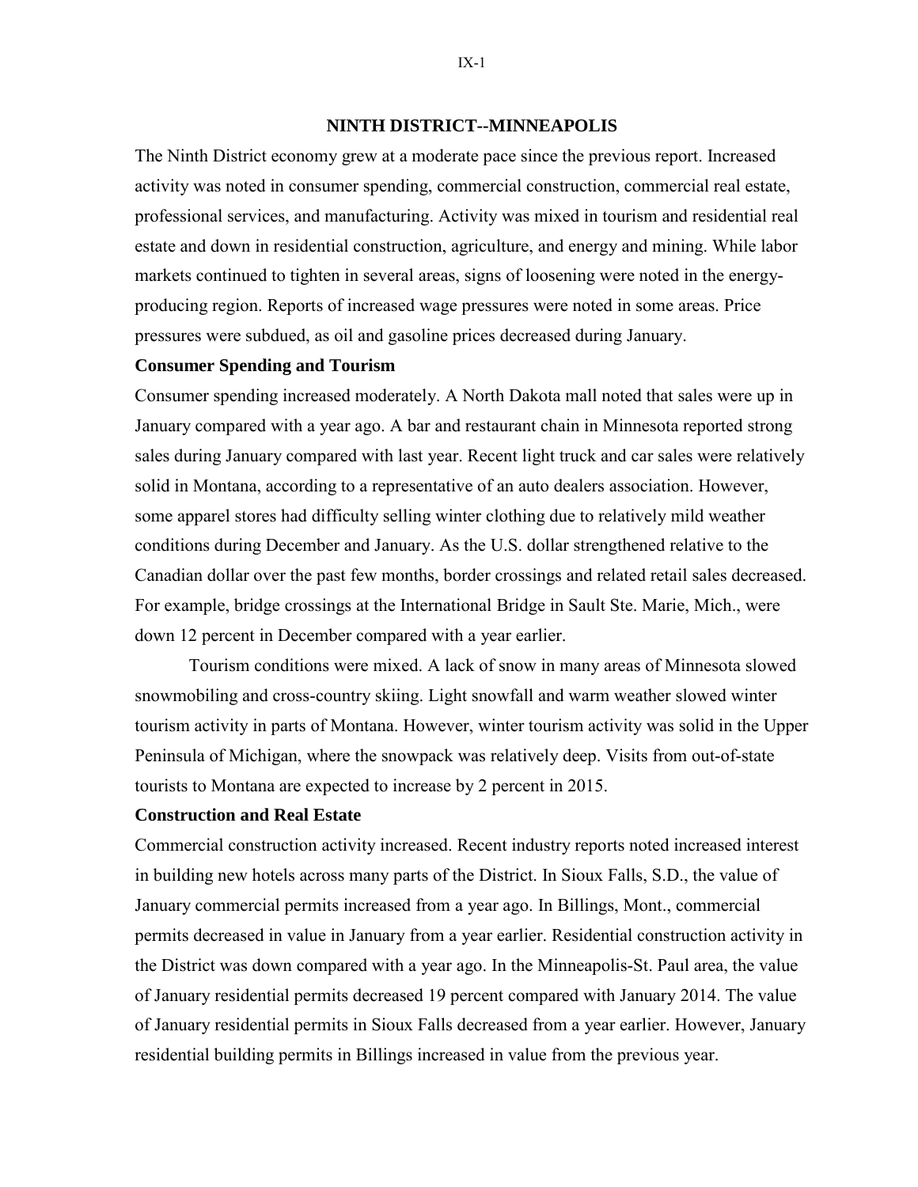## NINTH DISTRICT--MINNEAPOLIS

The Ninth District economy grew at a moderate pace since the previous report. Increased activity was noted in consumer spending, commercial construction, commercial real estate, professional services, and manufacturing. Activity was mixed in tourism and residential real estate and down in residential construction, agriculture, and energy and mining. While labor markets continued to tighten in several areas, signs of loosening were noted in the energy-producing region. Reports of increased wage pressures were noted in some areas. Price pressures were subdued, as oil and gasoline prices decreased during January.

### Consumer Spending and Tourism

Consumer spending increased moderately. A North Dakota mall noted that sales were up in January compared with a year ago. A bar and restaurant chain in Minnesota reported strong sales during January compared with last year. Recent light truck and car sales were relatively solid in Montana, according to a representative of an auto dealers association. However, some apparel stores had difficulty selling winter clothing due to relatively mild weather conditions during December and January. As the U.S. dollar strengthened relative to the Canadian dollar over the past few months, border crossings and related retail sales decreased. For example, bridge crossings at the International Bridge in Sault Ste. Marie, Mich., were down 12 percent in December compared with a year earlier.

Tourism conditions were mixed. A lack of snow in many areas of Minnesota slowed snowmobiling and cross-country skiing. Light snowfall and warm weather slowed winter tourism activity in parts of Montana. However, winter tourism activity was solid in the Upper Peninsula of Michigan, where the snowpack was relatively deep. Visits from out-of-state tourists to Montana are expected to increase by 2 percent in 2015.

### Construction and Real Estate

Commercial construction activity increased. Recent industry reports noted increased interest in building new hotels across many parts of the District. In Sioux Falls, S.D., the value of January commercial permits increased from a year ago. In Billings, Mont., commercial permits decreased in value in January from a year earlier. Residential construction activity in the District was down compared with a year ago. In the Minneapolis-St. Paul area, the value of January residential permits decreased 19 percent compared with January 2014. The value of January residential permits in Sioux Falls decreased from a year earlier. However, January residential building permits in Billings increased in value from the previous year.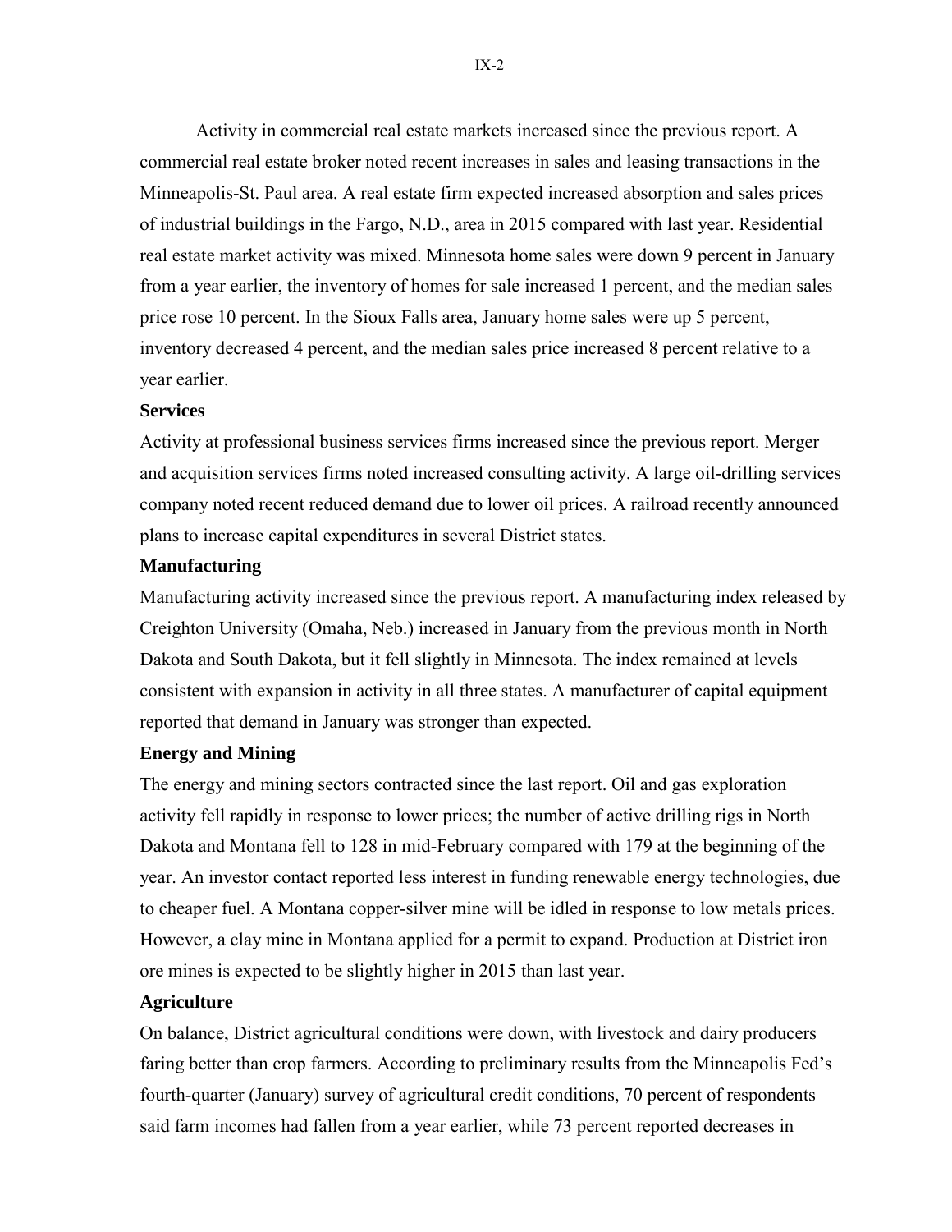Activity in commercial real estate markets increased since the previous report. A commercial real estate broker noted recent increases in sales and leasing transactions in the Minneapolis-St. Paul area. A real estate firm expected increased absorption and sales prices of industrial buildings in the Fargo, N.D., area in 2015 compared with last year. Residential real estate market activity was mixed. Minnesota home sales were down 9 percent in January from a year earlier, the inventory of homes for sale increased 1 percent, and the median sales price rose 10 percent. In the Sioux Falls area, January home sales were up 5 percent, inventory decreased 4 percent, and the median sales price increased 8 percent relative to a year earlier.

**Services**

Activity at professional business services firms increased since the previous report. Merger and acquisition services firms noted increased consulting activity. A large oil-drilling services company noted recent reduced demand due to lower oil prices. A railroad recently announced plans to increase capital expenditures in several District states.

**Manufacturing**

Manufacturing activity increased since the previous report. A manufacturing index released by Creighton University (Omaha, Neb.) increased in January from the previous month in North Dakota and South Dakota, but it fell slightly in Minnesota. The index remained at levels consistent with expansion in activity in all three states. A manufacturer of capital equipment reported that demand in January was stronger than expected.

**Energy and Mining**

The energy and mining sectors contracted since the last report. Oil and gas exploration activity fell rapidly in response to lower prices; the number of active drilling rigs in North Dakota and Montana fell to 128 in mid-February compared with 179 at the beginning of the year. An investor contact reported less interest in funding renewable energy technologies, due to cheaper fuel. A Montana copper-silver mine will be idled in response to low metals prices. However, a clay mine in Montana applied for a permit to expand. Production at District iron ore mines is expected to be slightly higher in 2015 than last year.

**Agriculture**

On balance, District agricultural conditions were down, with livestock and dairy producers faring better than crop farmers. According to preliminary results from the Minneapolis Fed's fourth-quarter (January) survey of agricultural credit conditions, 70 percent of respondents said farm incomes had fallen from a year earlier, while 73 percent reported decreases in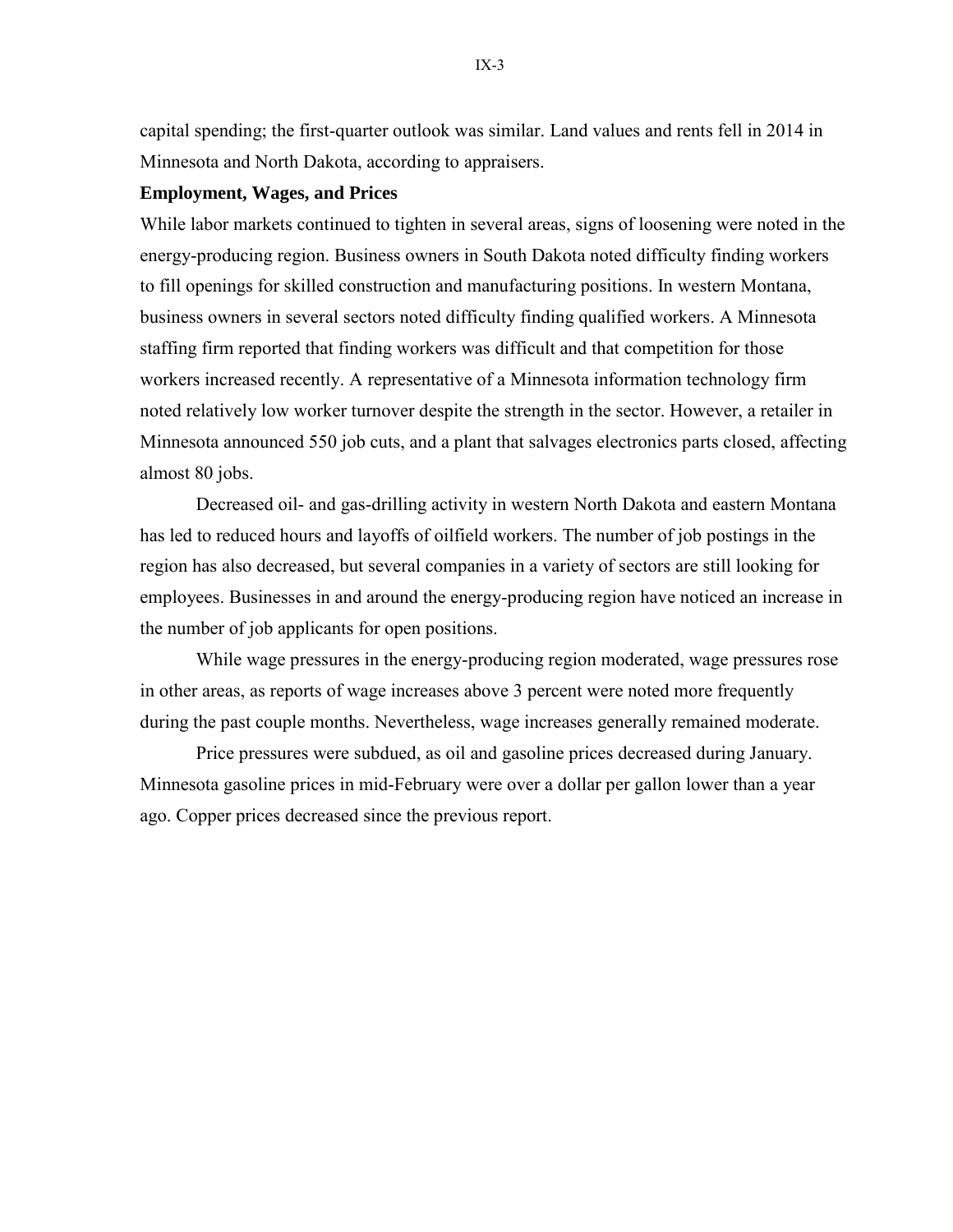capital spending; the first-quarter outlook was similar. Land values and rents fell in 2014 in Minnesota and North Dakota, according to appraisers.

**Employment, Wages, and Prices**

While labor markets continued to tighten in several areas, signs of loosening were noted in the energy-producing region. Business owners in South Dakota noted difficulty finding workers to fill openings for skilled construction and manufacturing positions. In western Montana, business owners in several sectors noted difficulty finding qualified workers. A Minnesota staffing firm reported that finding workers was difficult and that competition for those workers increased recently. A representative of a Minnesota information technology firm noted relatively low worker turnover despite the strength in the sector. However, a retailer in Minnesota announced 550 job cuts, and a plant that salvages electronics parts closed, affecting almost 80 jobs.

Decreased oil- and gas-drilling activity in western North Dakota and eastern Montana has led to reduced hours and layoffs of oilfield workers. The number of job postings in the region has also decreased, but several companies in a variety of sectors are still looking for employees. Businesses in and around the energy-producing region have noticed an increase in the number of job applicants for open positions.

While wage pressures in the energy-producing region moderated, wage pressures rose in other areas, as reports of wage increases above 3 percent were noted more frequently during the past couple months. Nevertheless, wage increases generally remained moderate.

Price pressures were subdued, as oil and gasoline prices decreased during January. Minnesota gasoline prices in mid-February were over a dollar per gallon lower than a year ago. Copper prices decreased since the previous report.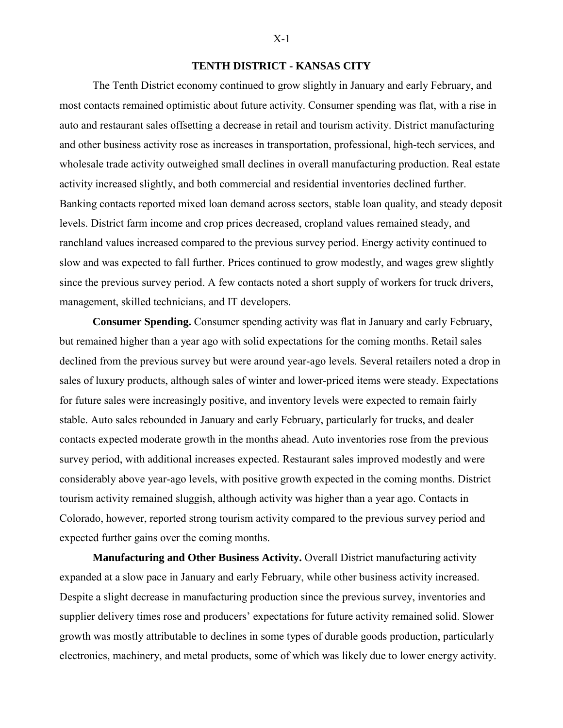## TENTH DISTRICT - KANSAS CITY

The Tenth District economy continued to grow slightly in January and early February, and most contacts remained optimistic about future activity. Consumer spending was flat, with a rise in auto and restaurant sales offsetting a decrease in retail and tourism activity. District manufacturing and other business activity rose as increases in transportation, professional, high-tech services, and wholesale trade activity outweighed small declines in overall manufacturing production. Real estate activity increased slightly, and both commercial and residential inventories declined further. Banking contacts reported mixed loan demand across sectors, stable loan quality, and steady deposit levels. District farm income and crop prices decreased, cropland values remained steady, and ranchland values increased compared to the previous survey period. Energy activity continued to slow and was expected to fall further. Prices continued to grow modestly, and wages grew slightly since the previous survey period. A few contacts noted a short supply of workers for truck drivers, management, skilled technicians, and IT developers.

**Consumer Spending.** Consumer spending activity was flat in January and early February, but remained higher than a year ago with solid expectations for the coming months. Retail sales declined from the previous survey but were around year-ago levels. Several retailers noted a drop in sales of luxury products, although sales of winter and lower-priced items were steady. Expectations for future sales were increasingly positive, and inventory levels were expected to remain fairly stable. Auto sales rebounded in January and early February, particularly for trucks, and dealer contacts expected moderate growth in the months ahead. Auto inventories rose from the previous survey period, with additional increases expected. Restaurant sales improved modestly and were considerably above year-ago levels, with positive growth expected in the coming months. District tourism activity remained sluggish, although activity was higher than a year ago. Contacts in Colorado, however, reported strong tourism activity compared to the previous survey period and expected further gains over the coming months.

**Manufacturing and Other Business Activity.** Overall District manufacturing activity expanded at a slow pace in January and early February, while other business activity increased. Despite a slight decrease in manufacturing production since the previous survey, inventories and supplier delivery times rose and producers' expectations for future activity remained solid. Slower growth was mostly attributable to declines in some types of durable goods production, particularly electronics, machinery, and metal products, some of which was likely due to lower energy activity.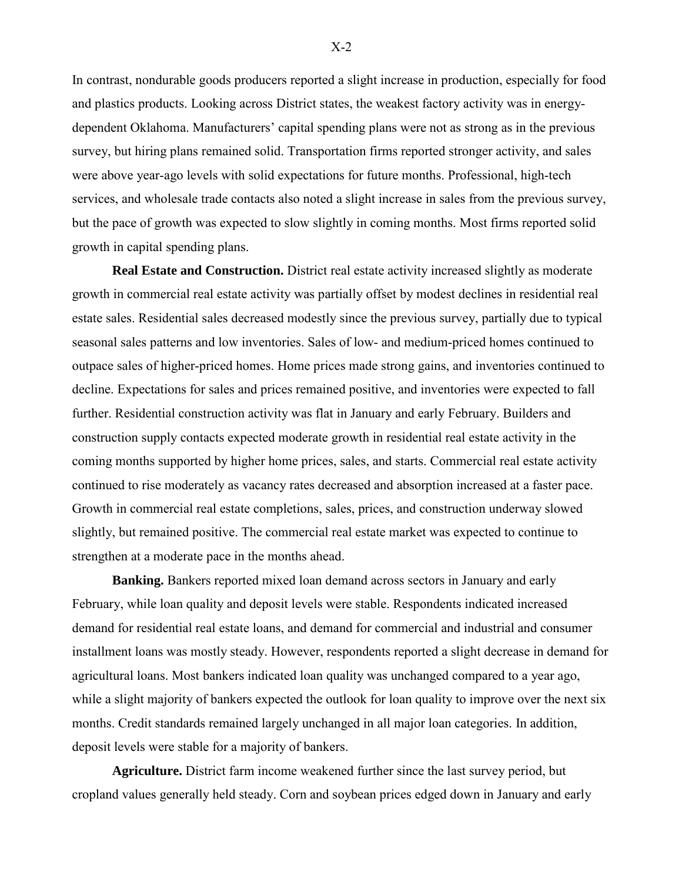In contrast, nondurable goods producers reported a slight increase in production, especially for food and plastics products. Looking across District states, the weakest factory activity was in energy-dependent Oklahoma. Manufacturers' capital spending plans were not as strong as in the previous survey, but hiring plans remained solid. Transportation firms reported stronger activity, and sales were above year-ago levels with solid expectations for future months. Professional, high-tech services, and wholesale trade contacts also noted a slight increase in sales from the previous survey, but the pace of growth was expected to slow slightly in coming months. Most firms reported solid growth in capital spending plans.

**Real Estate and Construction.** District real estate activity increased slightly as moderate growth in commercial real estate activity was partially offset by modest declines in residential real estate sales. Residential sales decreased modestly since the previous survey, partially due to typical seasonal sales patterns and low inventories. Sales of low- and medium-priced homes continued to outpace sales of higher-priced homes. Home prices made strong gains, and inventories continued to decline. Expectations for sales and prices remained positive, and inventories were expected to fall further. Residential construction activity was flat in January and early February. Builders and construction supply contacts expected moderate growth in residential real estate activity in the coming months supported by higher home prices, sales, and starts. Commercial real estate activity continued to rise moderately as vacancy rates decreased and absorption increased at a faster pace. Growth in commercial real estate completions, sales, prices, and construction underway slowed slightly, but remained positive. The commercial real estate market was expected to continue to strengthen at a moderate pace in the months ahead.

**Banking.** Bankers reported mixed loan demand across sectors in January and early February, while loan quality and deposit levels were stable. Respondents indicated increased demand for residential real estate loans, and demand for commercial and industrial and consumer installment loans was mostly steady. However, respondents reported a slight decrease in demand for agricultural loans. Most bankers indicated loan quality was unchanged compared to a year ago, while a slight majority of bankers expected the outlook for loan quality to improve over the next six months. Credit standards remained largely unchanged in all major loan categories. In addition, deposit levels were stable for a majority of bankers.

**Agriculture.** District farm income weakened further since the last survey period, but cropland values generally held steady. Corn and soybean prices edged down in January and early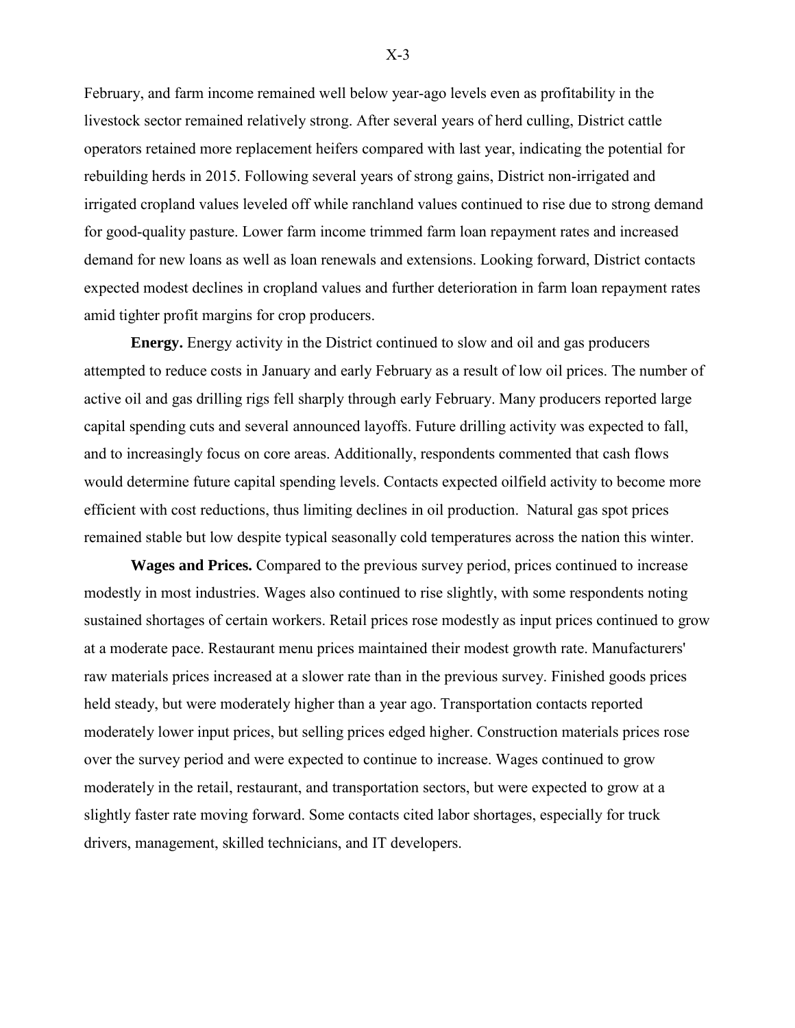February, and farm income remained well below year-ago levels even as profitability in the livestock sector remained relatively strong. After several years of herd culling, District cattle operators retained more replacement heifers compared with last year, indicating the potential for rebuilding herds in 2015. Following several years of strong gains, District non-irrigated and irrigated cropland values leveled off while ranchland values continued to rise due to strong demand for good-quality pasture. Lower farm income trimmed farm loan repayment rates and increased demand for new loans as well as loan renewals and extensions. Looking forward, District contacts expected modest declines in cropland values and further deterioration in farm loan repayment rates amid tighter profit margins for crop producers.

**Energy.** Energy activity in the District continued to slow and oil and gas producers attempted to reduce costs in January and early February as a result of low oil prices. The number of active oil and gas drilling rigs fell sharply through early February. Many producers reported large capital spending cuts and several announced layoffs. Future drilling activity was expected to fall, and to increasingly focus on core areas. Additionally, respondents commented that cash flows would determine future capital spending levels. Contacts expected oilfield activity to become more efficient with cost reductions, thus limiting declines in oil production. Natural gas spot prices remained stable but low despite typical seasonally cold temperatures across the nation this winter.

**Wages and Prices.** Compared to the previous survey period, prices continued to increase modestly in most industries. Wages also continued to rise slightly, with some respondents noting sustained shortages of certain workers. Retail prices rose modestly as input prices continued to grow at a moderate pace. Restaurant menu prices maintained their modest growth rate. Manufacturers' raw materials prices increased at a slower rate than in the previous survey. Finished goods prices held steady, but were moderately higher than a year ago. Transportation contacts reported moderately lower input prices, but selling prices edged higher. Construction materials prices rose over the survey period and were expected to continue to increase. Wages continued to grow moderately in the retail, restaurant, and transportation sectors, but were expected to grow at a slightly faster rate moving forward. Some contacts cited labor shortages, especially for truck drivers, management, skilled technicians, and IT developers.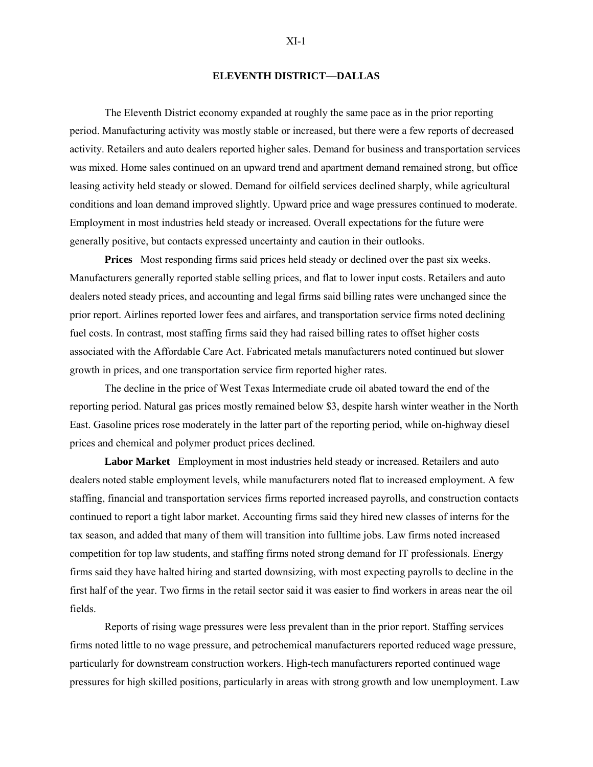## ELEVENTH DISTRICT—DALLAS

The Eleventh District economy expanded at roughly the same pace as in the prior reporting period. Manufacturing activity was mostly stable or increased, but there were a few reports of decreased activity. Retailers and auto dealers reported higher sales. Demand for business and transportation services was mixed. Home sales continued on an upward trend and apartment demand remained strong, but office leasing activity held steady or slowed. Demand for oilfield services declined sharply, while agricultural conditions and loan demand improved slightly. Upward price and wage pressures continued to moderate. Employment in most industries held steady or increased. Overall expectations for the future were generally positive, but contacts expressed uncertainty and caution in their outlooks.

**Prices** Most responding firms said prices held steady or declined over the past six weeks. Manufacturers generally reported stable selling prices, and flat to lower input costs. Retailers and auto dealers noted steady prices, and accounting and legal firms said billing rates were unchanged since the prior report. Airlines reported lower fees and airfares, and transportation service firms noted declining fuel costs. In contrast, most staffing firms said they had raised billing rates to offset higher costs associated with the Affordable Care Act. Fabricated metals manufacturers noted continued but slower growth in prices, and one transportation service firm reported higher rates.

The decline in the price of West Texas Intermediate crude oil abated toward the end of the reporting period. Natural gas prices mostly remained below $3, despite harsh winter weather in the North East. Gasoline prices rose moderately in the latter part of the reporting period, while on-highway diesel prices and chemical and polymer product prices declined.

**Labor Market** Employment in most industries held steady or increased. Retailers and auto dealers noted stable employment levels, while manufacturers noted flat to increased employment. A few staffing, financial and transportation services firms reported increased payrolls, and construction contacts continued to report a tight labor market. Accounting firms said they hired new classes of interns for the tax season, and added that many of them will transition into fulltime jobs. Law firms noted increased competition for top law students, and staffing firms noted strong demand for IT professionals. Energy firms said they have halted hiring and started downsizing, with most expecting payrolls to decline in the first half of the year. Two firms in the retail sector said it was easier to find workers in areas near the oil fields.

Reports of rising wage pressures were less prevalent than in the prior report. Staffing services firms noted little to no wage pressure, and petrochemical manufacturers reported reduced wage pressure, particularly for downstream construction workers. High-tech manufacturers reported continued wage pressures for high skilled positions, particularly in areas with strong growth and low unemployment. Law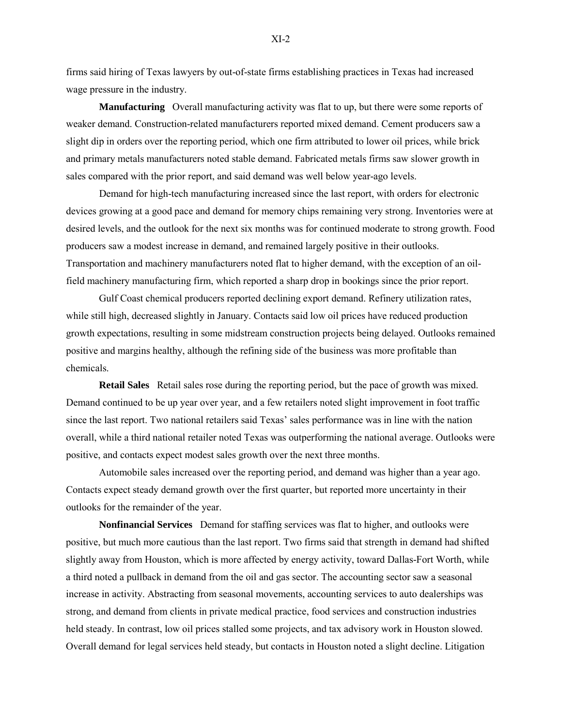firms said hiring of Texas lawyers by out-of-state firms establishing practices in Texas had increased wage pressure in the industry.

**Manufacturing** Overall manufacturing activity was flat to up, but there were some reports of weaker demand. Construction-related manufacturers reported mixed demand. Cement producers saw a slight dip in orders over the reporting period, which one firm attributed to lower oil prices, while brick and primary metals manufacturers noted stable demand. Fabricated metals firms saw slower growth in sales compared with the prior report, and said demand was well below year-ago levels.

Demand for high-tech manufacturing increased since the last report, with orders for electronic devices growing at a good pace and demand for memory chips remaining very strong. Inventories were at desired levels, and the outlook for the next six months was for continued moderate to strong growth. Food producers saw a modest increase in demand, and remained largely positive in their outlooks. Transportation and machinery manufacturers noted flat to higher demand, with the exception of an oil-field machinery manufacturing firm, which reported a sharp drop in bookings since the prior report.

Gulf Coast chemical producers reported declining export demand. Refinery utilization rates, while still high, decreased slightly in January. Contacts said low oil prices have reduced production growth expectations, resulting in some midstream construction projects being delayed. Outlooks remained positive and margins healthy, although the refining side of the business was more profitable than chemicals.

**Retail Sales** Retail sales rose during the reporting period, but the pace of growth was mixed. Demand continued to be up year over year, and a few retailers noted slight improvement in foot traffic since the last report. Two national retailers said Texas' sales performance was in line with the nation overall, while a third national retailer noted Texas was outperforming the national average. Outlooks were positive, and contacts expect modest sales growth over the next three months.

Automobile sales increased over the reporting period, and demand was higher than a year ago. Contacts expect steady demand growth over the first quarter, but reported more uncertainty in their outlooks for the remainder of the year.

**Nonfinancial Services** Demand for staffing services was flat to higher, and outlooks were positive, but much more cautious than the last report. Two firms said that strength in demand had shifted slightly away from Houston, which is more affected by energy activity, toward Dallas-Fort Worth, while a third noted a pullback in demand from the oil and gas sector. The accounting sector saw a seasonal increase in activity. Abstracting from seasonal movements, accounting services to auto dealerships was strong, and demand from clients in private medical practice, food services and construction industries held steady. In contrast, low oil prices stalled some projects, and tax advisory work in Houston slowed. Overall demand for legal services held steady, but contacts in Houston noted a slight decline. Litigation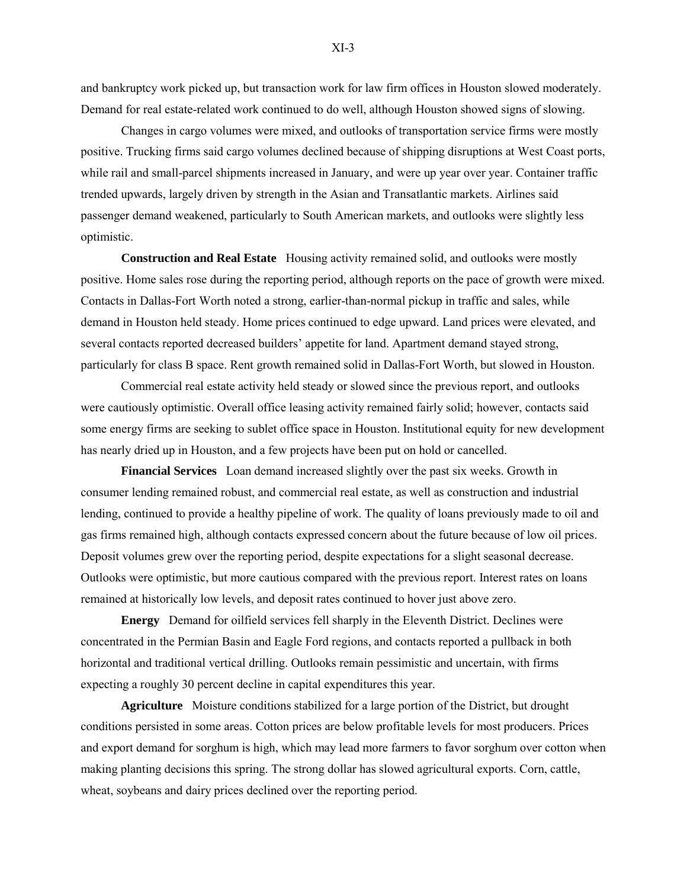and bankruptcy work picked up, but transaction work for law firm offices in Houston slowed moderately. Demand for real estate-related work continued to do well, although Houston showed signs of slowing.

Changes in cargo volumes were mixed, and outlooks of transportation service firms were mostly positive. Trucking firms said cargo volumes declined because of shipping disruptions at West Coast ports, while rail and small-parcel shipments increased in January, and were up year over year. Container traffic trended upwards, largely driven by strength in the Asian and Transatlantic markets. Airlines said passenger demand weakened, particularly to South American markets, and outlooks were slightly less optimistic.

**Construction and Real Estate** Housing activity remained solid, and outlooks were mostly positive. Home sales rose during the reporting period, although reports on the pace of growth were mixed. Contacts in Dallas-Fort Worth noted a strong, earlier-than-normal pickup in traffic and sales, while demand in Houston held steady. Home prices continued to edge upward. Land prices were elevated, and several contacts reported decreased builders' appetite for land. Apartment demand stayed strong, particularly for class B space. Rent growth remained solid in Dallas-Fort Worth, but slowed in Houston.

Commercial real estate activity held steady or slowed since the previous report, and outlooks were cautiously optimistic. Overall office leasing activity remained fairly solid; however, contacts said some energy firms are seeking to sublet office space in Houston. Institutional equity for new development has nearly dried up in Houston, and a few projects have been put on hold or cancelled.

**Financial Services** Loan demand increased slightly over the past six weeks. Growth in consumer lending remained robust, and commercial real estate, as well as construction and industrial lending, continued to provide a healthy pipeline of work. The quality of loans previously made to oil and gas firms remained high, although contacts expressed concern about the future because of low oil prices. Deposit volumes grew over the reporting period, despite expectations for a slight seasonal decrease. Outlooks were optimistic, but more cautious compared with the previous report. Interest rates on loans remained at historically low levels, and deposit rates continued to hover just above zero.

**Energy** Demand for oilfield services fell sharply in the Eleventh District. Declines were concentrated in the Permian Basin and Eagle Ford regions, and contacts reported a pullback in both horizontal and traditional vertical drilling. Outlooks remain pessimistic and uncertain, with firms expecting a roughly 30 percent decline in capital expenditures this year.

**Agriculture** Moisture conditions stabilized for a large portion of the District, but drought conditions persisted in some areas. Cotton prices are below profitable levels for most producers. Prices and export demand for sorghum is high, which may lead more farmers to favor sorghum over cotton when making planting decisions this spring. The strong dollar has slowed agricultural exports. Corn, cattle, wheat, soybeans and dairy prices declined over the reporting period.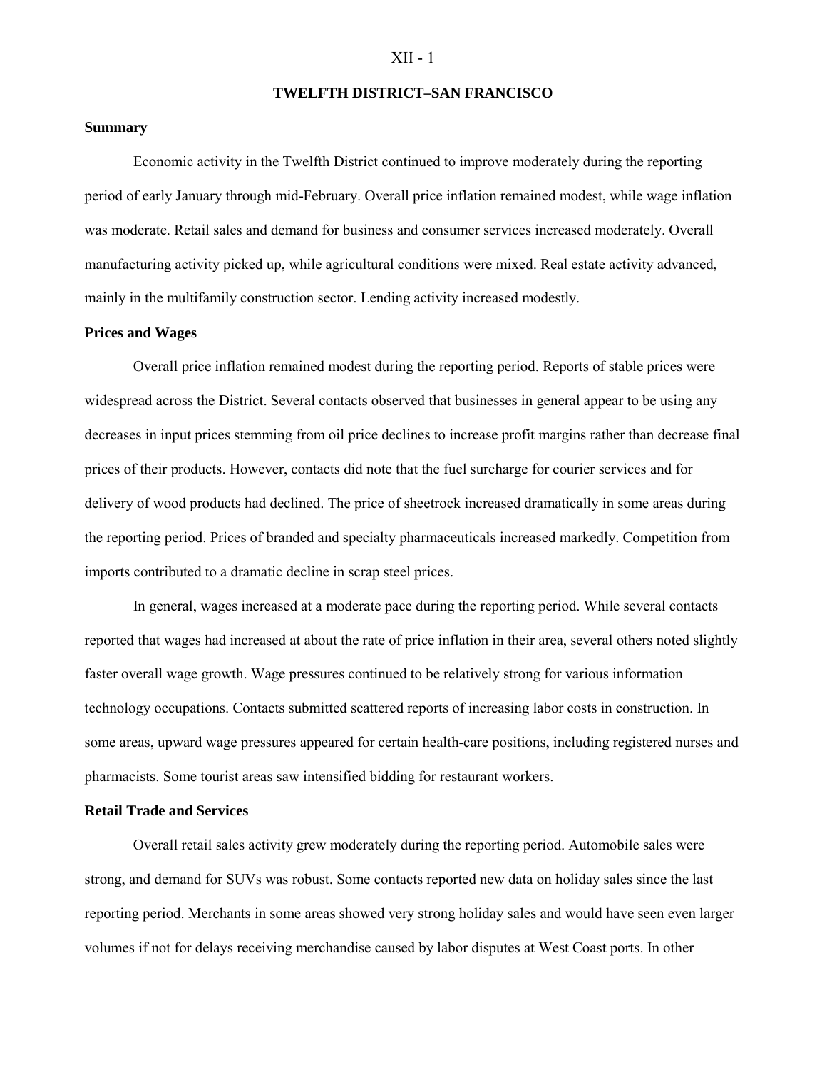## TWELFTH DISTRICT–SAN FRANCISCO

### Summary

Economic activity in the Twelfth District continued to improve moderately during the reporting period of early January through mid-February. Overall price inflation remained modest, while wage inflation was moderate. Retail sales and demand for business and consumer services increased moderately. Overall manufacturing activity picked up, while agricultural conditions were mixed. Real estate activity advanced, mainly in the multifamily construction sector. Lending activity increased modestly.

### Prices and Wages

Overall price inflation remained modest during the reporting period. Reports of stable prices were widespread across the District. Several contacts observed that businesses in general appear to be using any decreases in input prices stemming from oil price declines to increase profit margins rather than decrease final prices of their products. However, contacts did note that the fuel surcharge for courier services and for delivery of wood products had declined. The price of sheetrock increased dramatically in some areas during the reporting period. Prices of branded and specialty pharmaceuticals increased markedly. Competition from imports contributed to a dramatic decline in scrap steel prices.

In general, wages increased at a moderate pace during the reporting period. While several contacts reported that wages had increased at about the rate of price inflation in their area, several others noted slightly faster overall wage growth. Wage pressures continued to be relatively strong for various information technology occupations. Contacts submitted scattered reports of increasing labor costs in construction. In some areas, upward wage pressures appeared for certain health-care positions, including registered nurses and pharmacists. Some tourist areas saw intensified bidding for restaurant workers.

### Retail Trade and Services

Overall retail sales activity grew moderately during the reporting period. Automobile sales were strong, and demand for SUVs was robust. Some contacts reported new data on holiday sales since the last reporting period. Merchants in some areas showed very strong holiday sales and would have seen even larger volumes if not for delays receiving merchandise caused by labor disputes at West Coast ports. In other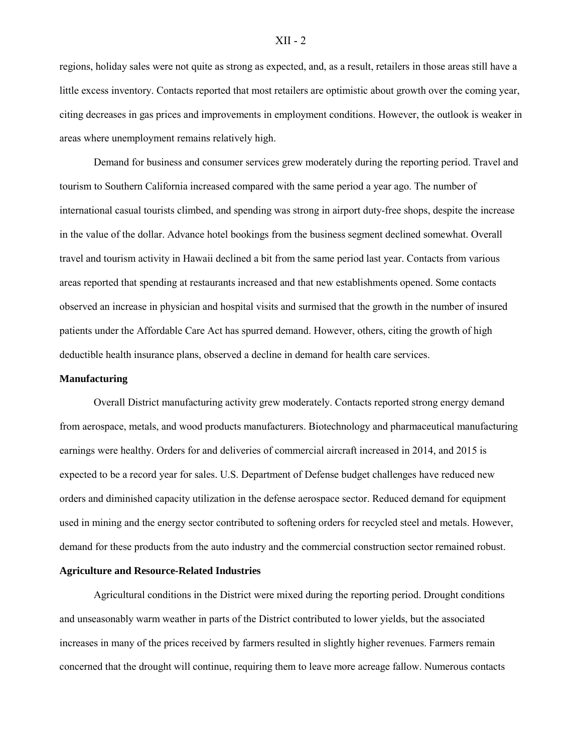regions, holiday sales were not quite as strong as expected, and, as a result, retailers in those areas still have a little excess inventory. Contacts reported that most retailers are optimistic about growth over the coming year, citing decreases in gas prices and improvements in employment conditions. However, the outlook is weaker in areas where unemployment remains relatively high.

Demand for business and consumer services grew moderately during the reporting period. Travel and tourism to Southern California increased compared with the same period a year ago. The number of international casual tourists climbed, and spending was strong in airport duty-free shops, despite the increase in the value of the dollar. Advance hotel bookings from the business segment declined somewhat. Overall travel and tourism activity in Hawaii declined a bit from the same period last year. Contacts from various areas reported that spending at restaurants increased and that new establishments opened. Some contacts observed an increase in physician and hospital visits and surmised that the growth in the number of insured patients under the Affordable Care Act has spurred demand. However, others, citing the growth of high deductible health insurance plans, observed a decline in demand for health care services.

**Manufacturing**

Overall District manufacturing activity grew moderately. Contacts reported strong energy demand from aerospace, metals, and wood products manufacturers. Biotechnology and pharmaceutical manufacturing earnings were healthy. Orders for and deliveries of commercial aircraft increased in 2014, and 2015 is expected to be a record year for sales. U.S. Department of Defense budget challenges have reduced new orders and diminished capacity utilization in the defense aerospace sector. Reduced demand for equipment used in mining and the energy sector contributed to softening orders for recycled steel and metals. However, demand for these products from the auto industry and the commercial construction sector remained robust.

**Agriculture and Resource-Related Industries**

Agricultural conditions in the District were mixed during the reporting period. Drought conditions and unseasonably warm weather in parts of the District contributed to lower yields, but the associated increases in many of the prices received by farmers resulted in slightly higher revenues. Farmers remain concerned that the drought will continue, requiring them to leave more acreage fallow. Numerous contacts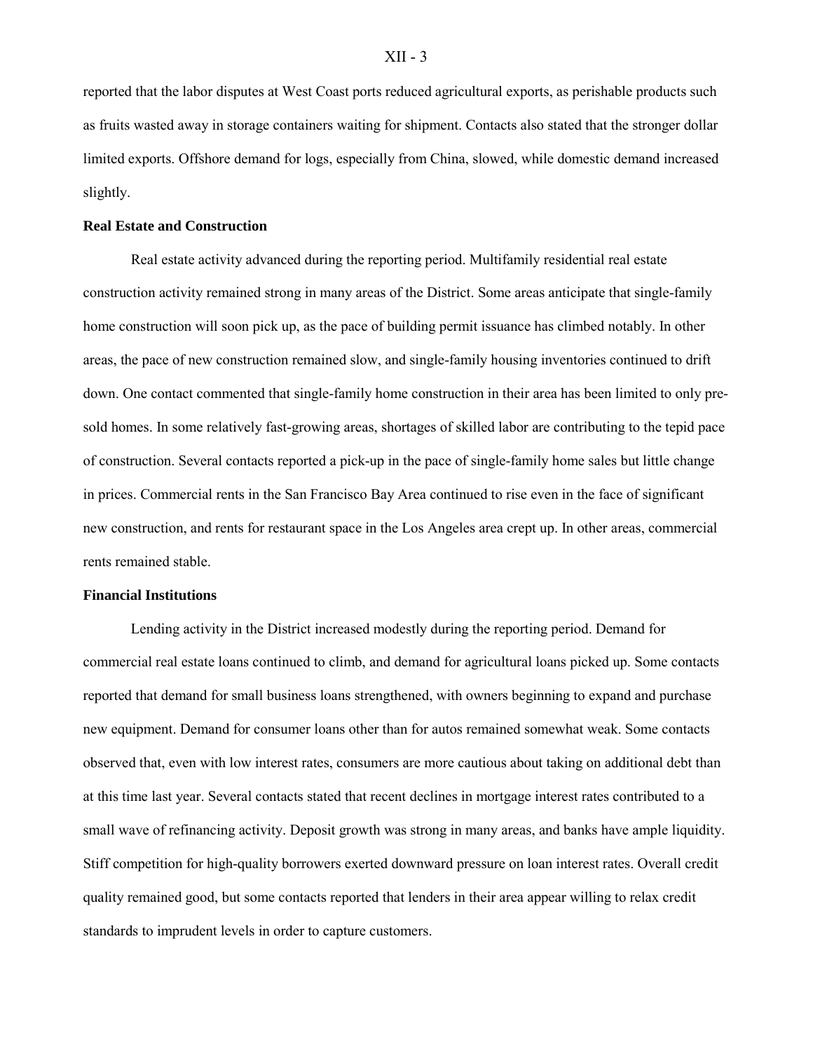reported that the labor disputes at West Coast ports reduced agricultural exports, as perishable products such as fruits wasted away in storage containers waiting for shipment. Contacts also stated that the stronger dollar limited exports. Offshore demand for logs, especially from China, slowed, while domestic demand increased slightly.

### Real Estate and Construction

Real estate activity advanced during the reporting period. Multifamily residential real estate construction activity remained strong in many areas of the District. Some areas anticipate that single-family home construction will soon pick up, as the pace of building permit issuance has climbed notably. In other areas, the pace of new construction remained slow, and single-family housing inventories continued to drift down. One contact commented that single-family home construction in their area has been limited to only pre-sold homes. In some relatively fast-growing areas, shortages of skilled labor are contributing to the tepid pace of construction. Several contacts reported a pick-up in the pace of single-family home sales but little change in prices. Commercial rents in the San Francisco Bay Area continued to rise even in the face of significant new construction, and rents for restaurant space in the Los Angeles area crept up. In other areas, commercial rents remained stable.

### Financial Institutions

Lending activity in the District increased modestly during the reporting period. Demand for commercial real estate loans continued to climb, and demand for agricultural loans picked up. Some contacts reported that demand for small business loans strengthened, with owners beginning to expand and purchase new equipment. Demand for consumer loans other than for autos remained somewhat weak. Some contacts observed that, even with low interest rates, consumers are more cautious about taking on additional debt than at this time last year. Several contacts stated that recent declines in mortgage interest rates contributed to a small wave of refinancing activity. Deposit growth was strong in many areas, and banks have ample liquidity. Stiff competition for high-quality borrowers exerted downward pressure on loan interest rates. Overall credit quality remained good, but some contacts reported that lenders in their area appear willing to relax credit standards to imprudent levels in order to capture customers.